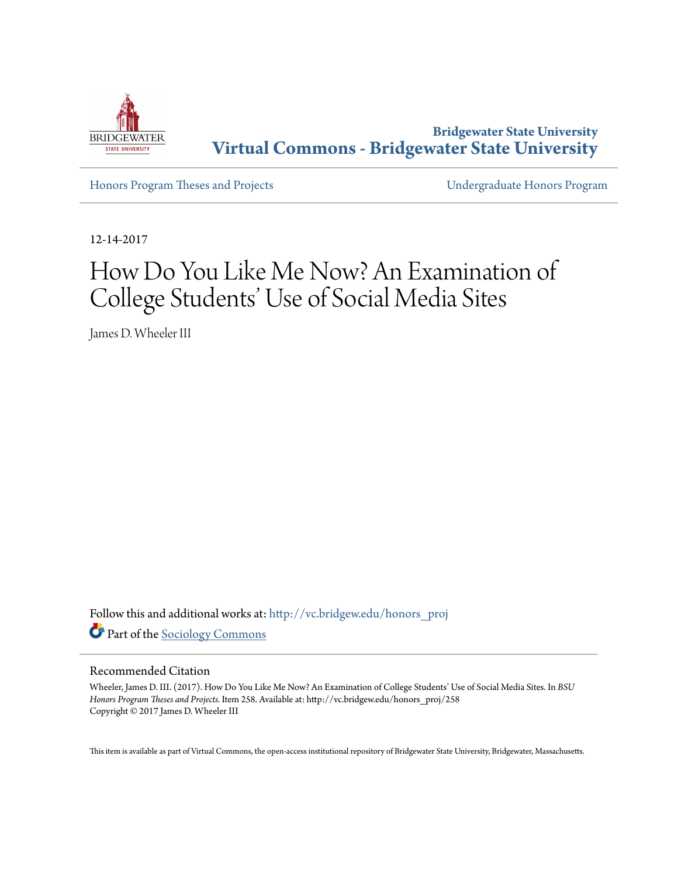Bridgewater State University
# Virtual Commons - Bridgewater State University

Honors Program Theses and Projects | Undergraduate Honors Program

12-14-2017

# How Do You Like Me Now? An Examination of College Students' Use of Social Media Sites

James D. Wheeler III

Follow this and additional works at: http://vc.bridgew.edu/honors_proj

Part of the Sociology Commons

## Recommended Citation

Wheeler, James D. III. (2017). How Do You Like Me Now? An Examination of College Students' Use of Social Media Sites. In *BSU Honors Program Theses and Projects.* Item 258. Available at: http://vc.bridgew.edu/honors_proj/258
Copyright © 2017 James D. Wheeler III

This item is available as part of Virtual Commons, the open-access institutional repository of Bridgewater State University, Bridgewater, Massachusetts.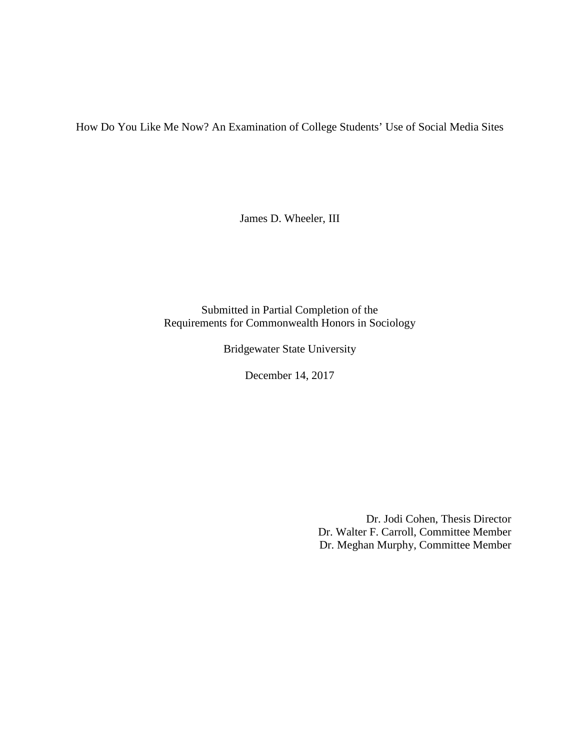How Do You Like Me Now? An Examination of College Students' Use of Social Media Sites

James D. Wheeler, III

Submitted in Partial Completion of the
Requirements for Commonwealth Honors in Sociology

Bridgewater State University

December 14, 2017

Dr. Jodi Cohen, Thesis Director
Dr. Walter F. Carroll, Committee Member
Dr. Meghan Murphy, Committee Member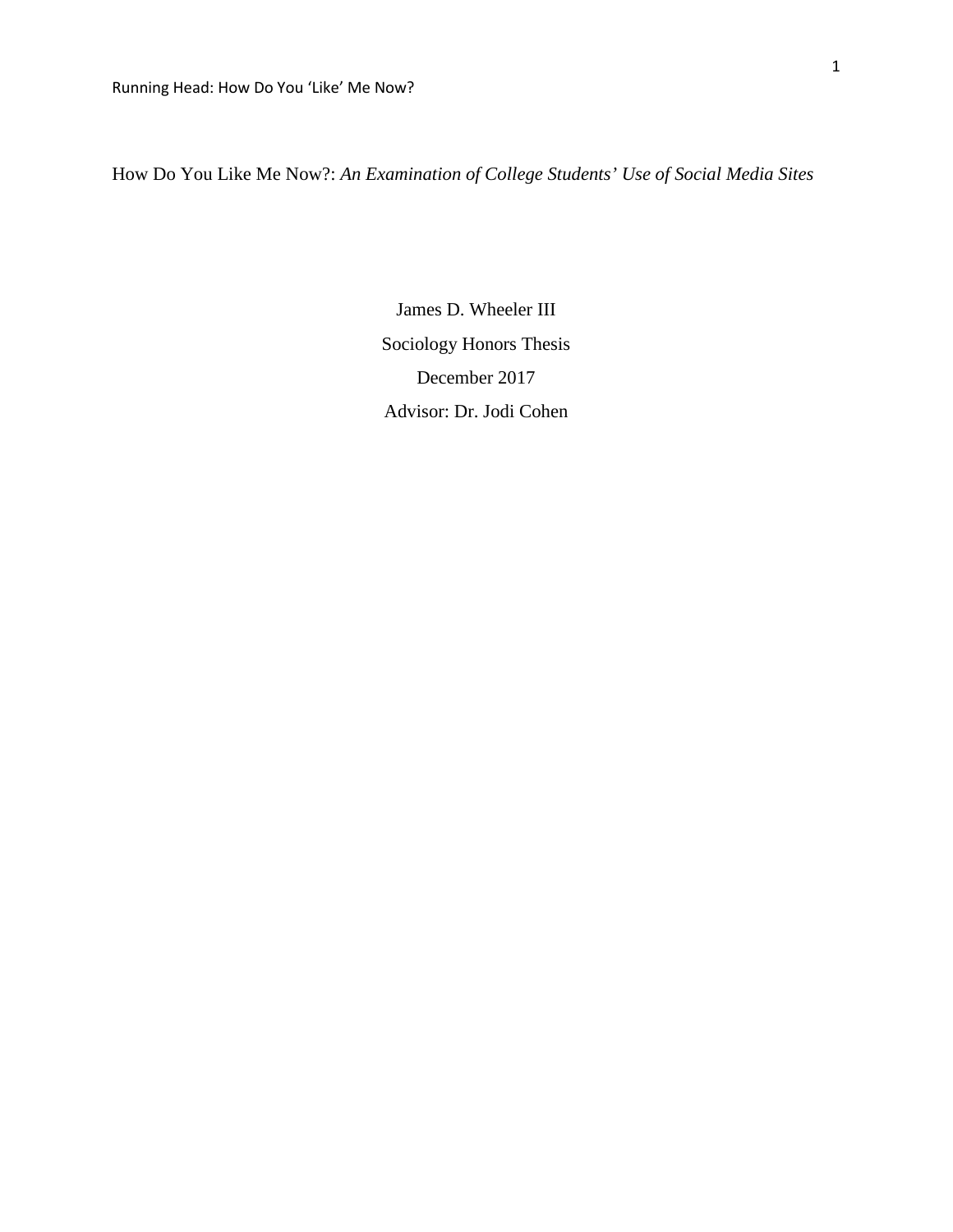How Do You Like Me Now?: *An Examination of College Students' Use of Social Media Sites*

James D. Wheeler III

Sociology Honors Thesis

December 2017

Advisor: Dr. Jodi Cohen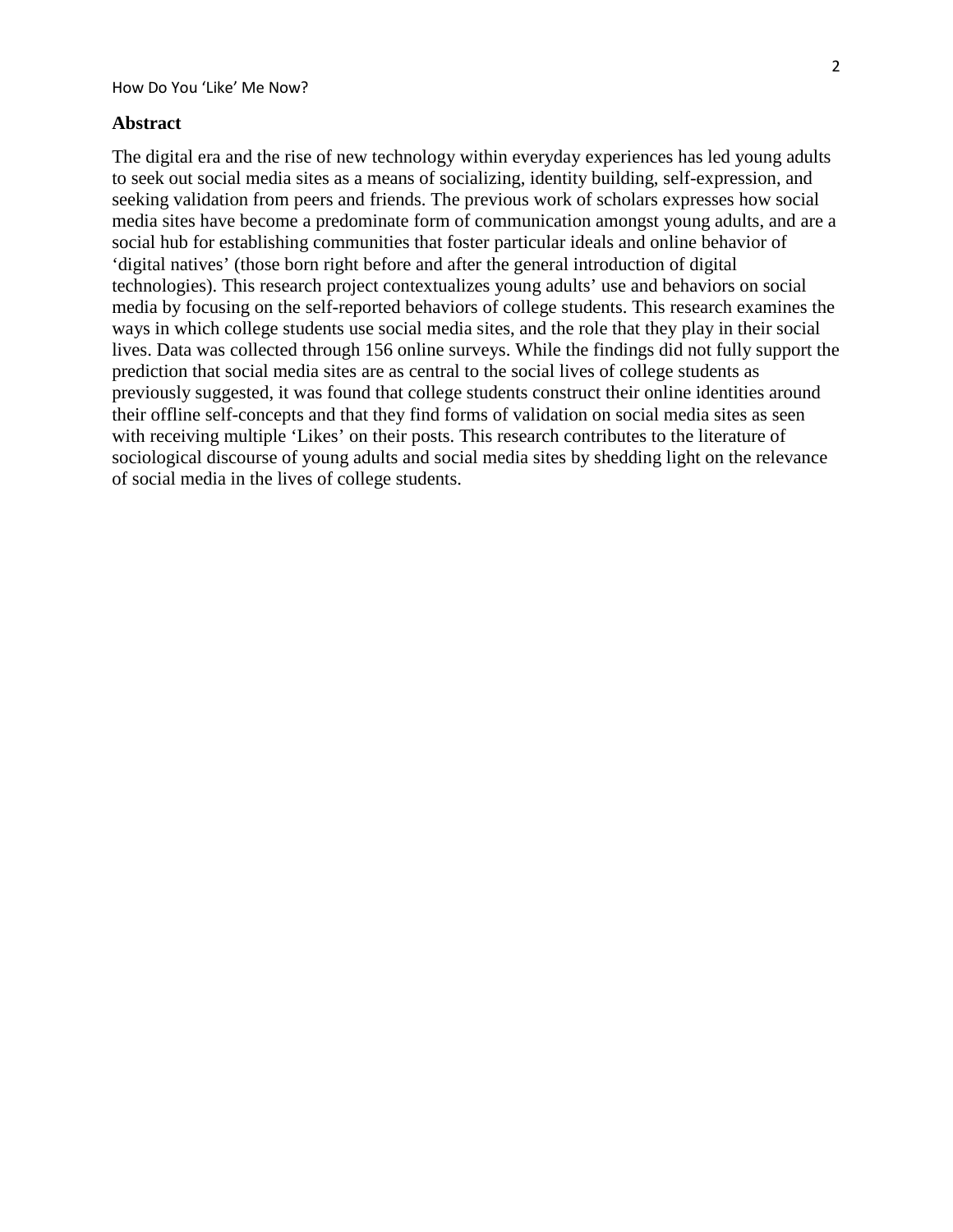## Abstract

The digital era and the rise of new technology within everyday experiences has led young adults to seek out social media sites as a means of socializing, identity building, self-expression, and seeking validation from peers and friends. The previous work of scholars expresses how social media sites have become a predominate form of communication amongst young adults, and are a social hub for establishing communities that foster particular ideals and online behavior of 'digital natives' (those born right before and after the general introduction of digital technologies). This research project contextualizes young adults' use and behaviors on social media by focusing on the self-reported behaviors of college students. This research examines the ways in which college students use social media sites, and the role that they play in their social lives. Data was collected through 156 online surveys. While the findings did not fully support the prediction that social media sites are as central to the social lives of college students as previously suggested, it was found that college students construct their online identities around their offline self-concepts and that they find forms of validation on social media sites as seen with receiving multiple 'Likes' on their posts. This research contributes to the literature of sociological discourse of young adults and social media sites by shedding light on the relevance of social media in the lives of college students.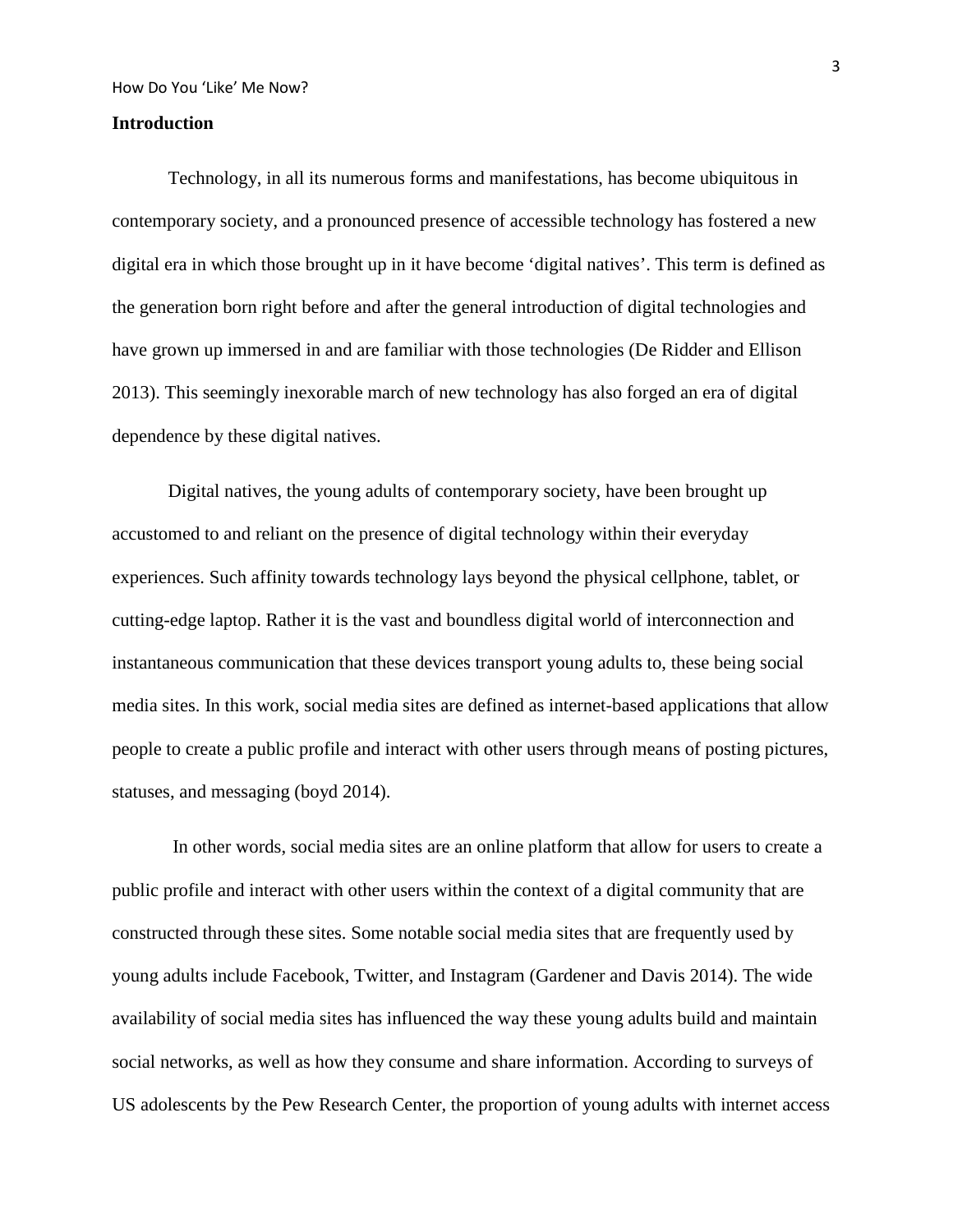## Introduction

Technology, in all its numerous forms and manifestations, has become ubiquitous in contemporary society, and a pronounced presence of accessible technology has fostered a new digital era in which those brought up in it have become 'digital natives'. This term is defined as the generation born right before and after the general introduction of digital technologies and have grown up immersed in and are familiar with those technologies (De Ridder and Ellison 2013). This seemingly inexorable march of new technology has also forged an era of digital dependence by these digital natives.

Digital natives, the young adults of contemporary society, have been brought up accustomed to and reliant on the presence of digital technology within their everyday experiences. Such affinity towards technology lays beyond the physical cellphone, tablet, or cutting-edge laptop. Rather it is the vast and boundless digital world of interconnection and instantaneous communication that these devices transport young adults to, these being social media sites. In this work, social media sites are defined as internet-based applications that allow people to create a public profile and interact with other users through means of posting pictures, statuses, and messaging (boyd 2014).

In other words, social media sites are an online platform that allow for users to create a public profile and interact with other users within the context of a digital community that are constructed through these sites. Some notable social media sites that are frequently used by young adults include Facebook, Twitter, and Instagram (Gardener and Davis 2014). The wide availability of social media sites has influenced the way these young adults build and maintain social networks, as well as how they consume and share information. According to surveys of US adolescents by the Pew Research Center, the proportion of young adults with internet access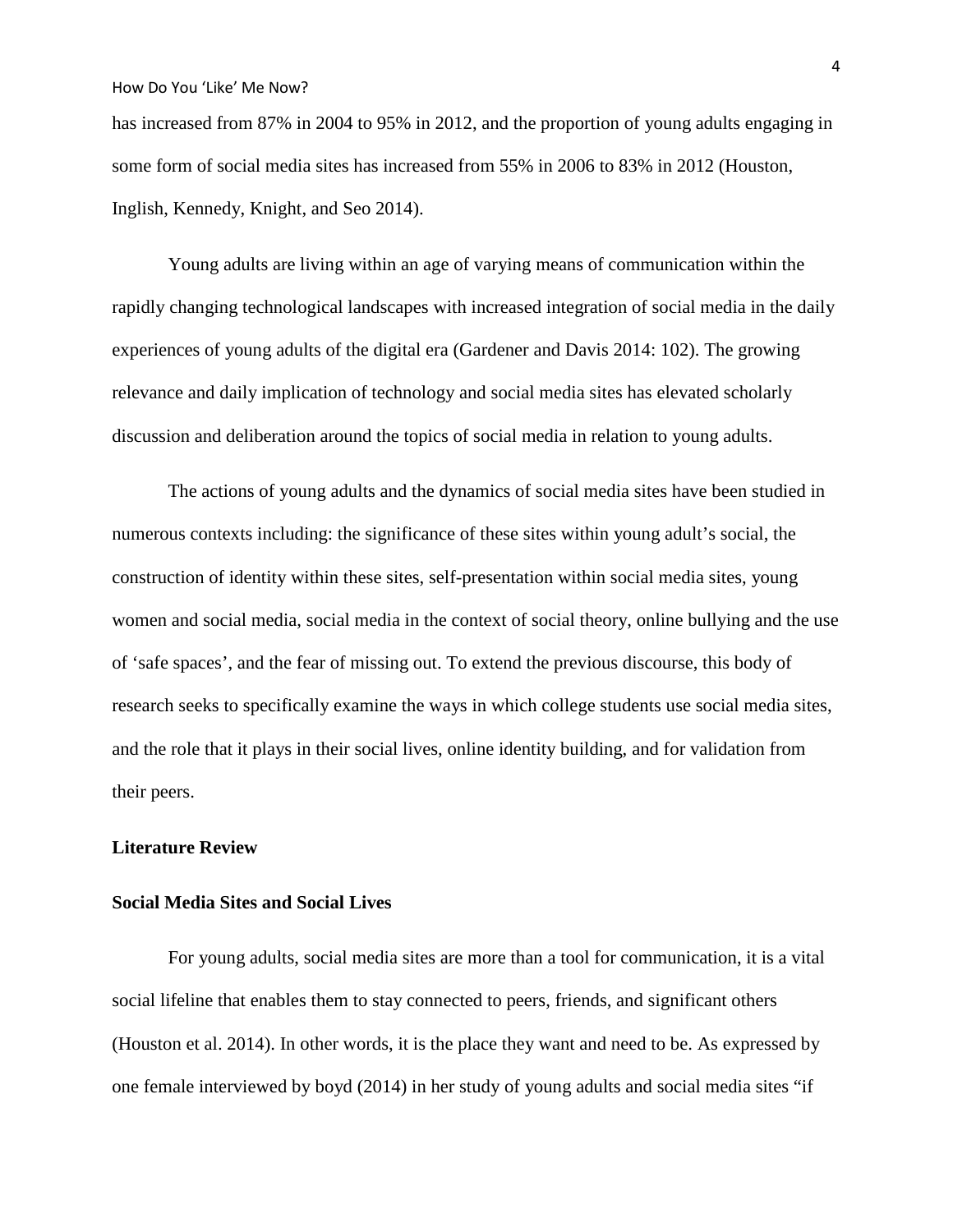has increased from 87% in 2004 to 95% in 2012, and the proportion of young adults engaging in some form of social media sites has increased from 55% in 2006 to 83% in 2012 (Houston, Inglish, Kennedy, Knight, and Seo 2014).

Young adults are living within an age of varying means of communication within the rapidly changing technological landscapes with increased integration of social media in the daily experiences of young adults of the digital era (Gardener and Davis 2014: 102). The growing relevance and daily implication of technology and social media sites has elevated scholarly discussion and deliberation around the topics of social media in relation to young adults.

The actions of young adults and the dynamics of social media sites have been studied in numerous contexts including: the significance of these sites within young adult's social, the construction of identity within these sites, self-presentation within social media sites, young women and social media, social media in the context of social theory, online bullying and the use of 'safe spaces', and the fear of missing out. To extend the previous discourse, this body of research seeks to specifically examine the ways in which college students use social media sites, and the role that it plays in their social lives, online identity building, and for validation from their peers.

## Literature Review

### Social Media Sites and Social Lives

For young adults, social media sites are more than a tool for communication, it is a vital social lifeline that enables them to stay connected to peers, friends, and significant others (Houston et al. 2014). In other words, it is the place they want and need to be. As expressed by one female interviewed by boyd (2014) in her study of young adults and social media sites "if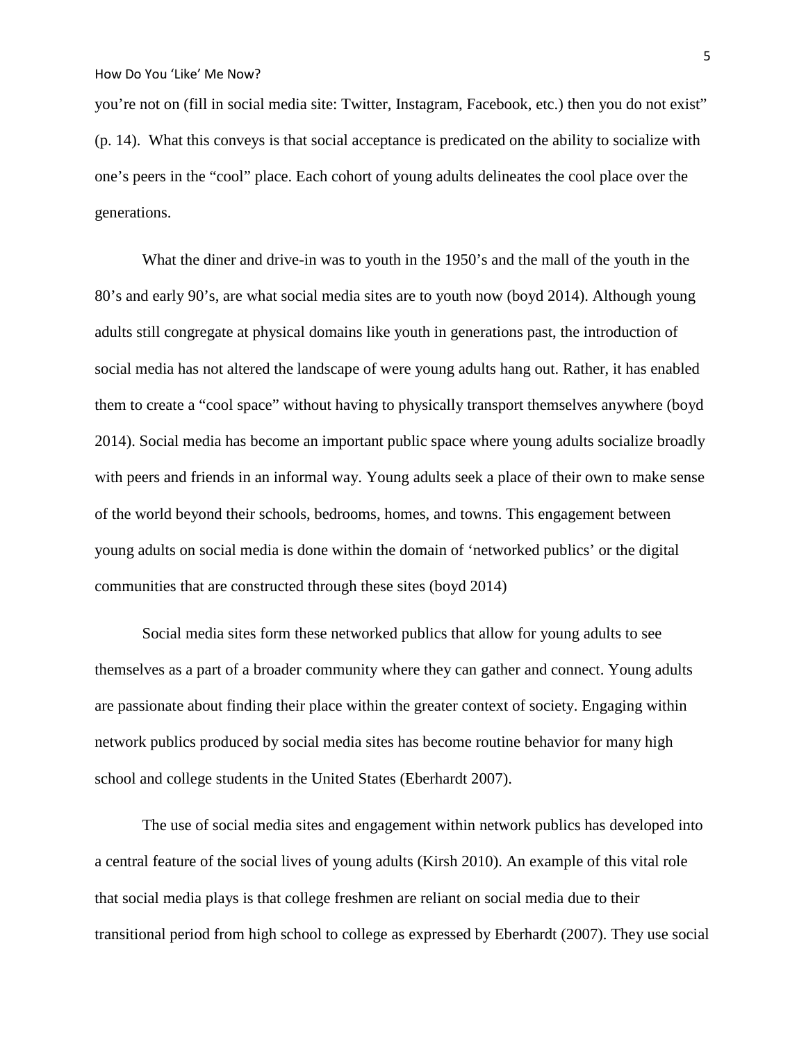you're not on (fill in social media site: Twitter, Instagram, Facebook, etc.) then you do not exist" (p. 14). What this conveys is that social acceptance is predicated on the ability to socialize with one's peers in the "cool" place. Each cohort of young adults delineates the cool place over the generations.

What the diner and drive-in was to youth in the 1950's and the mall of the youth in the 80's and early 90's, are what social media sites are to youth now (boyd 2014). Although young adults still congregate at physical domains like youth in generations past, the introduction of social media has not altered the landscape of were young adults hang out. Rather, it has enabled them to create a "cool space" without having to physically transport themselves anywhere (boyd 2014). Social media has become an important public space where young adults socialize broadly with peers and friends in an informal way. Young adults seek a place of their own to make sense of the world beyond their schools, bedrooms, homes, and towns. This engagement between young adults on social media is done within the domain of 'networked publics' or the digital communities that are constructed through these sites (boyd 2014)

Social media sites form these networked publics that allow for young adults to see themselves as a part of a broader community where they can gather and connect. Young adults are passionate about finding their place within the greater context of society. Engaging within network publics produced by social media sites has become routine behavior for many high school and college students in the United States (Eberhardt 2007).

The use of social media sites and engagement within network publics has developed into a central feature of the social lives of young adults (Kirsh 2010). An example of this vital role that social media plays is that college freshmen are reliant on social media due to their transitional period from high school to college as expressed by Eberhardt (2007). They use social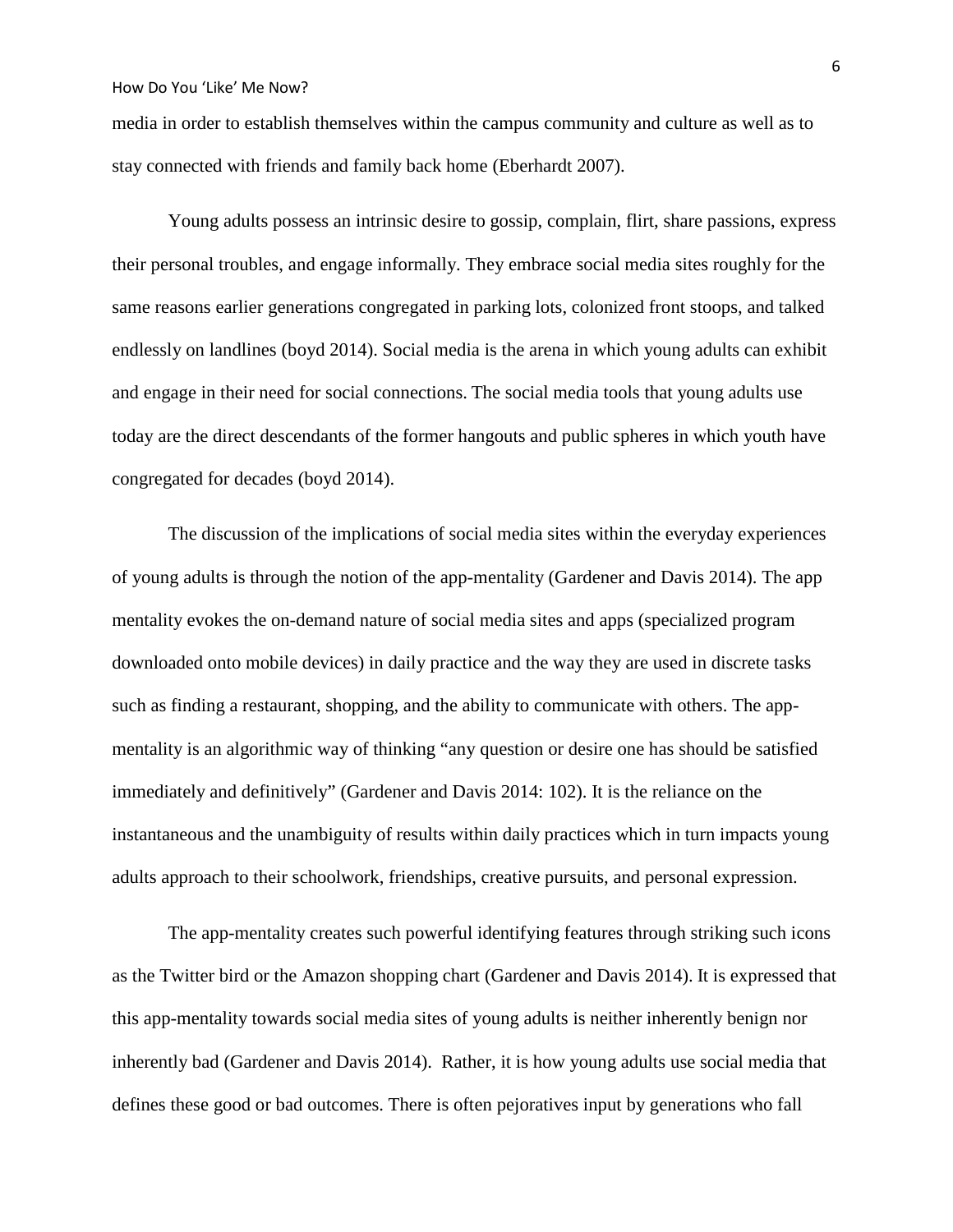media in order to establish themselves within the campus community and culture as well as to stay connected with friends and family back home (Eberhardt 2007).

Young adults possess an intrinsic desire to gossip, complain, flirt, share passions, express their personal troubles, and engage informally. They embrace social media sites roughly for the same reasons earlier generations congregated in parking lots, colonized front stoops, and talked endlessly on landlines (boyd 2014). Social media is the arena in which young adults can exhibit and engage in their need for social connections. The social media tools that young adults use today are the direct descendants of the former hangouts and public spheres in which youth have congregated for decades (boyd 2014).

The discussion of the implications of social media sites within the everyday experiences of young adults is through the notion of the app-mentality (Gardener and Davis 2014). The app mentality evokes the on-demand nature of social media sites and apps (specialized program downloaded onto mobile devices) in daily practice and the way they are used in discrete tasks such as finding a restaurant, shopping, and the ability to communicate with others. The app-mentality is an algorithmic way of thinking "any question or desire one has should be satisfied immediately and definitively" (Gardener and Davis 2014: 102). It is the reliance on the instantaneous and the unambiguity of results within daily practices which in turn impacts young adults approach to their schoolwork, friendships, creative pursuits, and personal expression.

The app-mentality creates such powerful identifying features through striking such icons as the Twitter bird or the Amazon shopping chart (Gardener and Davis 2014). It is expressed that this app-mentality towards social media sites of young adults is neither inherently benign nor inherently bad (Gardener and Davis 2014). Rather, it is how young adults use social media that defines these good or bad outcomes. There is often pejoratives input by generations who fall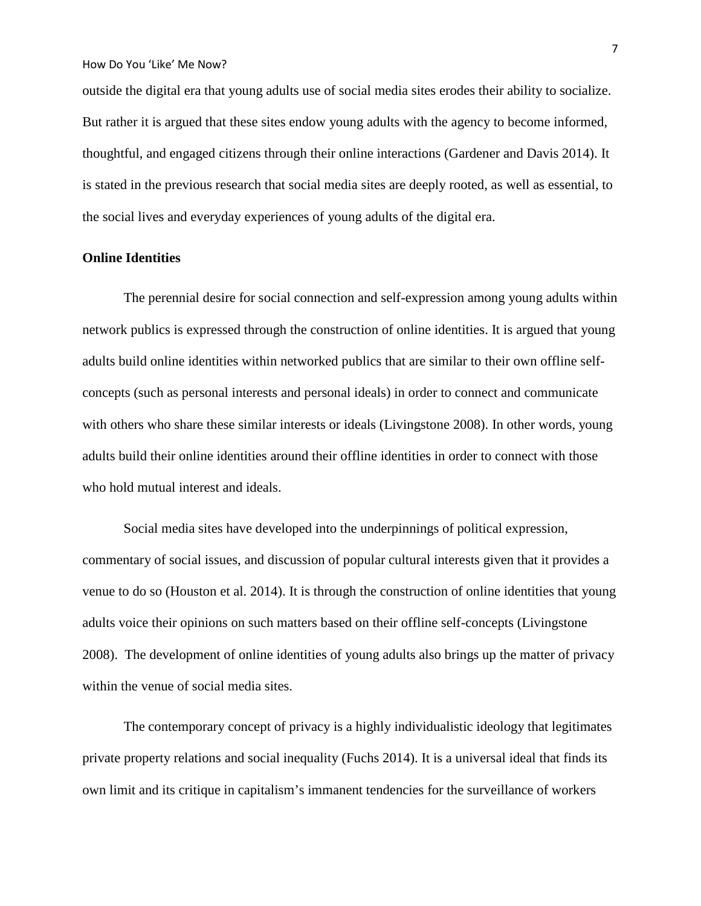outside the digital era that young adults use of social media sites erodes their ability to socialize. But rather it is argued that these sites endow young adults with the agency to become informed, thoughtful, and engaged citizens through their online interactions (Gardener and Davis 2014). It is stated in the previous research that social media sites are deeply rooted, as well as essential, to the social lives and everyday experiences of young adults of the digital era.

**Online Identities**

The perennial desire for social connection and self-expression among young adults within network publics is expressed through the construction of online identities. It is argued that young adults build online identities within networked publics that are similar to their own offline self-concepts (such as personal interests and personal ideals) in order to connect and communicate with others who share these similar interests or ideals (Livingstone 2008). In other words, young adults build their online identities around their offline identities in order to connect with those who hold mutual interest and ideals.

Social media sites have developed into the underpinnings of political expression, commentary of social issues, and discussion of popular cultural interests given that it provides a venue to do so (Houston et al. 2014). It is through the construction of online identities that young adults voice their opinions on such matters based on their offline self-concepts (Livingstone 2008). The development of online identities of young adults also brings up the matter of privacy within the venue of social media sites.

The contemporary concept of privacy is a highly individualistic ideology that legitimates private property relations and social inequality (Fuchs 2014). It is a universal ideal that finds its own limit and its critique in capitalism's immanent tendencies for the surveillance of workers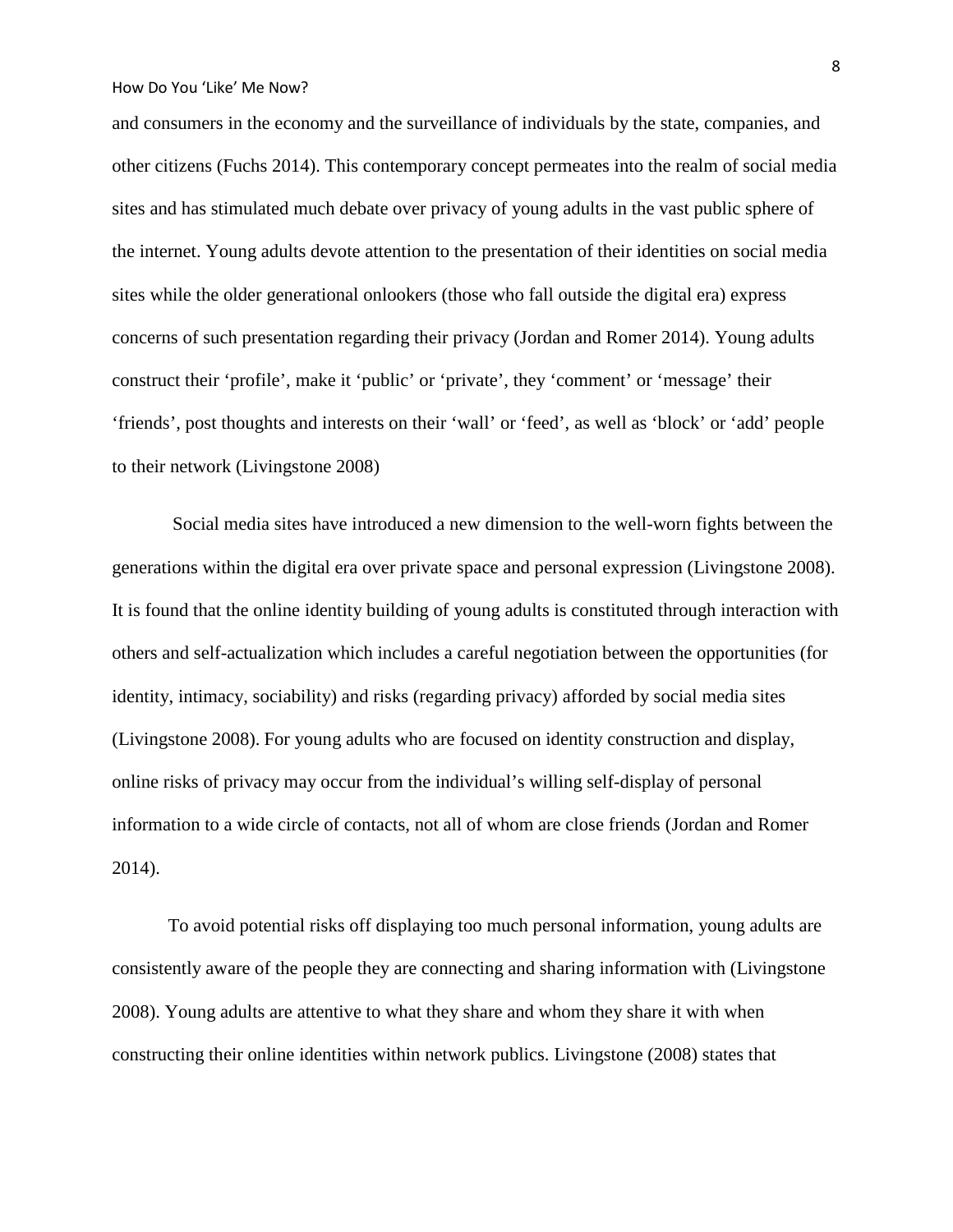and consumers in the economy and the surveillance of individuals by the state, companies, and other citizens (Fuchs 2014). This contemporary concept permeates into the realm of social media sites and has stimulated much debate over privacy of young adults in the vast public sphere of the internet. Young adults devote attention to the presentation of their identities on social media sites while the older generational onlookers (those who fall outside the digital era) express concerns of such presentation regarding their privacy (Jordan and Romer 2014). Young adults construct their 'profile', make it 'public' or 'private', they 'comment' or 'message' their 'friends', post thoughts and interests on their 'wall' or 'feed', as well as 'block' or 'add' people to their network (Livingstone 2008)

Social media sites have introduced a new dimension to the well-worn fights between the generations within the digital era over private space and personal expression (Livingstone 2008). It is found that the online identity building of young adults is constituted through interaction with others and self-actualization which includes a careful negotiation between the opportunities (for identity, intimacy, sociability) and risks (regarding privacy) afforded by social media sites (Livingstone 2008). For young adults who are focused on identity construction and display, online risks of privacy may occur from the individual's willing self-display of personal information to a wide circle of contacts, not all of whom are close friends (Jordan and Romer 2014).

To avoid potential risks off displaying too much personal information, young adults are consistently aware of the people they are connecting and sharing information with (Livingstone 2008). Young adults are attentive to what they share and whom they share it with when constructing their online identities within network publics. Livingstone (2008) states that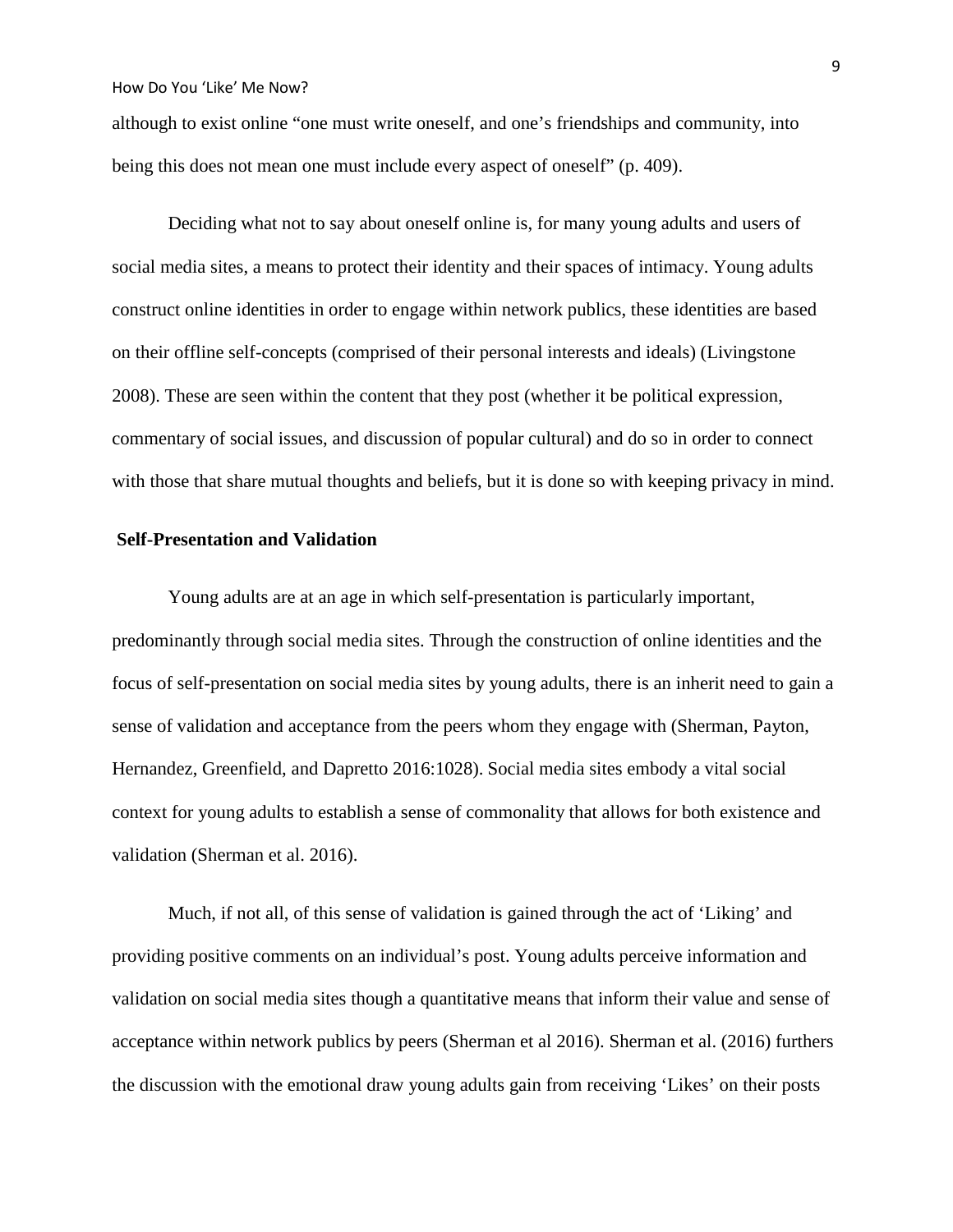although to exist online "one must write oneself, and one's friendships and community, into being this does not mean one must include every aspect of oneself" (p. 409).

Deciding what not to say about oneself online is, for many young adults and users of social media sites, a means to protect their identity and their spaces of intimacy. Young adults construct online identities in order to engage within network publics, these identities are based on their offline self-concepts (comprised of their personal interests and ideals) (Livingstone 2008). These are seen within the content that they post (whether it be political expression, commentary of social issues, and discussion of popular cultural) and do so in order to connect with those that share mutual thoughts and beliefs, but it is done so with keeping privacy in mind.

## Self-Presentation and Validation

Young adults are at an age in which self-presentation is particularly important, predominantly through social media sites. Through the construction of online identities and the focus of self-presentation on social media sites by young adults, there is an inherit need to gain a sense of validation and acceptance from the peers whom they engage with (Sherman, Payton, Hernandez, Greenfield, and Dapretto 2016:1028). Social media sites embody a vital social context for young adults to establish a sense of commonality that allows for both existence and validation (Sherman et al. 2016).

Much, if not all, of this sense of validation is gained through the act of 'Liking' and providing positive comments on an individual's post. Young adults perceive information and validation on social media sites though a quantitative means that inform their value and sense of acceptance within network publics by peers (Sherman et al 2016). Sherman et al. (2016) furthers the discussion with the emotional draw young adults gain from receiving 'Likes' on their posts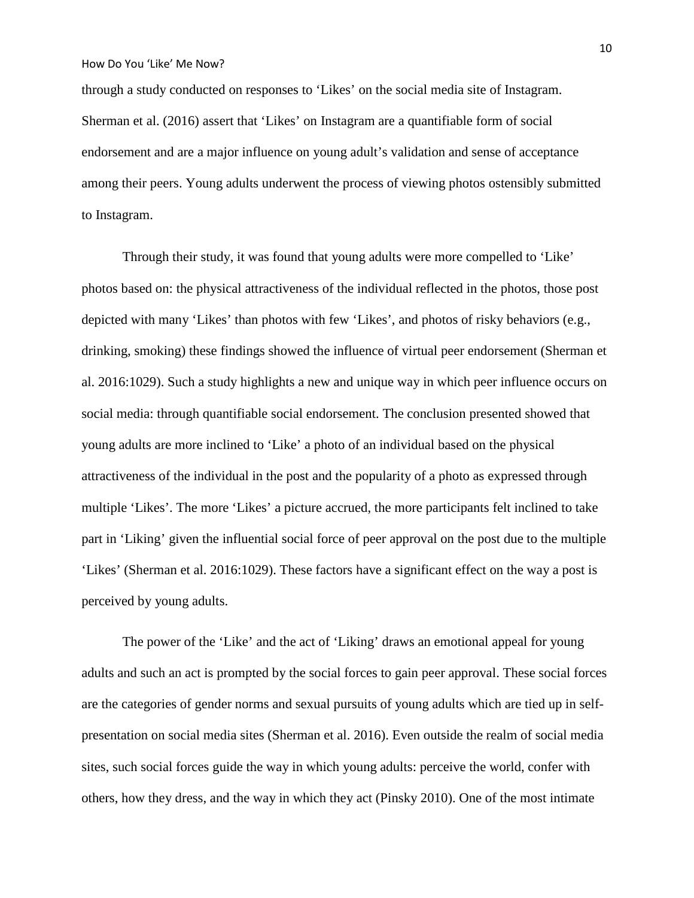through a study conducted on responses to 'Likes' on the social media site of Instagram. Sherman et al. (2016) assert that 'Likes' on Instagram are a quantifiable form of social endorsement and are a major influence on young adult's validation and sense of acceptance among their peers. Young adults underwent the process of viewing photos ostensibly submitted to Instagram.

Through their study, it was found that young adults were more compelled to 'Like' photos based on: the physical attractiveness of the individual reflected in the photos, those post depicted with many 'Likes' than photos with few 'Likes', and photos of risky behaviors (e.g., drinking, smoking) these findings showed the influence of virtual peer endorsement (Sherman et al. 2016:1029). Such a study highlights a new and unique way in which peer influence occurs on social media: through quantifiable social endorsement. The conclusion presented showed that young adults are more inclined to 'Like' a photo of an individual based on the physical attractiveness of the individual in the post and the popularity of a photo as expressed through multiple 'Likes'. The more 'Likes' a picture accrued, the more participants felt inclined to take part in 'Liking' given the influential social force of peer approval on the post due to the multiple 'Likes' (Sherman et al. 2016:1029). These factors have a significant effect on the way a post is perceived by young adults.

The power of the 'Like' and the act of 'Liking' draws an emotional appeal for young adults and such an act is prompted by the social forces to gain peer approval. These social forces are the categories of gender norms and sexual pursuits of young adults which are tied up in self-presentation on social media sites (Sherman et al. 2016). Even outside the realm of social media sites, such social forces guide the way in which young adults: perceive the world, confer with others, how they dress, and the way in which they act (Pinsky 2010). One of the most intimate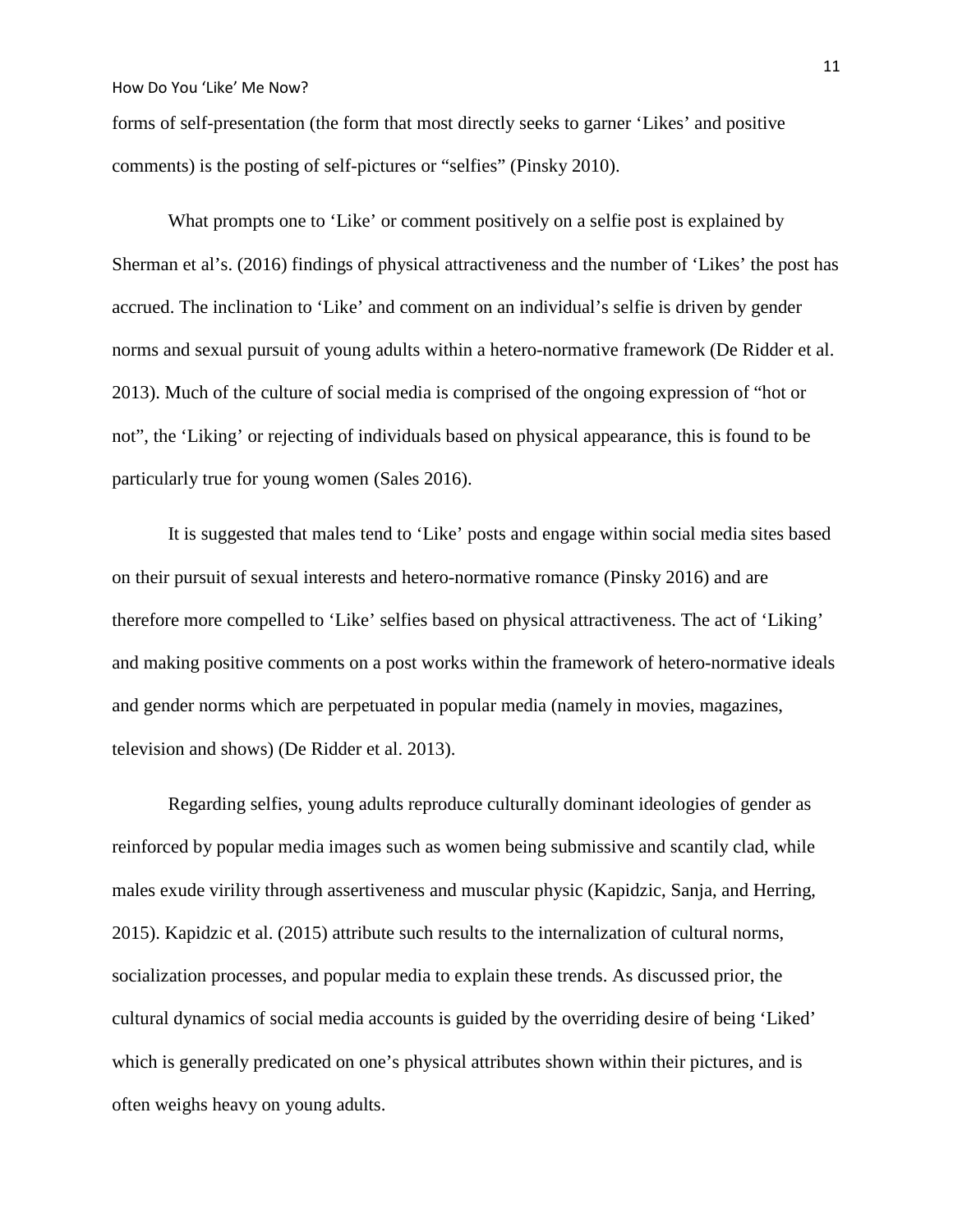forms of self-presentation (the form that most directly seeks to garner 'Likes' and positive comments) is the posting of self-pictures or "selfies" (Pinsky 2010).

What prompts one to 'Like' or comment positively on a selfie post is explained by Sherman et al's. (2016) findings of physical attractiveness and the number of 'Likes' the post has accrued. The inclination to 'Like' and comment on an individual's selfie is driven by gender norms and sexual pursuit of young adults within a hetero-normative framework (De Ridder et al. 2013). Much of the culture of social media is comprised of the ongoing expression of "hot or not", the 'Liking' or rejecting of individuals based on physical appearance, this is found to be particularly true for young women (Sales 2016).

It is suggested that males tend to 'Like' posts and engage within social media sites based on their pursuit of sexual interests and hetero-normative romance (Pinsky 2016) and are therefore more compelled to 'Like' selfies based on physical attractiveness. The act of 'Liking' and making positive comments on a post works within the framework of hetero-normative ideals and gender norms which are perpetuated in popular media (namely in movies, magazines, television and shows) (De Ridder et al. 2013).

Regarding selfies, young adults reproduce culturally dominant ideologies of gender as reinforced by popular media images such as women being submissive and scantily clad, while males exude virility through assertiveness and muscular physic (Kapidzic, Sanja, and Herring, 2015). Kapidzic et al. (2015) attribute such results to the internalization of cultural norms, socialization processes, and popular media to explain these trends. As discussed prior, the cultural dynamics of social media accounts is guided by the overriding desire of being 'Liked' which is generally predicated on one's physical attributes shown within their pictures, and is often weighs heavy on young adults.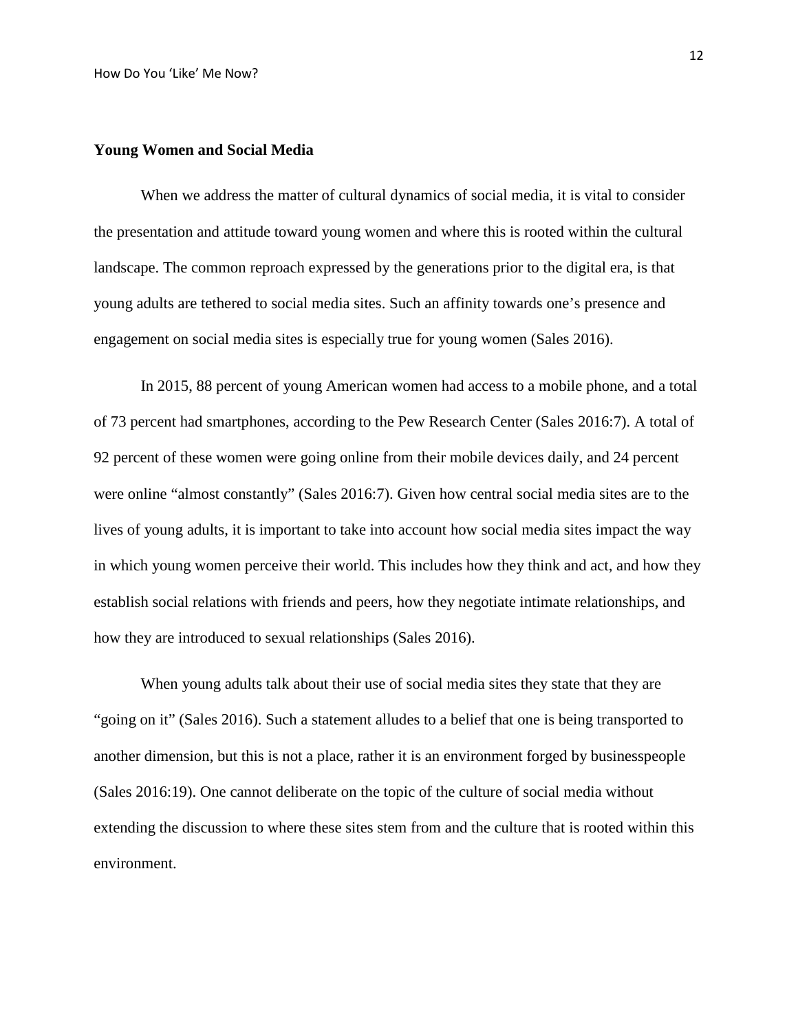## Young Women and Social Media

When we address the matter of cultural dynamics of social media, it is vital to consider the presentation and attitude toward young women and where this is rooted within the cultural landscape. The common reproach expressed by the generations prior to the digital era, is that young adults are tethered to social media sites. Such an affinity towards one's presence and engagement on social media sites is especially true for young women (Sales 2016).

In 2015, 88 percent of young American women had access to a mobile phone, and a total of 73 percent had smartphones, according to the Pew Research Center (Sales 2016:7). A total of 92 percent of these women were going online from their mobile devices daily, and 24 percent were online "almost constantly" (Sales 2016:7). Given how central social media sites are to the lives of young adults, it is important to take into account how social media sites impact the way in which young women perceive their world. This includes how they think and act, and how they establish social relations with friends and peers, how they negotiate intimate relationships, and how they are introduced to sexual relationships (Sales 2016).

When young adults talk about their use of social media sites they state that they are "going on it" (Sales 2016). Such a statement alludes to a belief that one is being transported to another dimension, but this is not a place, rather it is an environment forged by businesspeople (Sales 2016:19). One cannot deliberate on the topic of the culture of social media without extending the discussion to where these sites stem from and the culture that is rooted within this environment.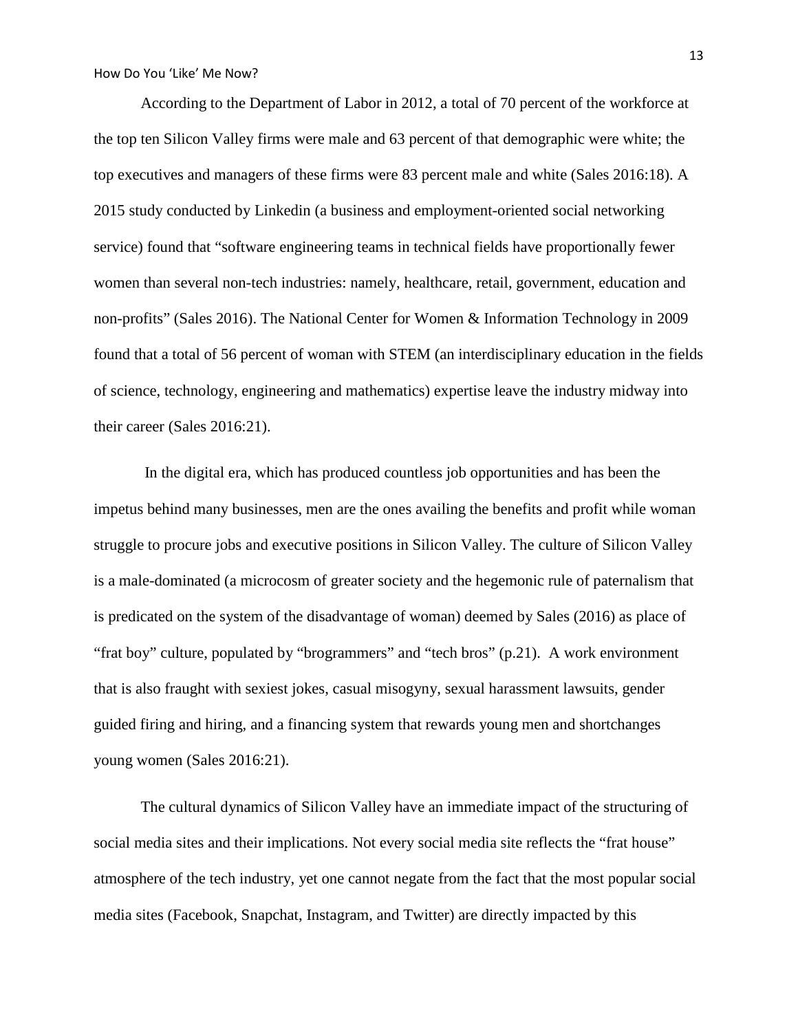According to the Department of Labor in 2012, a total of 70 percent of the workforce at the top ten Silicon Valley firms were male and 63 percent of that demographic were white; the top executives and managers of these firms were 83 percent male and white (Sales 2016:18). A 2015 study conducted by Linkedin (a business and employment-oriented social networking service) found that "software engineering teams in technical fields have proportionally fewer women than several non-tech industries: namely, healthcare, retail, government, education and non-profits" (Sales 2016). The National Center for Women & Information Technology in 2009 found that a total of 56 percent of woman with STEM (an interdisciplinary education in the fields of science, technology, engineering and mathematics) expertise leave the industry midway into their career (Sales 2016:21).

In the digital era, which has produced countless job opportunities and has been the impetus behind many businesses, men are the ones availing the benefits and profit while woman struggle to procure jobs and executive positions in Silicon Valley. The culture of Silicon Valley is a male-dominated (a microcosm of greater society and the hegemonic rule of paternalism that is predicated on the system of the disadvantage of woman) deemed by Sales (2016) as place of "frat boy" culture, populated by "brogrammers" and "tech bros" (p.21). A work environment that is also fraught with sexiest jokes, casual misogyny, sexual harassment lawsuits, gender guided firing and hiring, and a financing system that rewards young men and shortchanges young women (Sales 2016:21).

The cultural dynamics of Silicon Valley have an immediate impact of the structuring of social media sites and their implications. Not every social media site reflects the "frat house" atmosphere of the tech industry, yet one cannot negate from the fact that the most popular social media sites (Facebook, Snapchat, Instagram, and Twitter) are directly impacted by this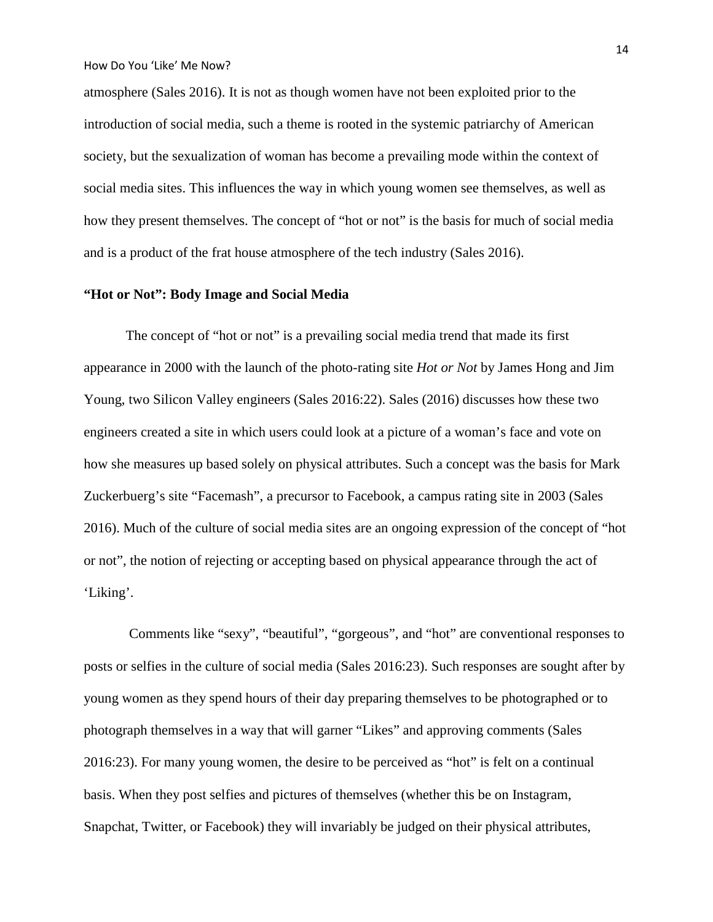atmosphere (Sales 2016). It is not as though women have not been exploited prior to the introduction of social media, such a theme is rooted in the systemic patriarchy of American society, but the sexualization of woman has become a prevailing mode within the context of social media sites. This influences the way in which young women see themselves, as well as how they present themselves. The concept of "hot or not" is the basis for much of social media and is a product of the frat house atmosphere of the tech industry (Sales 2016).

**"Hot or Not": Body Image and Social Media**

The concept of "hot or not" is a prevailing social media trend that made its first appearance in 2000 with the launch of the photo-rating site *Hot or Not* by James Hong and Jim Young, two Silicon Valley engineers (Sales 2016:22). Sales (2016) discusses how these two engineers created a site in which users could look at a picture of a woman's face and vote on how she measures up based solely on physical attributes. Such a concept was the basis for Mark Zuckerbuerg's site "Facemash", a precursor to Facebook, a campus rating site in 2003 (Sales 2016). Much of the culture of social media sites are an ongoing expression of the concept of "hot or not", the notion of rejecting or accepting based on physical appearance through the act of 'Liking'.

Comments like "sexy", "beautiful", "gorgeous", and "hot" are conventional responses to posts or selfies in the culture of social media (Sales 2016:23). Such responses are sought after by young women as they spend hours of their day preparing themselves to be photographed or to photograph themselves in a way that will garner "Likes" and approving comments (Sales 2016:23). For many young women, the desire to be perceived as "hot" is felt on a continual basis. When they post selfies and pictures of themselves (whether this be on Instagram, Snapchat, Twitter, or Facebook) they will invariably be judged on their physical attributes,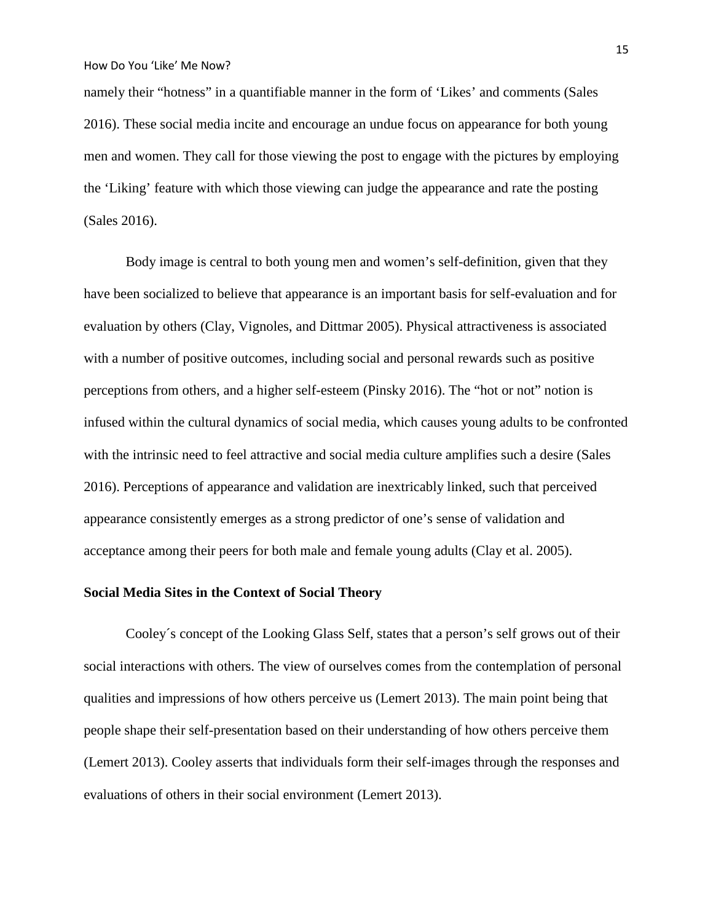namely their "hotness" in a quantifiable manner in the form of 'Likes' and comments (Sales 2016). These social media incite and encourage an undue focus on appearance for both young men and women. They call for those viewing the post to engage with the pictures by employing the 'Liking' feature with which those viewing can judge the appearance and rate the posting (Sales 2016).

Body image is central to both young men and women's self-definition, given that they have been socialized to believe that appearance is an important basis for self-evaluation and for evaluation by others (Clay, Vignoles, and Dittmar 2005). Physical attractiveness is associated with a number of positive outcomes, including social and personal rewards such as positive perceptions from others, and a higher self-esteem (Pinsky 2016). The "hot or not" notion is infused within the cultural dynamics of social media, which causes young adults to be confronted with the intrinsic need to feel attractive and social media culture amplifies such a desire (Sales 2016). Perceptions of appearance and validation are inextricably linked, such that perceived appearance consistently emerges as a strong predictor of one's sense of validation and acceptance among their peers for both male and female young adults (Clay et al. 2005).

**Social Media Sites in the Context of Social Theory**

Cooley´s concept of the Looking Glass Self, states that a person's self grows out of their social interactions with others. The view of ourselves comes from the contemplation of personal qualities and impressions of how others perceive us (Lemert 2013). The main point being that people shape their self-presentation based on their understanding of how others perceive them (Lemert 2013). Cooley asserts that individuals form their self-images through the responses and evaluations of others in their social environment (Lemert 2013).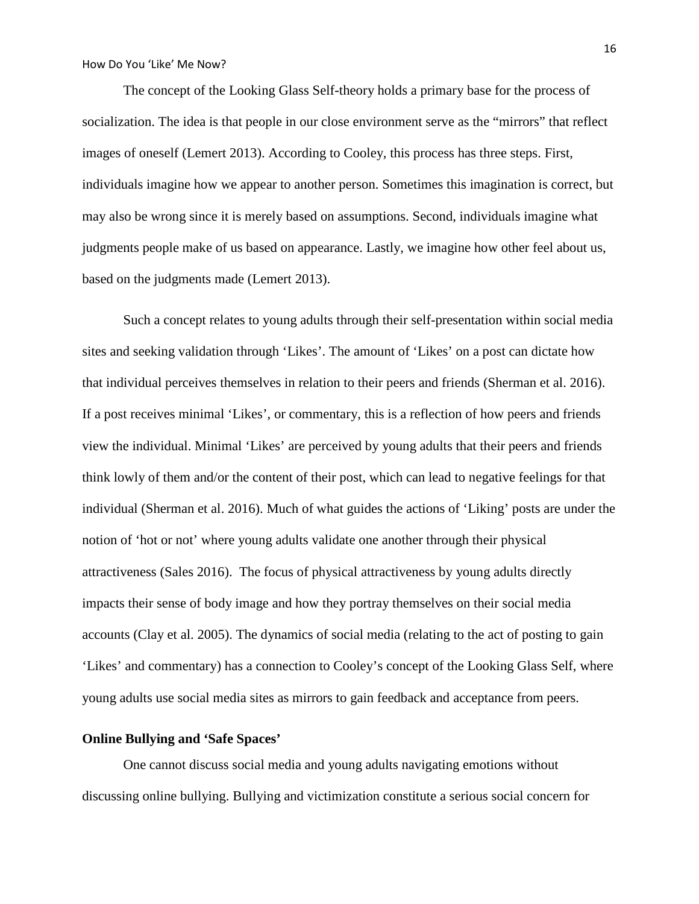The concept of the Looking Glass Self-theory holds a primary base for the process of socialization. The idea is that people in our close environment serve as the "mirrors" that reflect images of oneself (Lemert 2013). According to Cooley, this process has three steps. First, individuals imagine how we appear to another person. Sometimes this imagination is correct, but may also be wrong since it is merely based on assumptions. Second, individuals imagine what judgments people make of us based on appearance. Lastly, we imagine how other feel about us, based on the judgments made (Lemert 2013).

Such a concept relates to young adults through their self-presentation within social media sites and seeking validation through 'Likes'. The amount of 'Likes' on a post can dictate how that individual perceives themselves in relation to their peers and friends (Sherman et al. 2016). If a post receives minimal 'Likes', or commentary, this is a reflection of how peers and friends view the individual. Minimal 'Likes' are perceived by young adults that their peers and friends think lowly of them and/or the content of their post, which can lead to negative feelings for that individual (Sherman et al. 2016). Much of what guides the actions of 'Liking' posts are under the notion of 'hot or not' where young adults validate one another through their physical attractiveness (Sales 2016). The focus of physical attractiveness by young adults directly impacts their sense of body image and how they portray themselves on their social media accounts (Clay et al. 2005). The dynamics of social media (relating to the act of posting to gain 'Likes' and commentary) has a connection to Cooley's concept of the Looking Glass Self, where young adults use social media sites as mirrors to gain feedback and acceptance from peers.

**Online Bullying and 'Safe Spaces'**

One cannot discuss social media and young adults navigating emotions without discussing online bullying. Bullying and victimization constitute a serious social concern for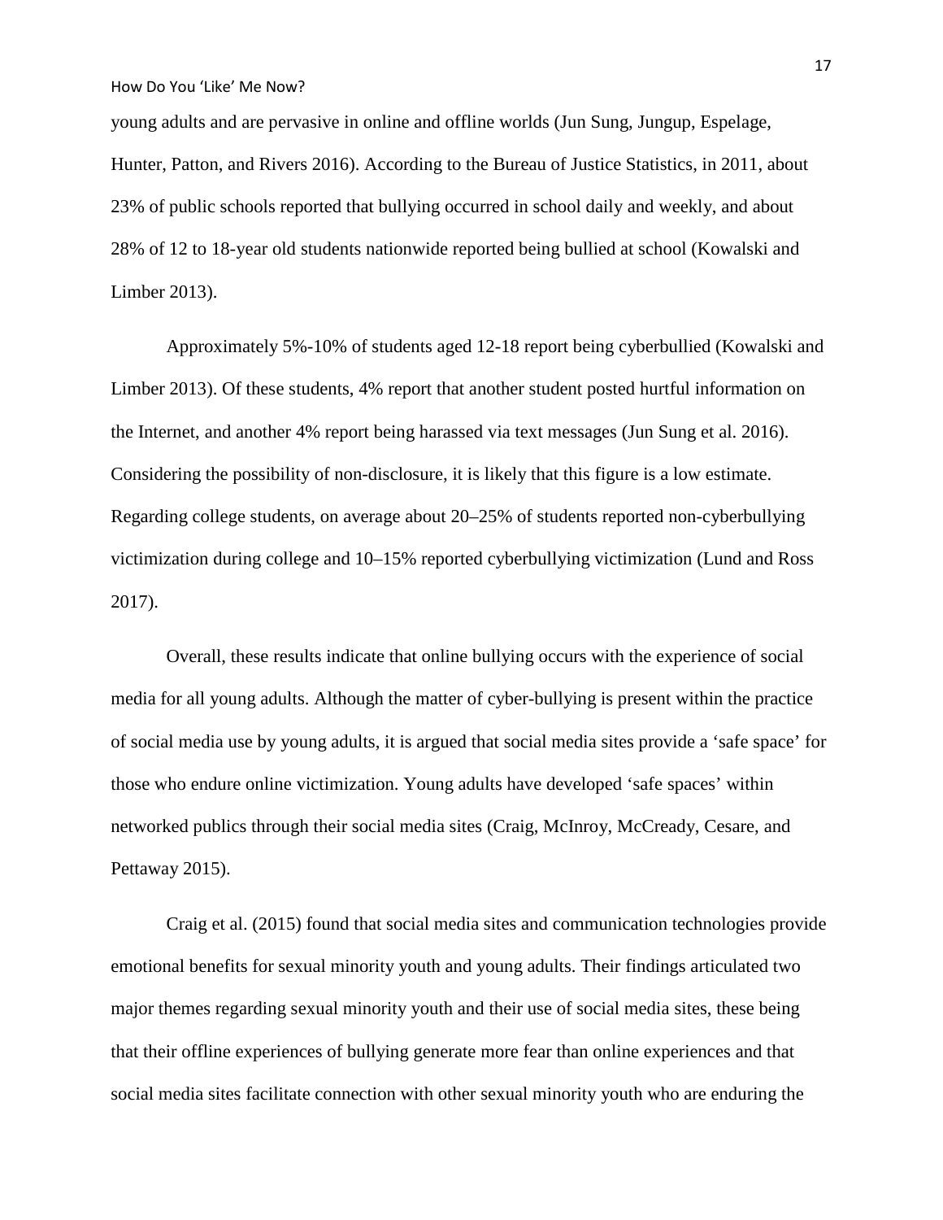young adults and are pervasive in online and offline worlds (Jun Sung, Jungup, Espelage, Hunter, Patton, and Rivers 2016). According to the Bureau of Justice Statistics, in 2011, about 23% of public schools reported that bullying occurred in school daily and weekly, and about 28% of 12 to 18-year old students nationwide reported being bullied at school (Kowalski and Limber 2013).

Approximately 5%-10% of students aged 12-18 report being cyberbullied (Kowalski and Limber 2013). Of these students, 4% report that another student posted hurtful information on the Internet, and another 4% report being harassed via text messages (Jun Sung et al. 2016). Considering the possibility of non-disclosure, it is likely that this figure is a low estimate. Regarding college students, on average about 20–25% of students reported non-cyberbullying victimization during college and 10–15% reported cyberbullying victimization (Lund and Ross 2017).

Overall, these results indicate that online bullying occurs with the experience of social media for all young adults. Although the matter of cyber-bullying is present within the practice of social media use by young adults, it is argued that social media sites provide a 'safe space' for those who endure online victimization. Young adults have developed 'safe spaces' within networked publics through their social media sites (Craig, McInroy, McCready, Cesare, and Pettaway 2015).

Craig et al. (2015) found that social media sites and communication technologies provide emotional benefits for sexual minority youth and young adults. Their findings articulated two major themes regarding sexual minority youth and their use of social media sites, these being that their offline experiences of bullying generate more fear than online experiences and that social media sites facilitate connection with other sexual minority youth who are enduring the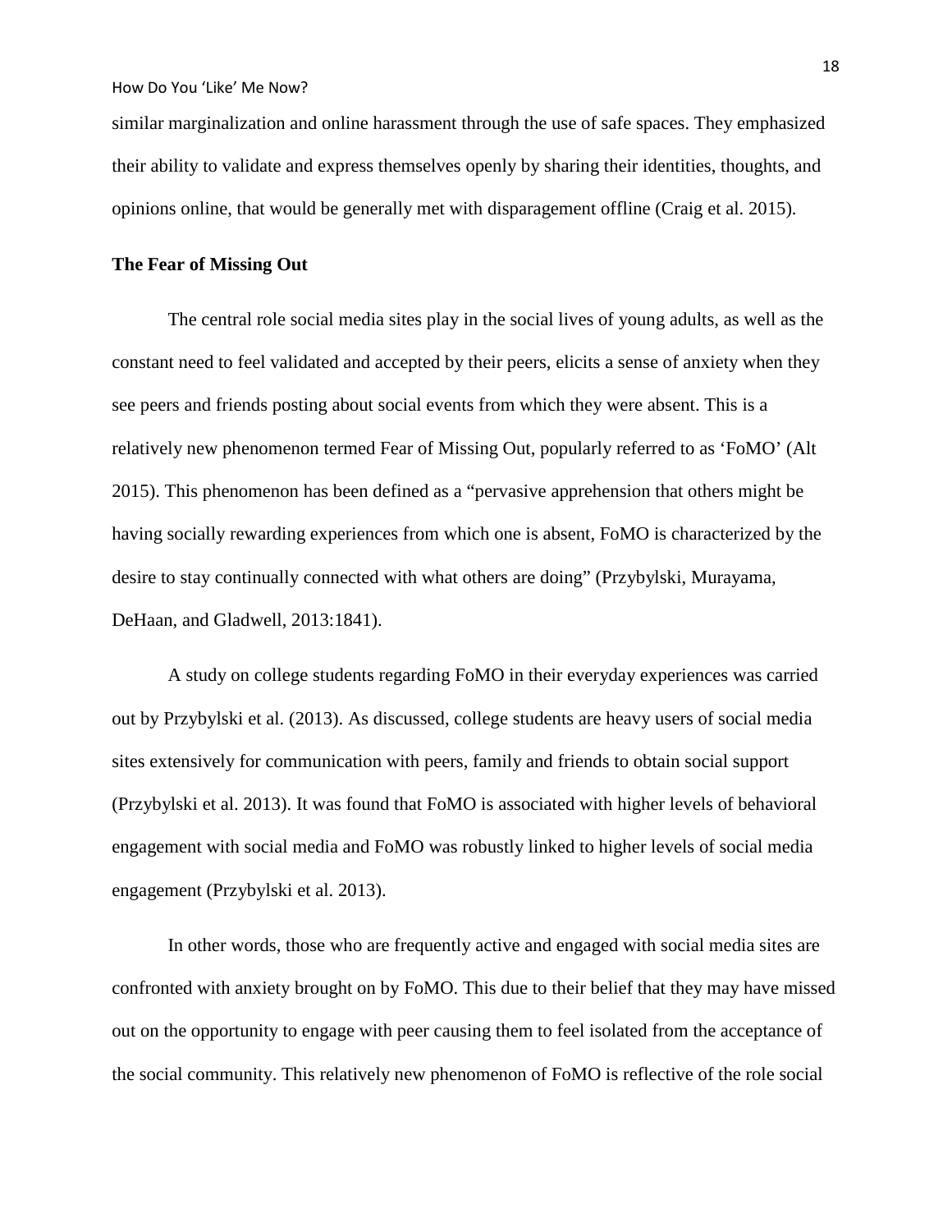similar marginalization and online harassment through the use of safe spaces. They emphasized their ability to validate and express themselves openly by sharing their identities, thoughts, and opinions online, that would be generally met with disparagement offline (Craig et al. 2015).

**The Fear of Missing Out**

The central role social media sites play in the social lives of young adults, as well as the constant need to feel validated and accepted by their peers, elicits a sense of anxiety when they see peers and friends posting about social events from which they were absent. This is a relatively new phenomenon termed Fear of Missing Out, popularly referred to as 'FoMO' (Alt 2015). This phenomenon has been defined as a "pervasive apprehension that others might be having socially rewarding experiences from which one is absent, FoMO is characterized by the desire to stay continually connected with what others are doing" (Przybylski, Murayama, DeHaan, and Gladwell, 2013:1841).

A study on college students regarding FoMO in their everyday experiences was carried out by Przybylski et al. (2013). As discussed, college students are heavy users of social media sites extensively for communication with peers, family and friends to obtain social support (Przybylski et al. 2013). It was found that FoMO is associated with higher levels of behavioral engagement with social media and FoMO was robustly linked to higher levels of social media engagement (Przybylski et al. 2013).

In other words, those who are frequently active and engaged with social media sites are confronted with anxiety brought on by FoMO. This due to their belief that they may have missed out on the opportunity to engage with peer causing them to feel isolated from the acceptance of the social community. This relatively new phenomenon of FoMO is reflective of the role social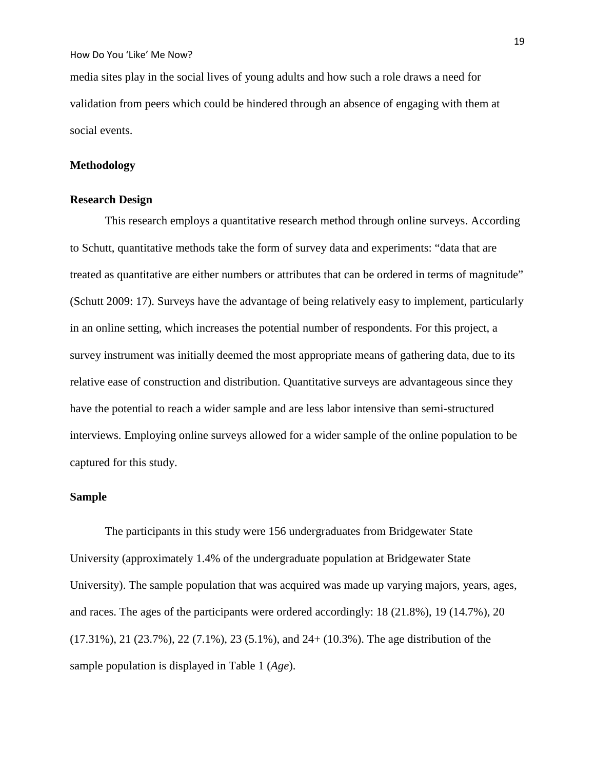media sites play in the social lives of young adults and how such a role draws a need for validation from peers which could be hindered through an absence of engaging with them at social events.

## Methodology

### Research Design

This research employs a quantitative research method through online surveys. According to Schutt, quantitative methods take the form of survey data and experiments: "data that are treated as quantitative are either numbers or attributes that can be ordered in terms of magnitude" (Schutt 2009: 17). Surveys have the advantage of being relatively easy to implement, particularly in an online setting, which increases the potential number of respondents. For this project, a survey instrument was initially deemed the most appropriate means of gathering data, due to its relative ease of construction and distribution. Quantitative surveys are advantageous since they have the potential to reach a wider sample and are less labor intensive than semi-structured interviews. Employing online surveys allowed for a wider sample of the online population to be captured for this study.

### Sample

The participants in this study were 156 undergraduates from Bridgewater State University (approximately 1.4% of the undergraduate population at Bridgewater State University). The sample population that was acquired was made up varying majors, years, ages, and races. The ages of the participants were ordered accordingly: 18 (21.8%), 19 (14.7%), 20 (17.31%), 21 (23.7%), 22 (7.1%), 23 (5.1%), and 24+ (10.3%). The age distribution of the sample population is displayed in Table 1 (*Age*).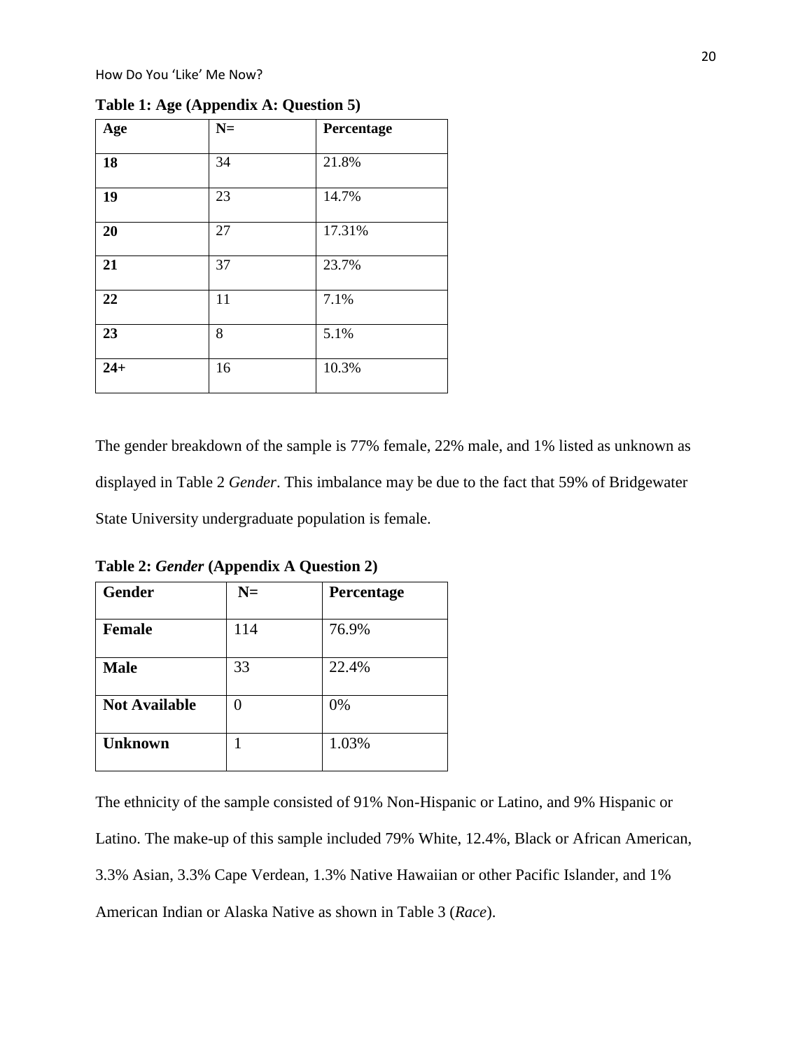**Table 1: Age (Appendix A: Question 5)**

| Age | N= | Percentage |
|---|---|---|
| **18** | 34 | 21.8% |
| **19** | 23 | 14.7% |
| **20** | 27 | 17.31% |
| **21** | 37 | 23.7% |
| **22** | 11 | 7.1% |
| **23** | 8 | 5.1% |
| **24+** | 16 | 10.3% |

The gender breakdown of the sample is 77% female, 22% male, and 1% listed as unknown as displayed in Table 2 *Gender*. This imbalance may be due to the fact that 59% of Bridgewater State University undergraduate population is female.

**Table 2: *Gender* (Appendix A Question 2)**

| Gender | N= | Percentage |
|---|---|---|
| **Female** | 114 | 76.9% |
| **Male** | 33 | 22.4% |
| **Not Available** | 0 | 0% |
| **Unknown** | 1 | 1.03% |

The ethnicity of the sample consisted of 91% Non-Hispanic or Latino, and 9% Hispanic or Latino. The make-up of this sample included 79% White, 12.4%, Black or African American, 3.3% Asian, 3.3% Cape Verdean, 1.3% Native Hawaiian or other Pacific Islander, and 1% American Indian or Alaska Native as shown in Table 3 (*Race*).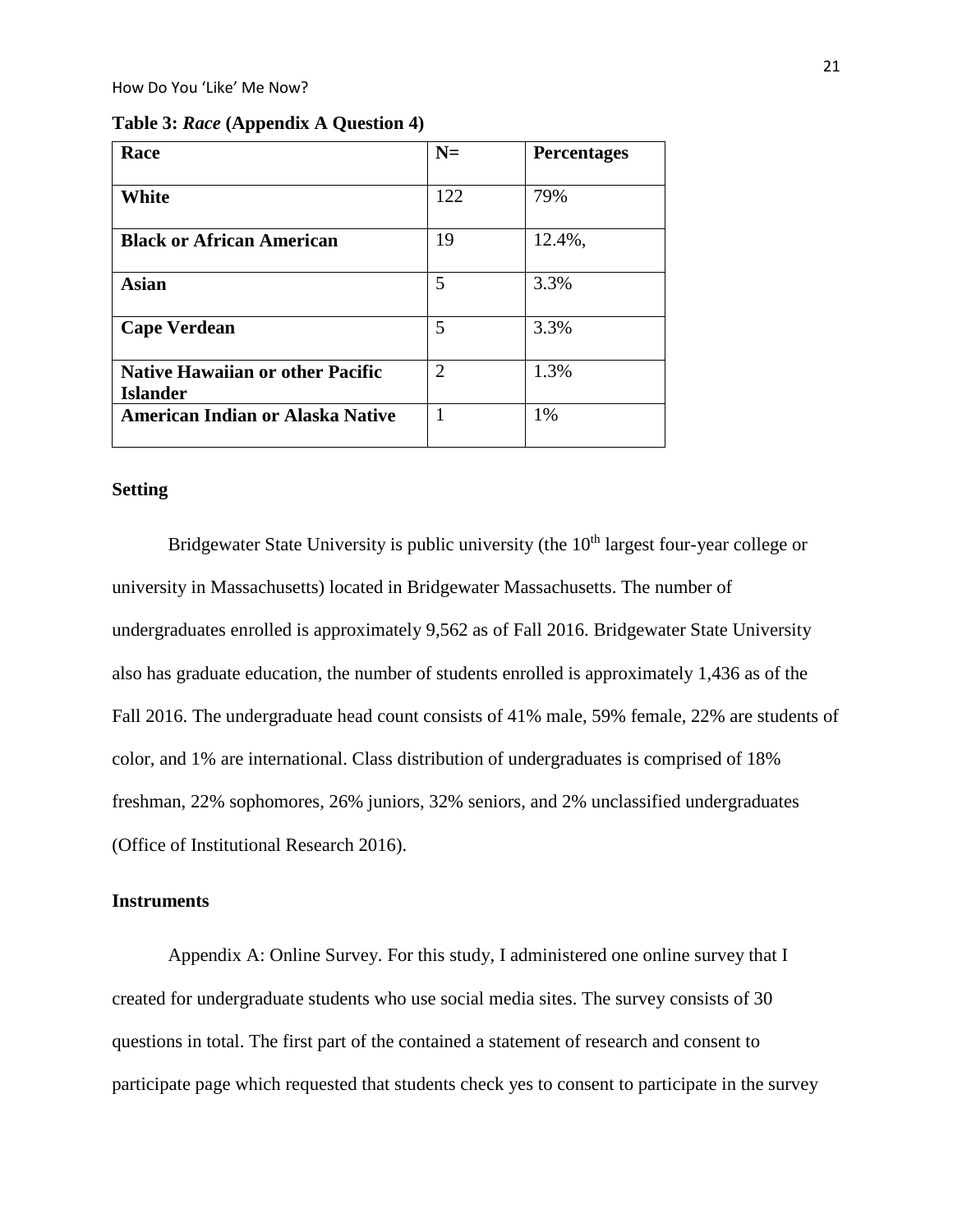**Table 3: *Race* (Appendix A Question 4)**

| Race | N= | Percentages |
|---|---|---|
| **White** | 122 | 79% |
| **Black or African American** | 19 | 12.4%, |
| **Asian** | 5 | 3.3% |
| **Cape Verdean** | 5 | 3.3% |
| **Native Hawaiian or other Pacific Islander** | 2 | 1.3% |
| **American Indian or Alaska Native** | 1 | 1% |

### Setting

Bridgewater State University is public university (the 10th largest four-year college or university in Massachusetts) located in Bridgewater Massachusetts. The number of undergraduates enrolled is approximately 9,562 as of Fall 2016. Bridgewater State University also has graduate education, the number of students enrolled is approximately 1,436 as of the Fall 2016. The undergraduate head count consists of 41% male, 59% female, 22% are students of color, and 1% are international. Class distribution of undergraduates is comprised of 18% freshman, 22% sophomores, 26% juniors, 32% seniors, and 2% unclassified undergraduates (Office of Institutional Research 2016).

### Instruments

Appendix A: Online Survey. For this study, I administered one online survey that I created for undergraduate students who use social media sites. The survey consists of 30 questions in total. The first part of the contained a statement of research and consent to participate page which requested that students check yes to consent to participate in the survey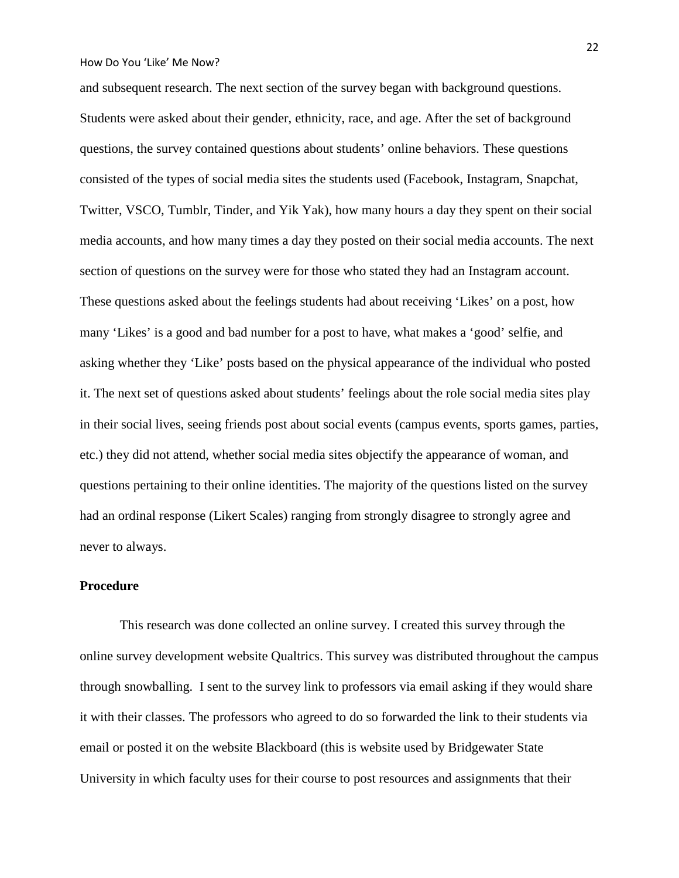and subsequent research. The next section of the survey began with background questions. Students were asked about their gender, ethnicity, race, and age. After the set of background questions, the survey contained questions about students' online behaviors. These questions consisted of the types of social media sites the students used (Facebook, Instagram, Snapchat, Twitter, VSCO, Tumblr, Tinder, and Yik Yak), how many hours a day they spent on their social media accounts, and how many times a day they posted on their social media accounts. The next section of questions on the survey were for those who stated they had an Instagram account. These questions asked about the feelings students had about receiving 'Likes' on a post, how many 'Likes' is a good and bad number for a post to have, what makes a 'good' selfie, and asking whether they 'Like' posts based on the physical appearance of the individual who posted it. The next set of questions asked about students' feelings about the role social media sites play in their social lives, seeing friends post about social events (campus events, sports games, parties, etc.) they did not attend, whether social media sites objectify the appearance of woman, and questions pertaining to their online identities. The majority of the questions listed on the survey had an ordinal response (Likert Scales) ranging from strongly disagree to strongly agree and never to always.

## Procedure

This research was done collected an online survey. I created this survey through the online survey development website Qualtrics. This survey was distributed throughout the campus through snowballing. I sent to the survey link to professors via email asking if they would share it with their classes. The professors who agreed to do so forwarded the link to their students via email or posted it on the website Blackboard (this is website used by Bridgewater State University in which faculty uses for their course to post resources and assignments that their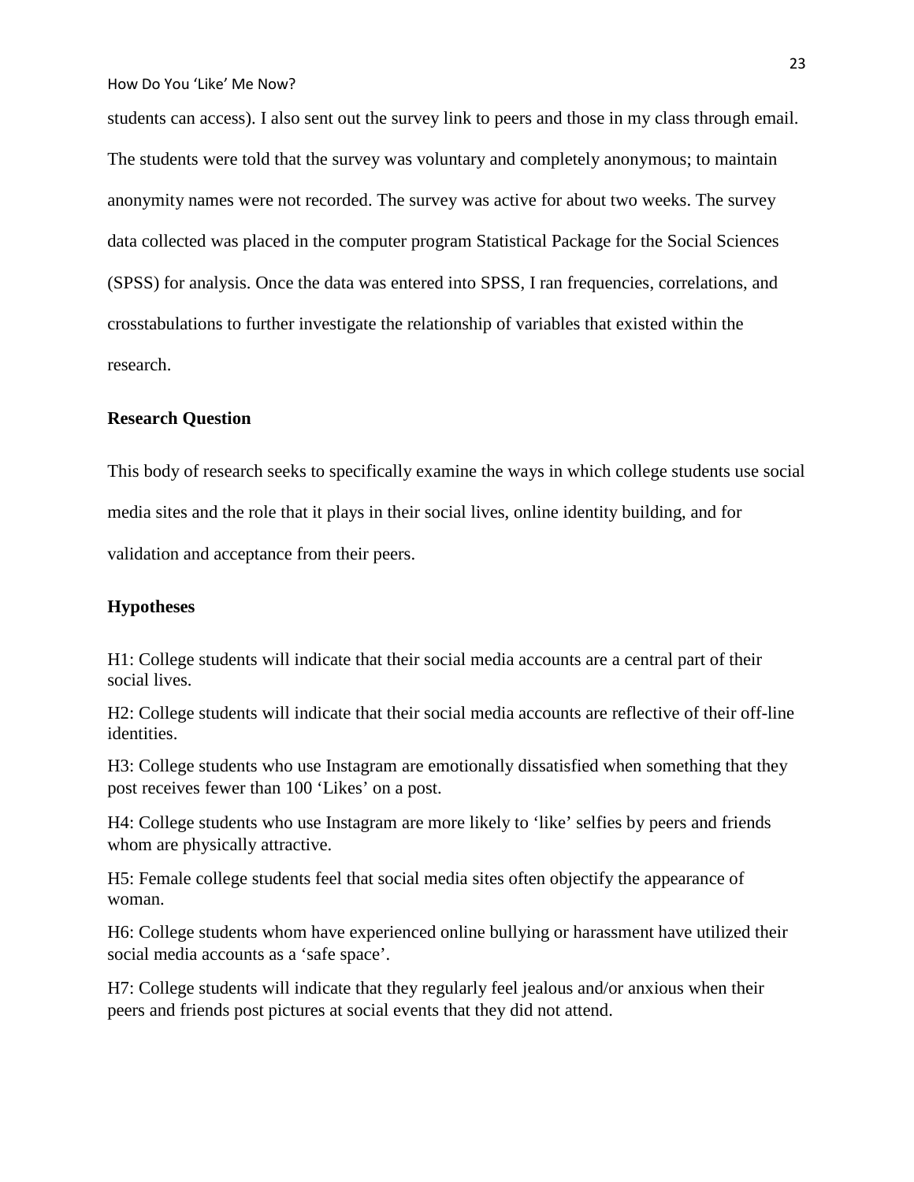students can access). I also sent out the survey link to peers and those in my class through email. The students were told that the survey was voluntary and completely anonymous; to maintain anonymity names were not recorded. The survey was active for about two weeks. The survey data collected was placed in the computer program Statistical Package for the Social Sciences (SPSS) for analysis. Once the data was entered into SPSS, I ran frequencies, correlations, and crosstabulations to further investigate the relationship of variables that existed within the research.

## Research Question

This body of research seeks to specifically examine the ways in which college students use social media sites and the role that it plays in their social lives, online identity building, and for validation and acceptance from their peers.

## Hypotheses

H1: College students will indicate that their social media accounts are a central part of their social lives.

H2: College students will indicate that their social media accounts are reflective of their off-line identities.

H3: College students who use Instagram are emotionally dissatisfied when something that they post receives fewer than 100 'Likes' on a post.

H4: College students who use Instagram are more likely to 'like' selfies by peers and friends whom are physically attractive.

H5: Female college students feel that social media sites often objectify the appearance of woman.

H6: College students whom have experienced online bullying or harassment have utilized their social media accounts as a 'safe space'.

H7: College students will indicate that they regularly feel jealous and/or anxious when their peers and friends post pictures at social events that they did not attend.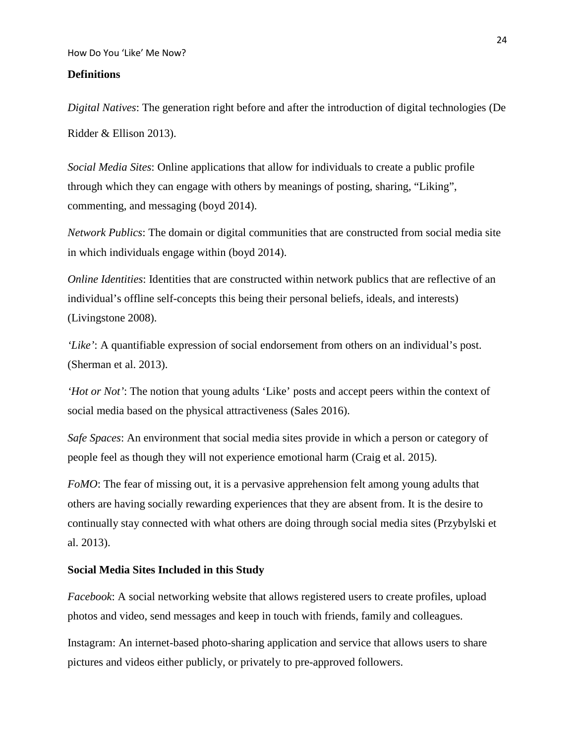## Definitions

*Digital Natives*: The generation right before and after the introduction of digital technologies (De Ridder & Ellison 2013).

*Social Media Sites*: Online applications that allow for individuals to create a public profile through which they can engage with others by meanings of posting, sharing, "Liking", commenting, and messaging (boyd 2014).

*Network Publics*: The domain or digital communities that are constructed from social media site in which individuals engage within (boyd 2014).

*Online Identities*: Identities that are constructed within network publics that are reflective of an individual's offline self-concepts this being their personal beliefs, ideals, and interests) (Livingstone 2008).

*'Like'*: A quantifiable expression of social endorsement from others on an individual's post. (Sherman et al. 2013).

*'Hot or Not'*: The notion that young adults 'Like' posts and accept peers within the context of social media based on the physical attractiveness (Sales 2016).

*Safe Spaces*: An environment that social media sites provide in which a person or category of people feel as though they will not experience emotional harm (Craig et al. 2015).

*FoMO*: The fear of missing out, it is a pervasive apprehension felt among young adults that others are having socially rewarding experiences that they are absent from. It is the desire to continually stay connected with what others are doing through social media sites (Przybylski et al. 2013).

## Social Media Sites Included in this Study

*Facebook*: A social networking website that allows registered users to create profiles, upload photos and video, send messages and keep in touch with friends, family and colleagues.

Instagram: An internet-based photo-sharing application and service that allows users to share pictures and videos either publicly, or privately to pre-approved followers.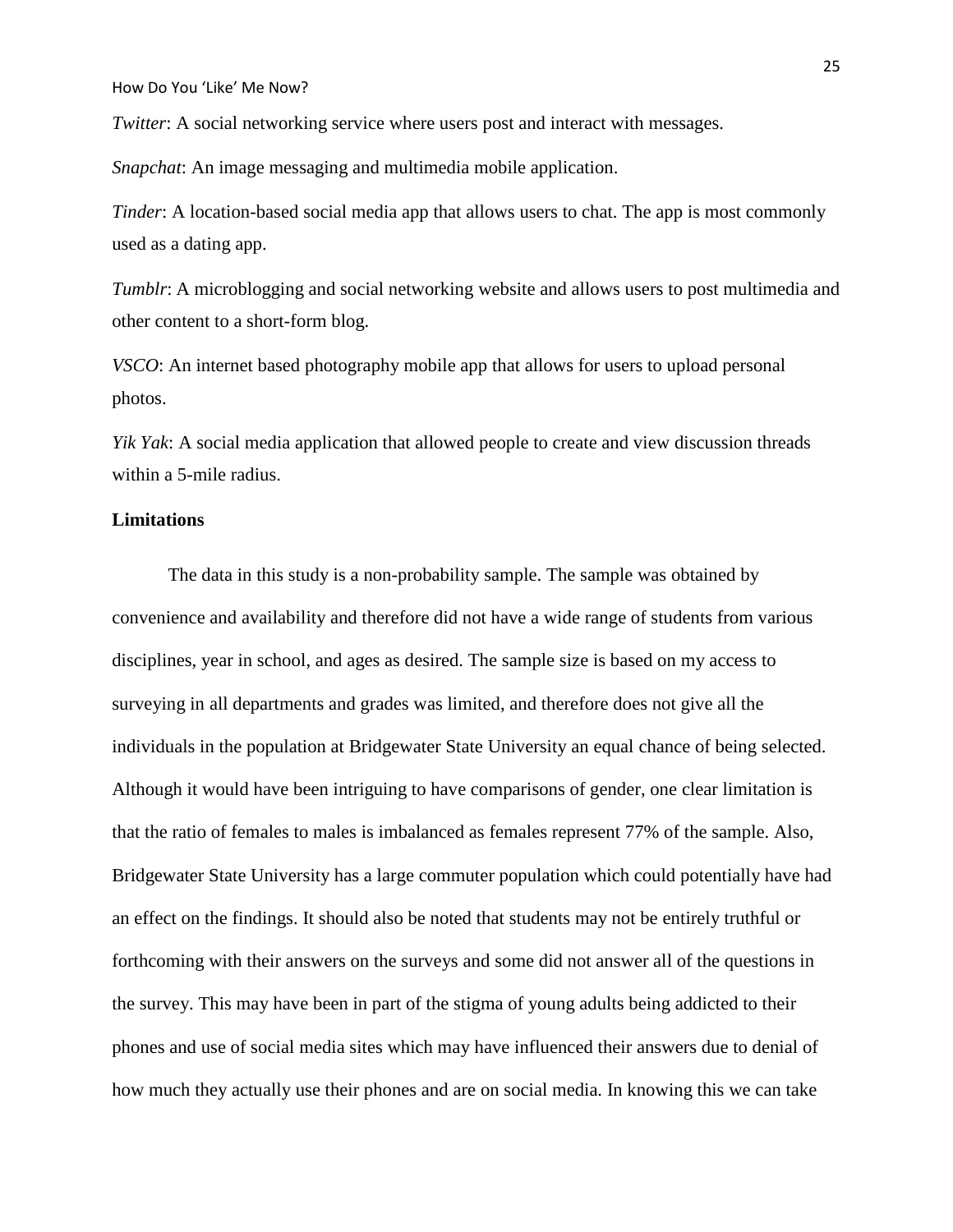*Twitter*: A social networking service where users post and interact with messages.

*Snapchat*: An image messaging and multimedia mobile application.

*Tinder*: A location-based social media app that allows users to chat. The app is most commonly used as a dating app.

*Tumblr*: A microblogging and social networking website and allows users to post multimedia and other content to a short-form blog.

*VSCO*: An internet based photography mobile app that allows for users to upload personal photos.

*Yik Yak*: A social media application that allowed people to create and view discussion threads within a 5-mile radius.

**Limitations**

The data in this study is a non-probability sample. The sample was obtained by convenience and availability and therefore did not have a wide range of students from various disciplines, year in school, and ages as desired. The sample size is based on my access to surveying in all departments and grades was limited, and therefore does not give all the individuals in the population at Bridgewater State University an equal chance of being selected. Although it would have been intriguing to have comparisons of gender, one clear limitation is that the ratio of females to males is imbalanced as females represent 77% of the sample. Also, Bridgewater State University has a large commuter population which could potentially have had an effect on the findings. It should also be noted that students may not be entirely truthful or forthcoming with their answers on the surveys and some did not answer all of the questions in the survey. This may have been in part of the stigma of young adults being addicted to their phones and use of social media sites which may have influenced their answers due to denial of how much they actually use their phones and are on social media. In knowing this we can take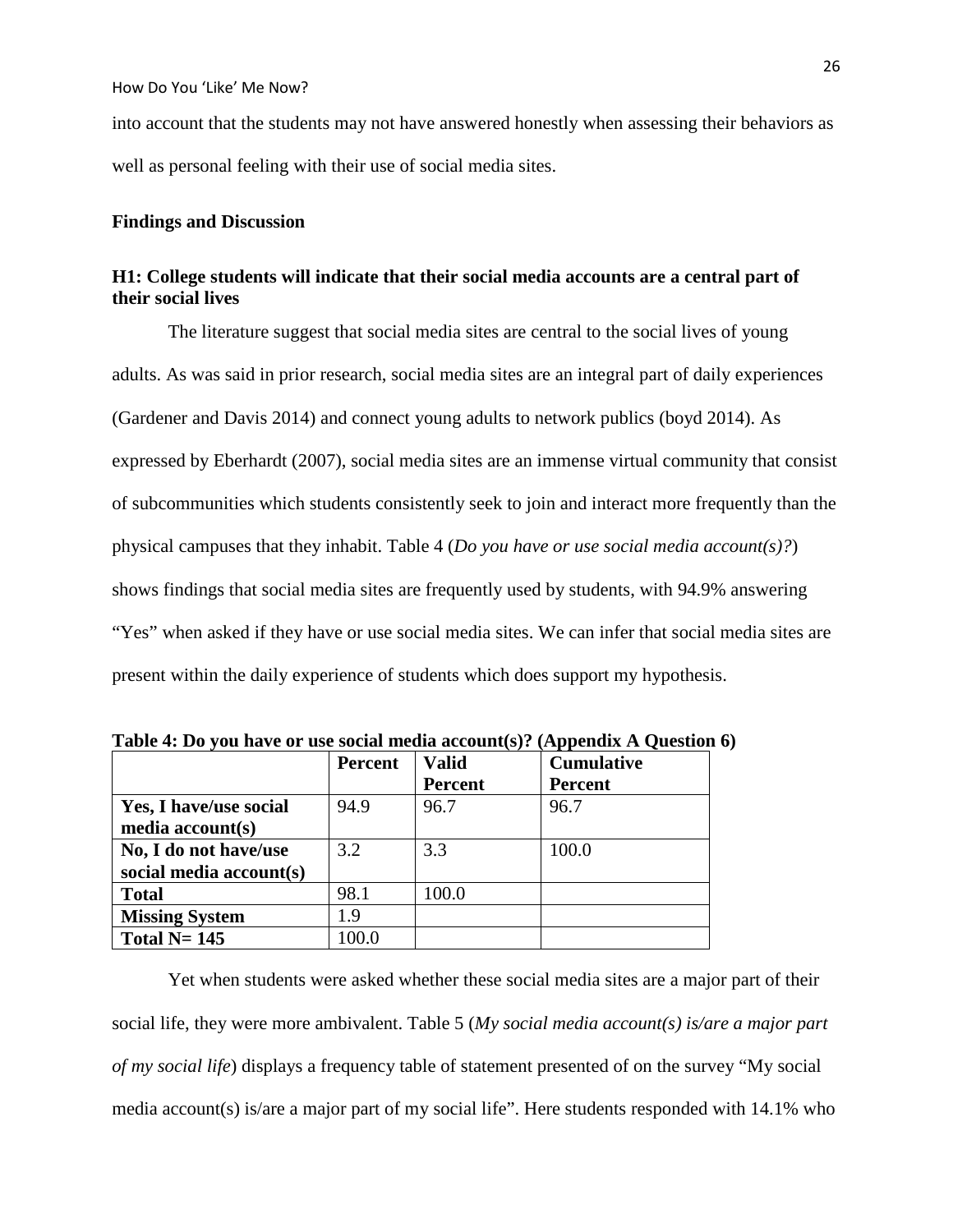into account that the students may not have answered honestly when assessing their behaviors as well as personal feeling with their use of social media sites.

**Findings and Discussion**

**H1: College students will indicate that their social media accounts are a central part of their social lives**

The literature suggest that social media sites are central to the social lives of young adults. As was said in prior research, social media sites are an integral part of daily experiences (Gardener and Davis 2014) and connect young adults to network publics (boyd 2014). As expressed by Eberhardt (2007), social media sites are an immense virtual community that consist of subcommunities which students consistently seek to join and interact more frequently than the physical campuses that they inhabit. Table 4 (*Do you have or use social media account(s)?*) shows findings that social media sites are frequently used by students, with 94.9% answering "Yes" when asked if they have or use social media sites. We can infer that social media sites are present within the daily experience of students which does support my hypothesis.

**Table 4: Do you have or use social media account(s)? (Appendix A Question 6)**

| | Percent | Valid Percent | Cumulative Percent |
|---|---|---|---|
| **Yes, I have/use social media account(s)** | 94.9 | 96.7 | 96.7 |
| **No, I do not have/use social media account(s)** | 3.2 | 3.3 | 100.0 |
| **Total** | 98.1 | 100.0 | |
| **Missing System** | 1.9 | | |
| **Total N= 145** | 100.0 | | |

Yet when students were asked whether these social media sites are a major part of their social life, they were more ambivalent. Table 5 (*My social media account(s) is/are a major part of my social life*) displays a frequency table of statement presented of on the survey "My social media account(s) is/are a major part of my social life". Here students responded with 14.1% who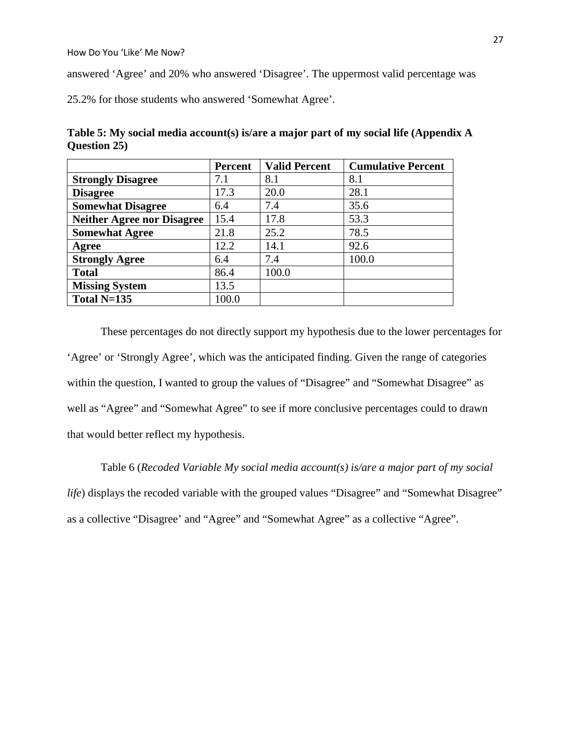answered ‘Agree’ and 20% who answered ‘Disagree’. The uppermost valid percentage was 25.2% for those students who answered ‘Somewhat Agree’.

**Table 5: My social media account(s) is/are a major part of my social life (Appendix A Question 25)**

| | Percent | Valid Percent | Cumulative Percent |
|---|---|---|---|
| **Strongly Disagree** | 7.1 | 8.1 | 8.1 |
| **Disagree** | 17.3 | 20.0 | 28.1 |
| **Somewhat Disagree** | 6.4 | 7.4 | 35.6 |
| **Neither Agree nor Disagree** | 15.4 | 17.8 | 53.3 |
| **Somewhat Agree** | 21.8 | 25.2 | 78.5 |
| **Agree** | 12.2 | 14.1 | 92.6 |
| **Strongly Agree** | 6.4 | 7.4 | 100.0 |
| **Total** | 86.4 | 100.0 | |
| **Missing System** | 13.5 | | |
| **Total N=135** | 100.0 | | |

These percentages do not directly support my hypothesis due to the lower percentages for ‘Agree’ or ‘Strongly Agree’, which was the anticipated finding. Given the range of categories within the question, I wanted to group the values of “Disagree” and “Somewhat Disagree” as well as “Agree” and “Somewhat Agree” to see if more conclusive percentages could to drawn that would better reflect my hypothesis.

Table 6 (*Recoded Variable My social media account(s) is/are a major part of my social life*) displays the recoded variable with the grouped values “Disagree” and “Somewhat Disagree” as a collective “Disagree’ and “Agree” and “Somewhat Agree” as a collective “Agree”.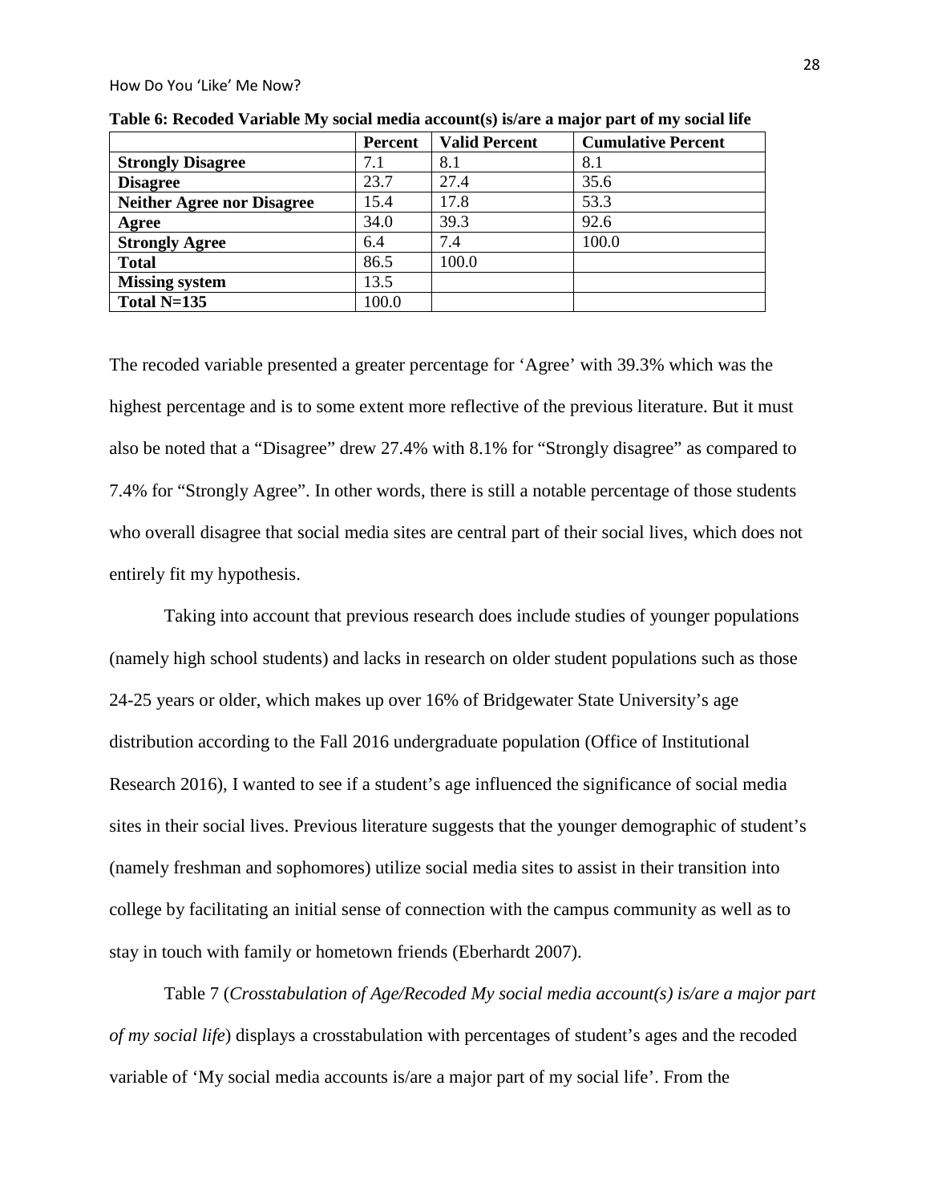**Table 6: Recoded Variable My social media account(s) is/are a major part of my social life**

| | Percent | Valid Percent | Cumulative Percent |
|---|---|---|---|
| **Strongly Disagree** | 7.1 | 8.1 | 8.1 |
| **Disagree** | 23.7 | 27.4 | 35.6 |
| **Neither Agree nor Disagree** | 15.4 | 17.8 | 53.3 |
| **Agree** | 34.0 | 39.3 | 92.6 |
| **Strongly Agree** | 6.4 | 7.4 | 100.0 |
| **Total** | 86.5 | 100.0 | |
| **Missing system** | 13.5 | | |
| **Total N=135** | 100.0 | | |

The recoded variable presented a greater percentage for 'Agree' with 39.3% which was the highest percentage and is to some extent more reflective of the previous literature. But it must also be noted that a "Disagree" drew 27.4% with 8.1% for "Strongly disagree" as compared to 7.4% for "Strongly Agree". In other words, there is still a notable percentage of those students who overall disagree that social media sites are central part of their social lives, which does not entirely fit my hypothesis.

Taking into account that previous research does include studies of younger populations (namely high school students) and lacks in research on older student populations such as those 24-25 years or older, which makes up over 16% of Bridgewater State University's age distribution according to the Fall 2016 undergraduate population (Office of Institutional Research 2016), I wanted to see if a student's age influenced the significance of social media sites in their social lives. Previous literature suggests that the younger demographic of student's (namely freshman and sophomores) utilize social media sites to assist in their transition into college by facilitating an initial sense of connection with the campus community as well as to stay in touch with family or hometown friends (Eberhardt 2007).

Table 7 (*Crosstabulation of Age/Recoded My social media account(s) is/are a major part of my social life*) displays a crosstabulation with percentages of student's ages and the recoded variable of 'My social media accounts is/are a major part of my social life'. From the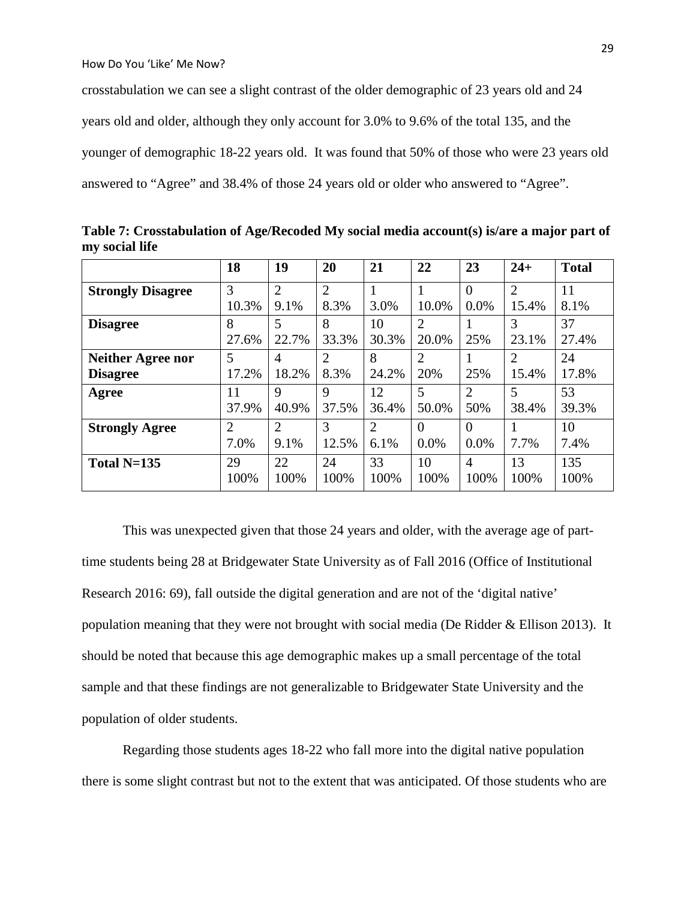crosstabulation we can see a slight contrast of the older demographic of 23 years old and 24 years old and older, although they only account for 3.0% to 9.6% of the total 135, and the younger of demographic 18-22 years old. It was found that 50% of those who were 23 years old answered to "Agree" and 38.4% of those 24 years old or older who answered to "Agree".

**Table 7: Crosstabulation of Age/Recoded My social media account(s) is/are a major part of my social life**

| | 18 | 19 | 20 | 21 | 22 | 23 | 24+ | Total |
|---|---|---|---|---|---|---|---|---|
| **Strongly Disagree** | 3<br>10.3% | 2<br>9.1% | 2<br>8.3% | 1<br>3.0% | 1<br>10.0% | 0<br>0.0% | 2<br>15.4% | 11<br>8.1% |
| **Disagree** | 8<br>27.6% | 5<br>22.7% | 8<br>33.3% | 10<br>30.3% | 2<br>20.0% | 1<br>25% | 3<br>23.1% | 37<br>27.4% |
| **Neither Agree nor Disagree** | 5<br>17.2% | 4<br>18.2% | 2<br>8.3% | 8<br>24.2% | 2<br>20% | 1<br>25% | 2<br>15.4% | 24<br>17.8% |
| **Agree** | 11<br>37.9% | 9<br>40.9% | 9<br>37.5% | 12<br>36.4% | 5<br>50.0% | 2<br>50% | 5<br>38.4% | 53<br>39.3% |
| **Strongly Agree** | 2<br>7.0% | 2<br>9.1% | 3<br>12.5% | 2<br>6.1% | 0<br>0.0% | 0<br>0.0% | 1<br>7.7% | 10<br>7.4% |
| **Total N=135** | 29<br>100% | 22<br>100% | 24<br>100% | 33<br>100% | 10<br>100% | 4<br>100% | 13<br>100% | 135<br>100% |

This was unexpected given that those 24 years and older, with the average age of part-time students being 28 at Bridgewater State University as of Fall 2016 (Office of Institutional Research 2016: 69), fall outside the digital generation and are not of the 'digital native' population meaning that they were not brought with social media (De Ridder & Ellison 2013). It should be noted that because this age demographic makes up a small percentage of the total sample and that these findings are not generalizable to Bridgewater State University and the population of older students.

Regarding those students ages 18-22 who fall more into the digital native population there is some slight contrast but not to the extent that was anticipated. Of those students who are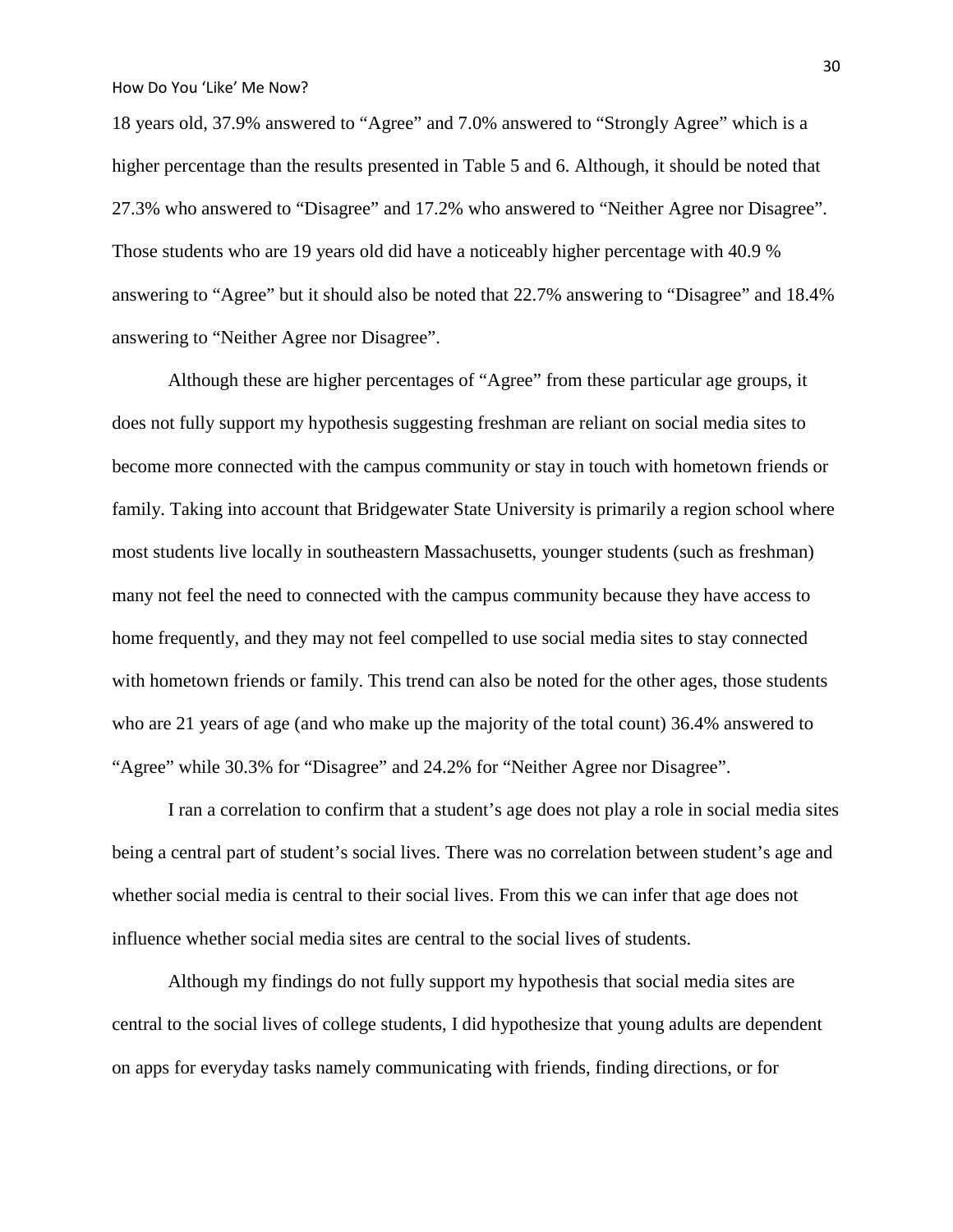18 years old, 37.9% answered to "Agree" and 7.0% answered to "Strongly Agree" which is a higher percentage than the results presented in Table 5 and 6. Although, it should be noted that 27.3% who answered to "Disagree" and 17.2% who answered to "Neither Agree nor Disagree". Those students who are 19 years old did have a noticeably higher percentage with 40.9 % answering to "Agree" but it should also be noted that 22.7% answering to "Disagree" and 18.4% answering to "Neither Agree nor Disagree".

Although these are higher percentages of "Agree" from these particular age groups, it does not fully support my hypothesis suggesting freshman are reliant on social media sites to become more connected with the campus community or stay in touch with hometown friends or family. Taking into account that Bridgewater State University is primarily a region school where most students live locally in southeastern Massachusetts, younger students (such as freshman) many not feel the need to connected with the campus community because they have access to home frequently, and they may not feel compelled to use social media sites to stay connected with hometown friends or family. This trend can also be noted for the other ages, those students who are 21 years of age (and who make up the majority of the total count) 36.4% answered to "Agree" while 30.3% for "Disagree" and 24.2% for "Neither Agree nor Disagree".

I ran a correlation to confirm that a student's age does not play a role in social media sites being a central part of student's social lives. There was no correlation between student's age and whether social media is central to their social lives. From this we can infer that age does not influence whether social media sites are central to the social lives of students.

Although my findings do not fully support my hypothesis that social media sites are central to the social lives of college students, I did hypothesize that young adults are dependent on apps for everyday tasks namely communicating with friends, finding directions, or for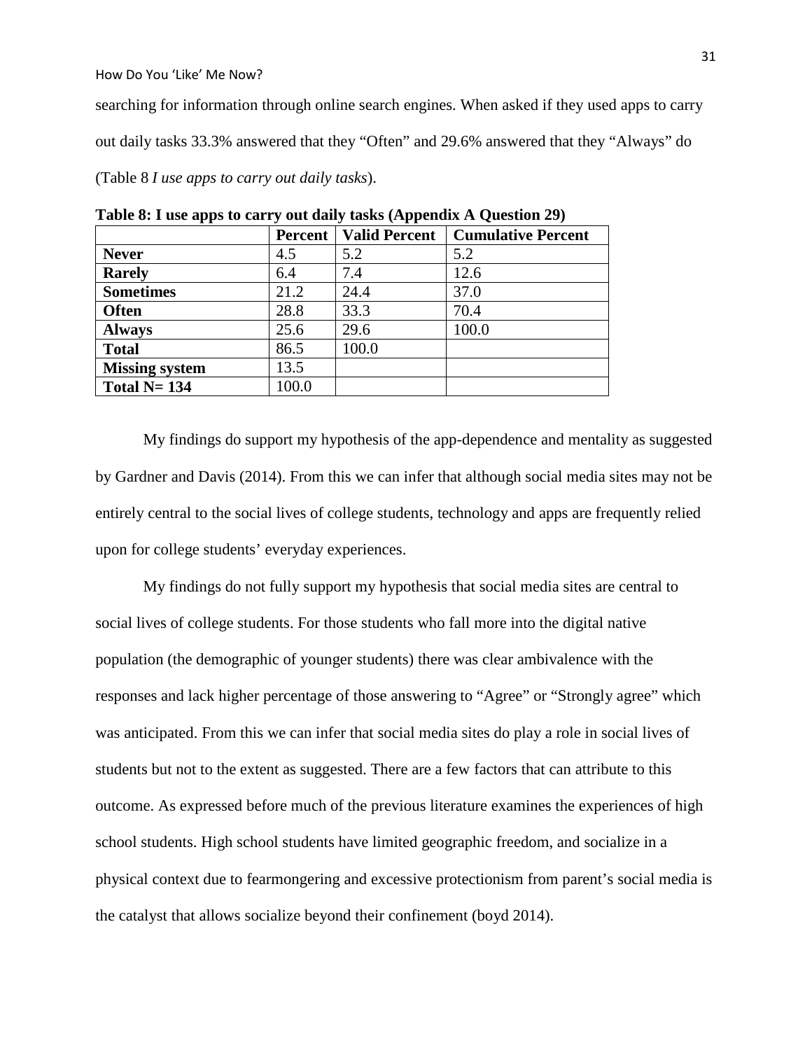searching for information through online search engines. When asked if they used apps to carry out daily tasks 33.3% answered that they "Often" and 29.6% answered that they "Always" do (Table 8 *I use apps to carry out daily tasks*).

**Table 8: I use apps to carry out daily tasks (Appendix A Question 29)**

| | Percent | Valid Percent | Cumulative Percent |
|---|---|---|---|
| **Never** | 4.5 | 5.2 | 5.2 |
| **Rarely** | 6.4 | 7.4 | 12.6 |
| **Sometimes** | 21.2 | 24.4 | 37.0 |
| **Often** | 28.8 | 33.3 | 70.4 |
| **Always** | 25.6 | 29.6 | 100.0 |
| **Total** | 86.5 | 100.0 | |
| **Missing system** | 13.5 | | |
| **Total N= 134** | 100.0 | | |

My findings do support my hypothesis of the app-dependence and mentality as suggested by Gardner and Davis (2014). From this we can infer that although social media sites may not be entirely central to the social lives of college students, technology and apps are frequently relied upon for college students' everyday experiences.

My findings do not fully support my hypothesis that social media sites are central to social lives of college students. For those students who fall more into the digital native population (the demographic of younger students) there was clear ambivalence with the responses and lack higher percentage of those answering to "Agree" or "Strongly agree" which was anticipated. From this we can infer that social media sites do play a role in social lives of students but not to the extent as suggested. There are a few factors that can attribute to this outcome. As expressed before much of the previous literature examines the experiences of high school students. High school students have limited geographic freedom, and socialize in a physical context due to fearmongering and excessive protectionism from parent's social media is the catalyst that allows socialize beyond their confinement (boyd 2014).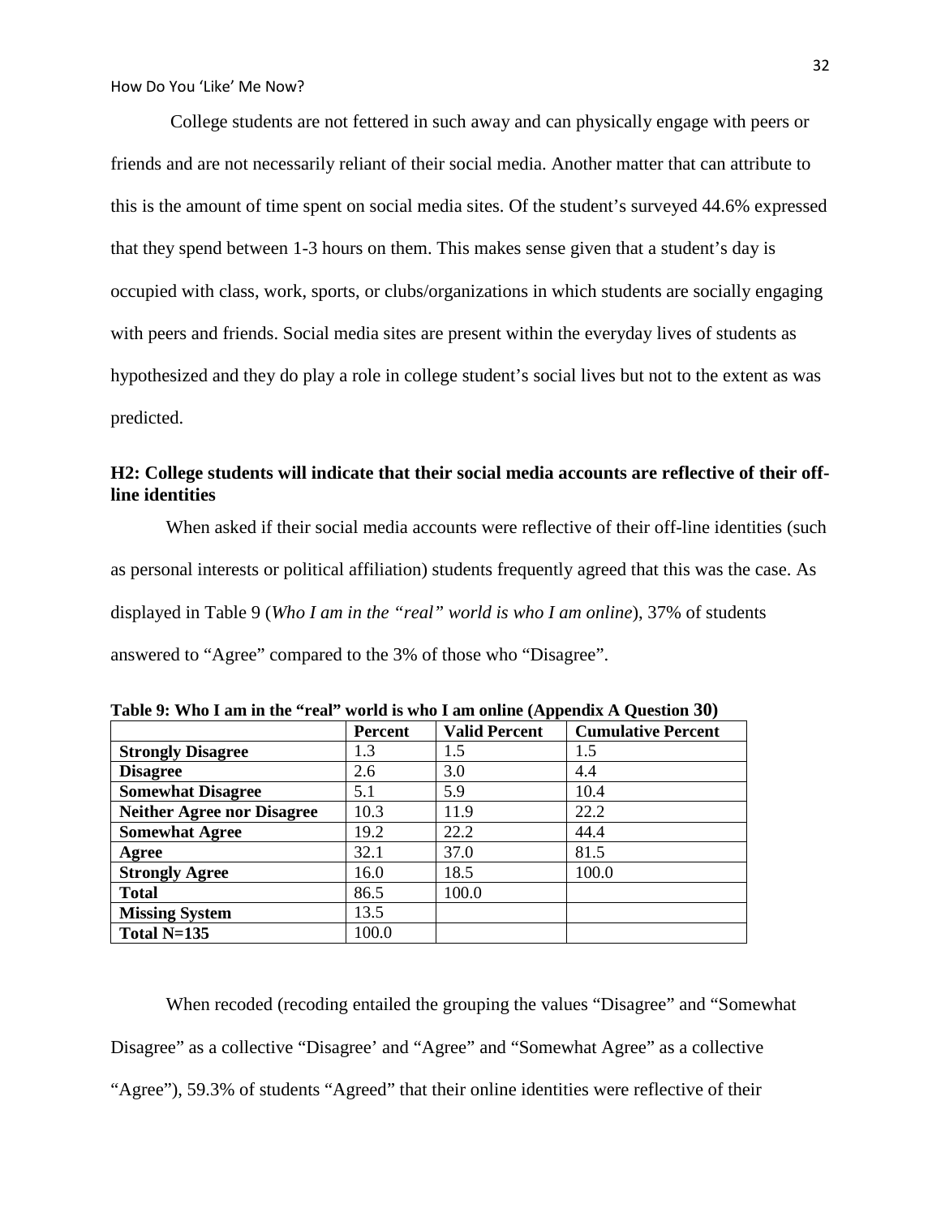College students are not fettered in such away and can physically engage with peers or friends and are not necessarily reliant of their social media. Another matter that can attribute to this is the amount of time spent on social media sites. Of the student's surveyed 44.6% expressed that they spend between 1-3 hours on them. This makes sense given that a student's day is occupied with class, work, sports, or clubs/organizations in which students are socially engaging with peers and friends. Social media sites are present within the everyday lives of students as hypothesized and they do play a role in college student's social lives but not to the extent as was predicted.

**H2: College students will indicate that their social media accounts are reflective of their off-line identities**

When asked if their social media accounts were reflective of their off-line identities (such as personal interests or political affiliation) students frequently agreed that this was the case. As displayed in Table 9 (*Who I am in the "real" world is who I am online*), 37% of students answered to "Agree" compared to the 3% of those who "Disagree".

**Table 9: Who I am in the "real" world is who I am online (Appendix A Question 30)**

| | Percent | Valid Percent | Cumulative Percent |
|---|---|---|---|
| **Strongly Disagree** | 1.3 | 1.5 | 1.5 |
| **Disagree** | 2.6 | 3.0 | 4.4 |
| **Somewhat Disagree** | 5.1 | 5.9 | 10.4 |
| **Neither Agree nor Disagree** | 10.3 | 11.9 | 22.2 |
| **Somewhat Agree** | 19.2 | 22.2 | 44.4 |
| **Agree** | 32.1 | 37.0 | 81.5 |
| **Strongly Agree** | 16.0 | 18.5 | 100.0 |
| **Total** | 86.5 | 100.0 | |
| **Missing System** | 13.5 | | |
| **Total N=135** | 100.0 | | |

When recoded (recoding entailed the grouping the values "Disagree" and "Somewhat Disagree" as a collective "Disagree' and "Agree" and "Somewhat Agree" as a collective "Agree"), 59.3% of students "Agreed" that their online identities were reflective of their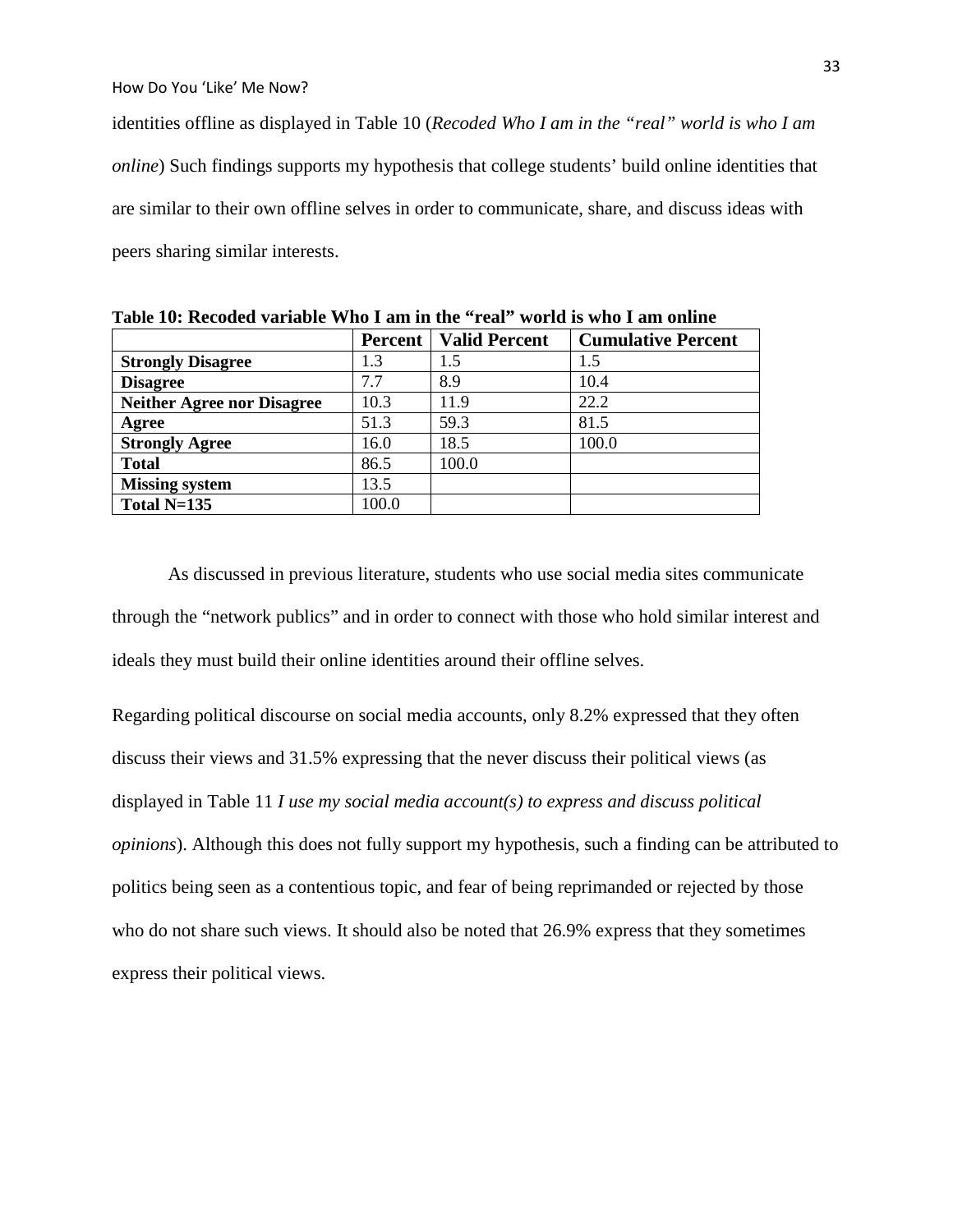identities offline as displayed in Table 10 (*Recoded Who I am in the "real" world is who I am online*) Such findings supports my hypothesis that college students' build online identities that are similar to their own offline selves in order to communicate, share, and discuss ideas with peers sharing similar interests.

**Table 10: Recoded variable Who I am in the "real" world is who I am online**

| | Percent | Valid Percent | Cumulative Percent |
|---|---|---|---|
| **Strongly Disagree** | 1.3 | 1.5 | 1.5 |
| **Disagree** | 7.7 | 8.9 | 10.4 |
| **Neither Agree nor Disagree** | 10.3 | 11.9 | 22.2 |
| **Agree** | 51.3 | 59.3 | 81.5 |
| **Strongly Agree** | 16.0 | 18.5 | 100.0 |
| **Total** | 86.5 | 100.0 | |
| **Missing system** | 13.5 | | |
| **Total N=135** | 100.0 | | |

As discussed in previous literature, students who use social media sites communicate through the "network publics" and in order to connect with those who hold similar interest and ideals they must build their online identities around their offline selves.

Regarding political discourse on social media accounts, only 8.2% expressed that they often discuss their views and 31.5% expressing that the never discuss their political views (as displayed in Table 11 *I use my social media account(s) to express and discuss political opinions*). Although this does not fully support my hypothesis, such a finding can be attributed to politics being seen as a contentious topic, and fear of being reprimanded or rejected by those who do not share such views. It should also be noted that 26.9% express that they sometimes express their political views.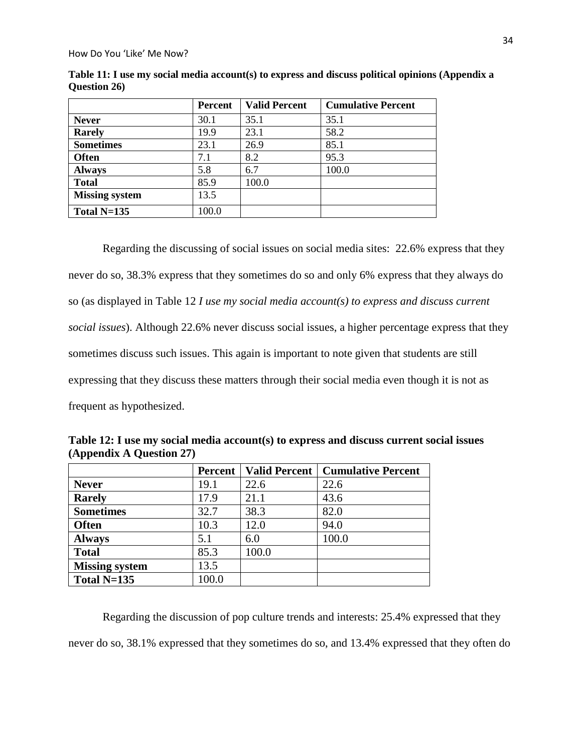**Table 11: I use my social media account(s) to express and discuss political opinions (Appendix a Question 26)**

| | Percent | Valid Percent | Cumulative Percent |
|---|---|---|---|
| **Never** | 30.1 | 35.1 | 35.1 |
| **Rarely** | 19.9 | 23.1 | 58.2 |
| **Sometimes** | 23.1 | 26.9 | 85.1 |
| **Often** | 7.1 | 8.2 | 95.3 |
| **Always** | 5.8 | 6.7 | 100.0 |
| **Total** | 85.9 | 100.0 | |
| **Missing system** | 13.5 | | |
| **Total N=135** | 100.0 | | |

Regarding the discussing of social issues on social media sites: 22.6% express that they never do so, 38.3% express that they sometimes do so and only 6% express that they always do so (as displayed in Table 12 *I use my social media account(s) to express and discuss current social issues*). Although 22.6% never discuss social issues, a higher percentage express that they sometimes discuss such issues. This again is important to note given that students are still expressing that they discuss these matters through their social media even though it is not as frequent as hypothesized.

**Table 12: I use my social media account(s) to express and discuss current social issues (Appendix A Question 27)**

| | Percent | Valid Percent | Cumulative Percent |
|---|---|---|---|
| **Never** | 19.1 | 22.6 | 22.6 |
| **Rarely** | 17.9 | 21.1 | 43.6 |
| **Sometimes** | 32.7 | 38.3 | 82.0 |
| **Often** | 10.3 | 12.0 | 94.0 |
| **Always** | 5.1 | 6.0 | 100.0 |
| **Total** | 85.3 | 100.0 | |
| **Missing system** | 13.5 | | |
| **Total N=135** | 100.0 | | |

Regarding the discussion of pop culture trends and interests: 25.4% expressed that they never do so, 38.1% expressed that they sometimes do so, and 13.4% expressed that they often do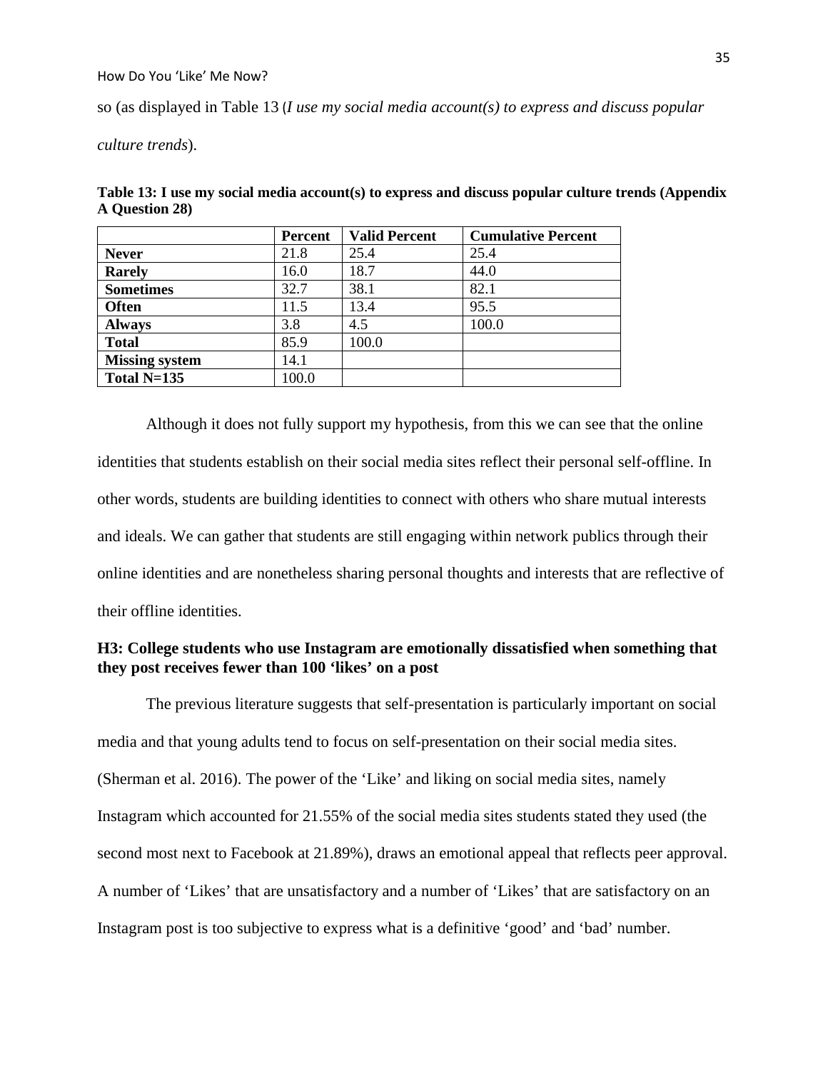so (as displayed in Table 13 (*I use my social media account(s) to express and discuss popular culture trends*).

**Table 13: I use my social media account(s) to express and discuss popular culture trends (Appendix A Question 28)**

| | Percent | Valid Percent | Cumulative Percent |
|---|---|---|---|
| **Never** | 21.8 | 25.4 | 25.4 |
| **Rarely** | 16.0 | 18.7 | 44.0 |
| **Sometimes** | 32.7 | 38.1 | 82.1 |
| **Often** | 11.5 | 13.4 | 95.5 |
| **Always** | 3.8 | 4.5 | 100.0 |
| **Total** | 85.9 | 100.0 | |
| **Missing system** | 14.1 | | |
| **Total N=135** | 100.0 | | |

Although it does not fully support my hypothesis, from this we can see that the online identities that students establish on their social media sites reflect their personal self-offline. In other words, students are building identities to connect with others who share mutual interests and ideals. We can gather that students are still engaging within network publics through their online identities and are nonetheless sharing personal thoughts and interests that are reflective of their offline identities.

### H3: College students who use Instagram are emotionally dissatisfied when something that they post receives fewer than 100 'likes' on a post

The previous literature suggests that self-presentation is particularly important on social media and that young adults tend to focus on self-presentation on their social media sites. (Sherman et al. 2016). The power of the 'Like' and liking on social media sites, namely Instagram which accounted for 21.55% of the social media sites students stated they used (the second most next to Facebook at 21.89%), draws an emotional appeal that reflects peer approval. A number of 'Likes' that are unsatisfactory and a number of 'Likes' that are satisfactory on an Instagram post is too subjective to express what is a definitive 'good' and 'bad' number.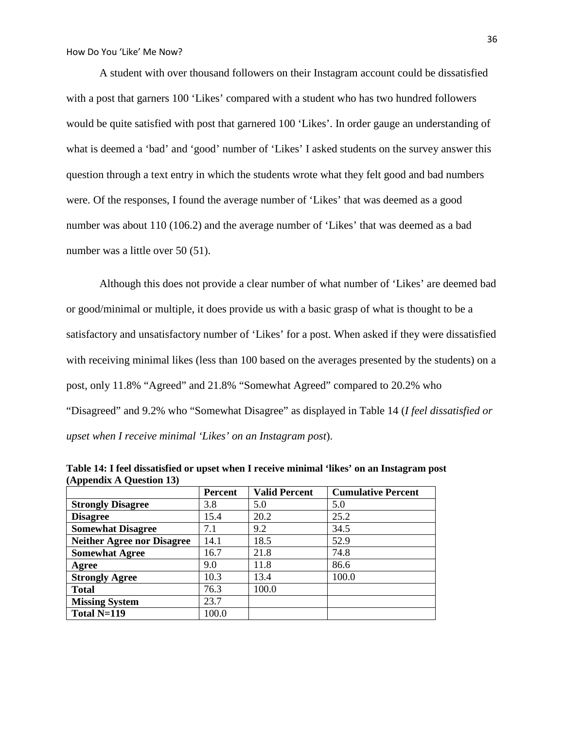A student with over thousand followers on their Instagram account could be dissatisfied with a post that garners 100 'Likes' compared with a student who has two hundred followers would be quite satisfied with post that garnered 100 'Likes'. In order gauge an understanding of what is deemed a 'bad' and 'good' number of 'Likes' I asked students on the survey answer this question through a text entry in which the students wrote what they felt good and bad numbers were. Of the responses, I found the average number of 'Likes' that was deemed as a good number was about 110 (106.2) and the average number of 'Likes' that was deemed as a bad number was a little over 50 (51).

Although this does not provide a clear number of what number of 'Likes' are deemed bad or good/minimal or multiple, it does provide us with a basic grasp of what is thought to be a satisfactory and unsatisfactory number of 'Likes' for a post. When asked if they were dissatisfied with receiving minimal likes (less than 100 based on the averages presented by the students) on a post, only 11.8% "Agreed" and 21.8% "Somewhat Agreed" compared to 20.2% who "Disagreed" and 9.2% who "Somewhat Disagree" as displayed in Table 14 (*I feel dissatisfied or upset when I receive minimal 'Likes' on an Instagram post*).

**Table 14: I feel dissatisfied or upset when I receive minimal 'likes' on an Instagram post (Appendix A Question 13)**

| | Percent | Valid Percent | Cumulative Percent |
|---|---|---|---|
| **Strongly Disagree** | 3.8 | 5.0 | 5.0 |
| **Disagree** | 15.4 | 20.2 | 25.2 |
| **Somewhat Disagree** | 7.1 | 9.2 | 34.5 |
| **Neither Agree nor Disagree** | 14.1 | 18.5 | 52.9 |
| **Somewhat Agree** | 16.7 | 21.8 | 74.8 |
| **Agree** | 9.0 | 11.8 | 86.6 |
| **Strongly Agree** | 10.3 | 13.4 | 100.0 |
| **Total** | 76.3 | 100.0 | |
| **Missing System** | 23.7 | | |
| **Total N=119** | 100.0 | | |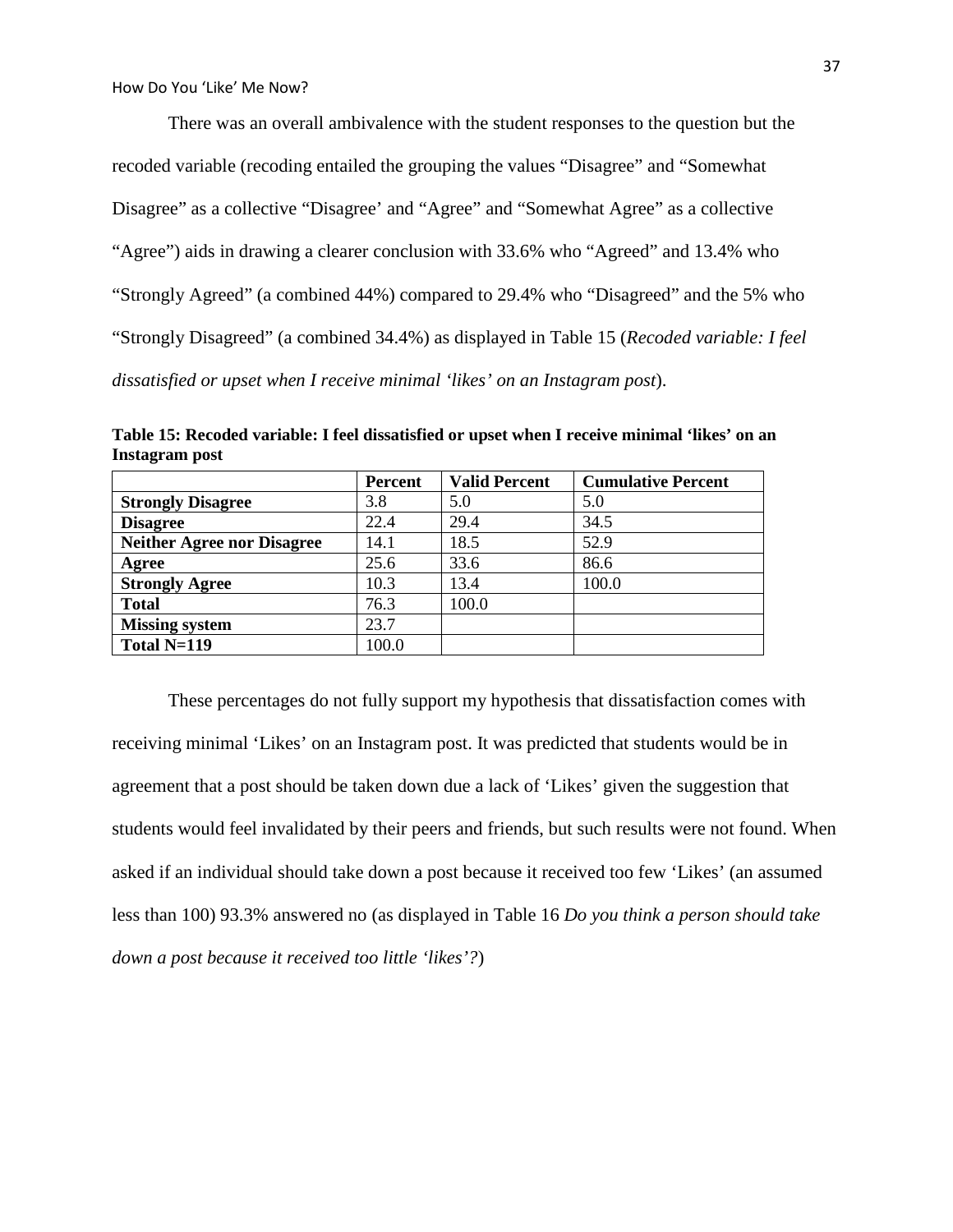There was an overall ambivalence with the student responses to the question but the recoded variable (recoding entailed the grouping the values "Disagree" and "Somewhat Disagree" as a collective "Disagree' and "Agree" and "Somewhat Agree" as a collective "Agree") aids in drawing a clearer conclusion with 33.6% who "Agreed" and 13.4% who "Strongly Agreed" (a combined 44%) compared to 29.4% who "Disagreed" and the 5% who "Strongly Disagreed" (a combined 34.4%) as displayed in Table 15 (*Recoded variable: I feel dissatisfied or upset when I receive minimal 'likes' on an Instagram post*).

**Table 15: Recoded variable: I feel dissatisfied or upset when I receive minimal 'likes' on an Instagram post**

| | Percent | Valid Percent | Cumulative Percent |
|---|---|---|---|
| **Strongly Disagree** | 3.8 | 5.0 | 5.0 |
| **Disagree** | 22.4 | 29.4 | 34.5 |
| **Neither Agree nor Disagree** | 14.1 | 18.5 | 52.9 |
| **Agree** | 25.6 | 33.6 | 86.6 |
| **Strongly Agree** | 10.3 | 13.4 | 100.0 |
| **Total** | 76.3 | 100.0 | |
| **Missing system** | 23.7 | | |
| **Total N=119** | 100.0 | | |

These percentages do not fully support my hypothesis that dissatisfaction comes with receiving minimal 'Likes' on an Instagram post. It was predicted that students would be in agreement that a post should be taken down due a lack of 'Likes' given the suggestion that students would feel invalidated by their peers and friends, but such results were not found. When asked if an individual should take down a post because it received too few 'Likes' (an assumed less than 100) 93.3% answered no (as displayed in Table 16 *Do you think a person should take down a post because it received too little 'likes'?*)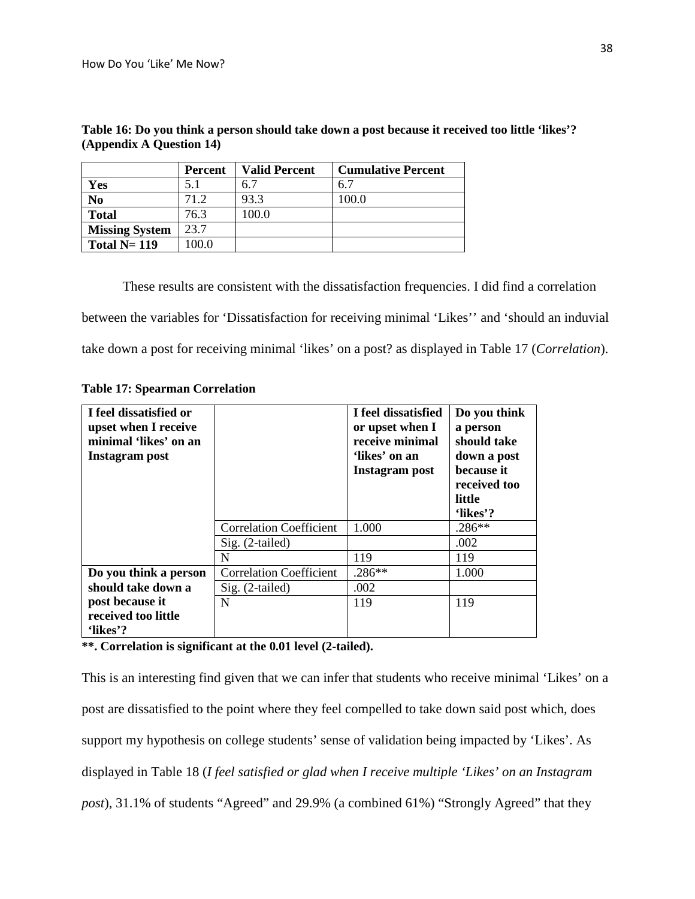**Table 16: Do you think a person should take down a post because it received too little 'likes'? (Appendix A Question 14)**

| | Percent | Valid Percent | Cumulative Percent |
|---|---|---|---|
| **Yes** | 5.1 | 6.7 | 6.7 |
| **No** | 71.2 | 93.3 | 100.0 |
| **Total** | 76.3 | 100.0 | |
| **Missing System** | 23.7 | | |
| **Total N= 119** | 100.0 | | |

These results are consistent with the dissatisfaction frequencies. I did find a correlation between the variables for 'Dissatisfaction for receiving minimal 'Likes'' and 'should an induvial take down a post for receiving minimal 'likes' on a post? as displayed in Table 17 (*Correlation*).

**Table 17: Spearman Correlation**

| | | **I feel dissatisfied or upset when I receive minimal 'likes' on an Instagram post** | **Do you think a person should take down a post because it received too little 'likes'?** |
|---|---|---|---|
| **I feel dissatisfied or upset when I receive minimal 'likes' on an Instagram post** | Correlation Coefficient | 1.000 | .286** |
| | Sig. (2-tailed) | | .002 |
| | N | 119 | 119 |
| **Do you think a person should take down a post because it received too little 'likes'?** | Correlation Coefficient | .286** | 1.000 |
| | Sig. (2-tailed) | .002 | |
| | N | 119 | 119 |

**\*\*. Correlation is significant at the 0.01 level (2-tailed).**

This is an interesting find given that we can infer that students who receive minimal 'Likes' on a post are dissatisfied to the point where they feel compelled to take down said post which, does support my hypothesis on college students' sense of validation being impacted by 'Likes'. As displayed in Table 18 (*I feel satisfied or glad when I receive multiple 'Likes' on an Instagram post*), 31.1% of students "Agreed" and 29.9% (a combined 61%) "Strongly Agreed" that they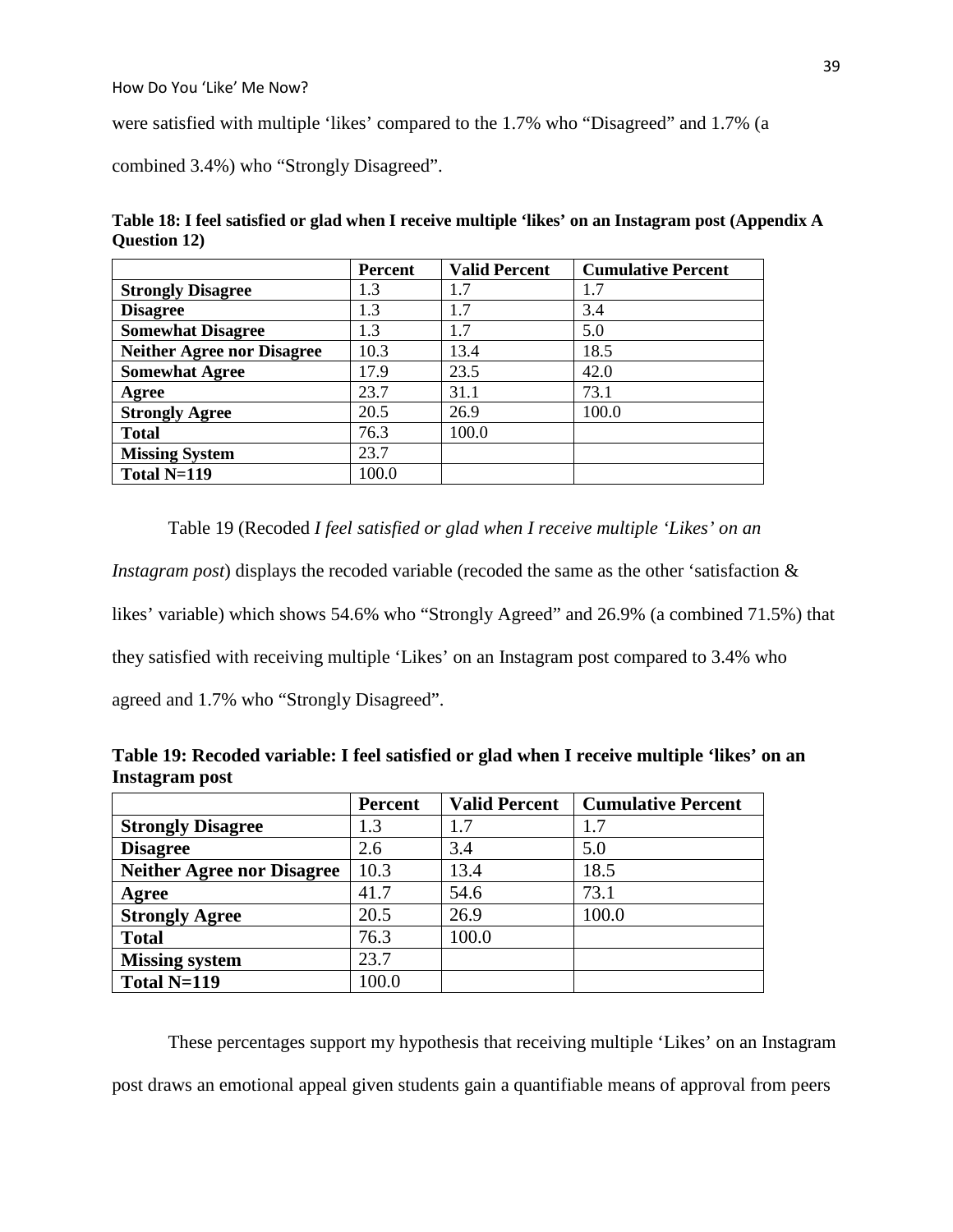were satisfied with multiple 'likes' compared to the 1.7% who "Disagreed" and 1.7% (a combined 3.4%) who "Strongly Disagreed".

**Table 18: I feel satisfied or glad when I receive multiple 'likes' on an Instagram post (Appendix A Question 12)**

| | Percent | Valid Percent | Cumulative Percent |
|---|---|---|---|
| **Strongly Disagree** | 1.3 | 1.7 | 1.7 |
| **Disagree** | 1.3 | 1.7 | 3.4 |
| **Somewhat Disagree** | 1.3 | 1.7 | 5.0 |
| **Neither Agree nor Disagree** | 10.3 | 13.4 | 18.5 |
| **Somewhat Agree** | 17.9 | 23.5 | 42.0 |
| **Agree** | 23.7 | 31.1 | 73.1 |
| **Strongly Agree** | 20.5 | 26.9 | 100.0 |
| **Total** | 76.3 | 100.0 | |
| **Missing System** | 23.7 | | |
| **Total N=119** | 100.0 | | |

Table 19 (Recoded *I feel satisfied or glad when I receive multiple 'Likes' on an Instagram post*) displays the recoded variable (recoded the same as the other 'satisfaction & likes' variable) which shows 54.6% who "Strongly Agreed" and 26.9% (a combined 71.5%) that they satisfied with receiving multiple 'Likes' on an Instagram post compared to 3.4% who agreed and 1.7% who "Strongly Disagreed".

**Table 19: Recoded variable: I feel satisfied or glad when I receive multiple 'likes' on an Instagram post**

| | Percent | Valid Percent | Cumulative Percent |
|---|---|---|---|
| **Strongly Disagree** | 1.3 | 1.7 | 1.7 |
| **Disagree** | 2.6 | 3.4 | 5.0 |
| **Neither Agree nor Disagree** | 10.3 | 13.4 | 18.5 |
| **Agree** | 41.7 | 54.6 | 73.1 |
| **Strongly Agree** | 20.5 | 26.9 | 100.0 |
| **Total** | 76.3 | 100.0 | |
| **Missing system** | 23.7 | | |
| **Total N=119** | 100.0 | | |

These percentages support my hypothesis that receiving multiple 'Likes' on an Instagram post draws an emotional appeal given students gain a quantifiable means of approval from peers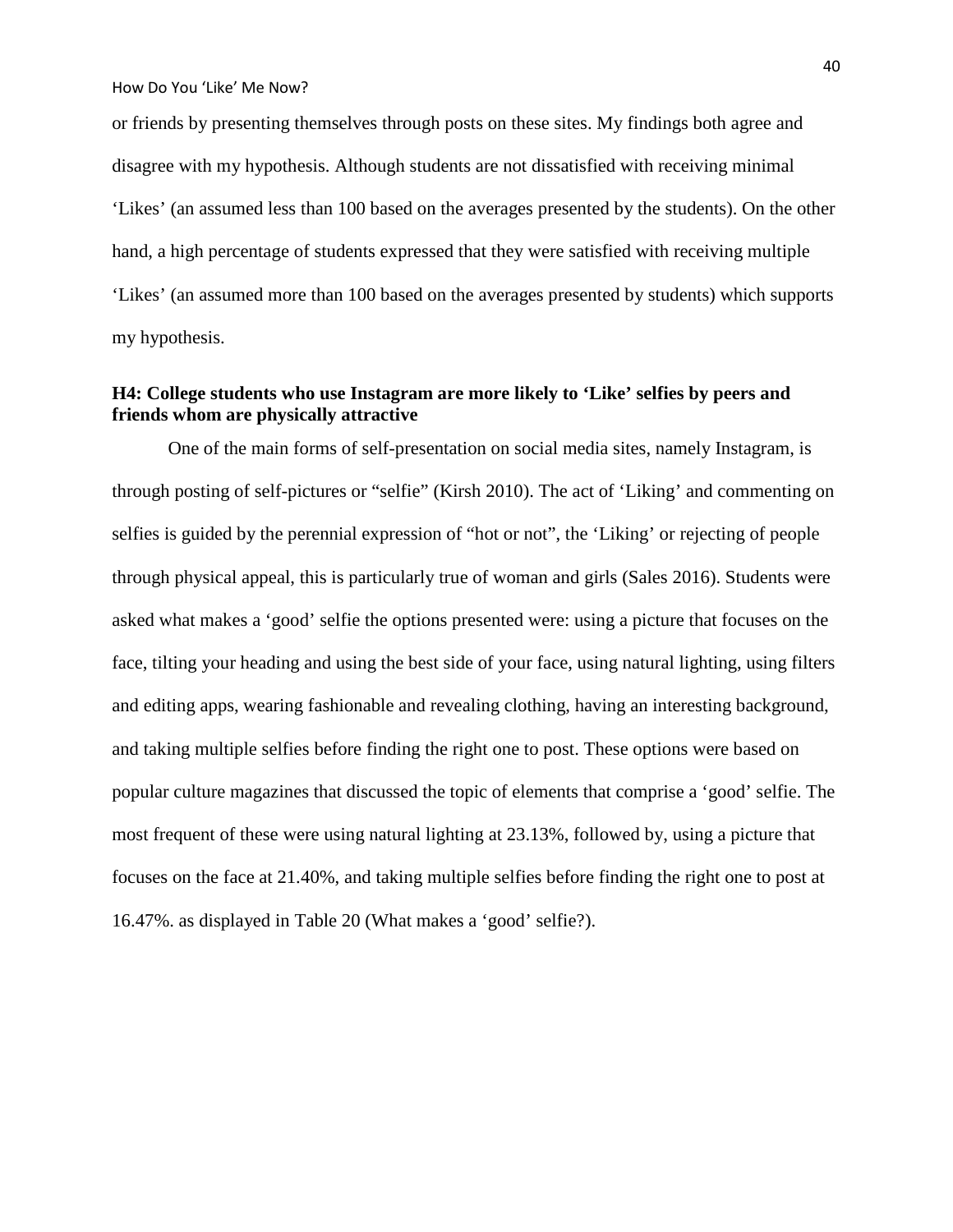or friends by presenting themselves through posts on these sites. My findings both agree and disagree with my hypothesis. Although students are not dissatisfied with receiving minimal 'Likes' (an assumed less than 100 based on the averages presented by the students). On the other hand, a high percentage of students expressed that they were satisfied with receiving multiple 'Likes' (an assumed more than 100 based on the averages presented by students) which supports my hypothesis.

**H4: College students who use Instagram are more likely to 'Like' selfies by peers and friends whom are physically attractive**

One of the main forms of self-presentation on social media sites, namely Instagram, is through posting of self-pictures or "selfie" (Kirsh 2010). The act of 'Liking' and commenting on selfies is guided by the perennial expression of "hot or not", the 'Liking' or rejecting of people through physical appeal, this is particularly true of woman and girls (Sales 2016). Students were asked what makes a 'good' selfie the options presented were: using a picture that focuses on the face, tilting your heading and using the best side of your face, using natural lighting, using filters and editing apps, wearing fashionable and revealing clothing, having an interesting background, and taking multiple selfies before finding the right one to post. These options were based on popular culture magazines that discussed the topic of elements that comprise a 'good' selfie. The most frequent of these were using natural lighting at 23.13%, followed by, using a picture that focuses on the face at 21.40%, and taking multiple selfies before finding the right one to post at 16.47%. as displayed in Table 20 (What makes a 'good' selfie?).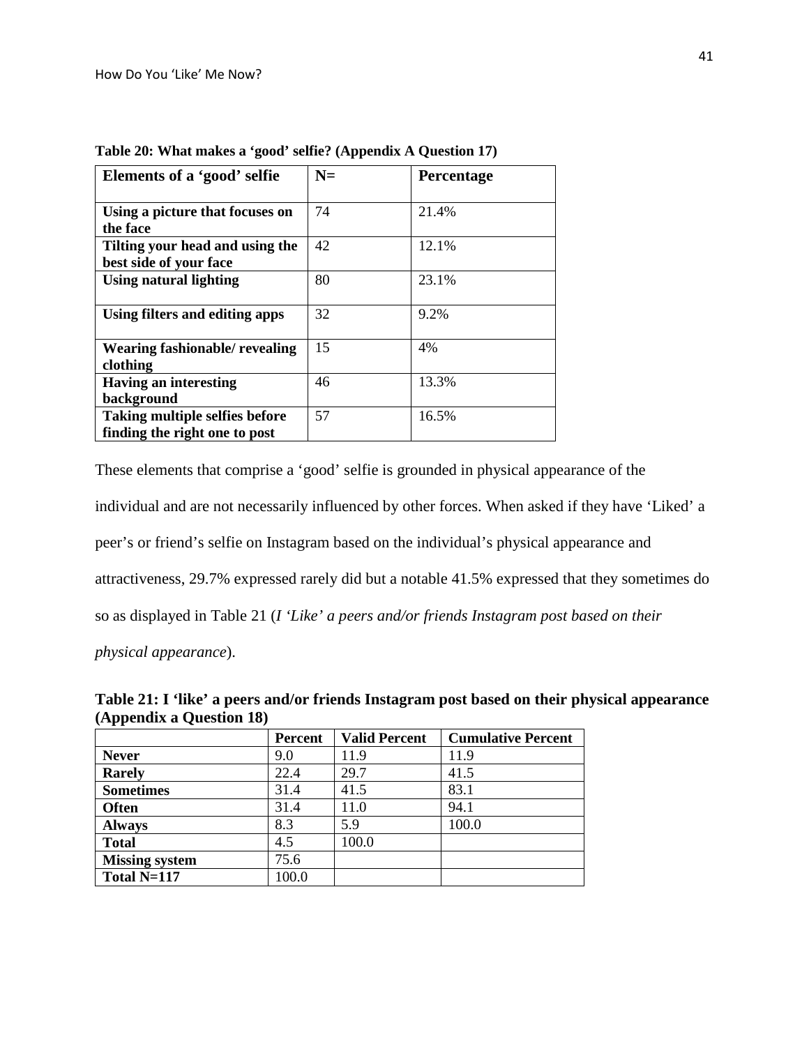**Table 20: What makes a 'good' selfie? (Appendix A Question 17)**

| Elements of a 'good' selfie | N= | Percentage |
|---|---|---|
| Using a picture that focuses on the face | 74 | 21.4% |
| Tilting your head and using the best side of your face | 42 | 12.1% |
| Using natural lighting | 80 | 23.1% |
| Using filters and editing apps | 32 | 9.2% |
| Wearing fashionable/ revealing clothing | 15 | 4% |
| Having an interesting background | 46 | 13.3% |
| Taking multiple selfies before finding the right one to post | 57 | 16.5% |

These elements that comprise a 'good' selfie is grounded in physical appearance of the individual and are not necessarily influenced by other forces. When asked if they have 'Liked' a peer's or friend's selfie on Instagram based on the individual's physical appearance and attractiveness, 29.7% expressed rarely did but a notable 41.5% expressed that they sometimes do so as displayed in Table 21 (*I 'Like' a peers and/or friends Instagram post based on their physical appearance*).

**Table 21: I 'like' a peers and/or friends Instagram post based on their physical appearance (Appendix a Question 18)**

| | Percent | Valid Percent | Cumulative Percent |
|---|---|---|---|
| **Never** | 9.0 | 11.9 | 11.9 |
| **Rarely** | 22.4 | 29.7 | 41.5 |
| **Sometimes** | 31.4 | 41.5 | 83.1 |
| **Often** | 31.4 | 11.0 | 94.1 |
| **Always** | 8.3 | 5.9 | 100.0 |
| **Total** | 4.5 | 100.0 | |
| **Missing system** | 75.6 | | |
| **Total N=117** | 100.0 | | |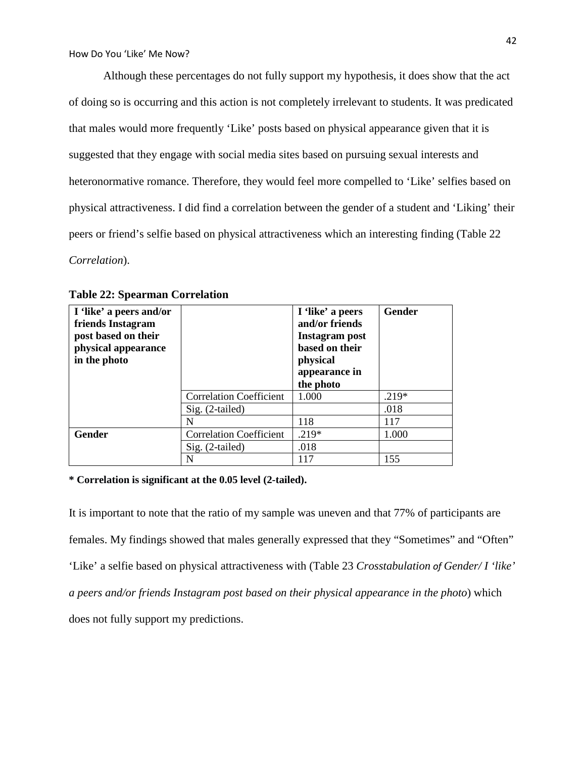Although these percentages do not fully support my hypothesis, it does show that the act of doing so is occurring and this action is not completely irrelevant to students. It was predicated that males would more frequently 'Like' posts based on physical appearance given that it is suggested that they engage with social media sites based on pursuing sexual interests and heteronormative romance. Therefore, they would feel more compelled to 'Like' selfies based on physical attractiveness. I did find a correlation between the gender of a student and 'Liking' their peers or friend's selfie based on physical attractiveness which an interesting finding (Table 22 *Correlation*).

**Table 22: Spearman Correlation**

| **I 'like' a peers and/or friends Instagram post based on their physical appearance in the photo** | | **I 'like' a peers and/or friends Instagram post based on their physical appearance in the photo** | **Gender** |
|---|---|---|---|
| | Correlation Coefficient | 1.000 | .219* |
| | Sig. (2-tailed) | | .018 |
| | N | 118 | 117 |
| **Gender** | Correlation Coefficient | .219* | 1.000 |
| | Sig. (2-tailed) | .018 | |
| | N | 117 | 155 |

**\* Correlation is significant at the 0.05 level (2-tailed).**

It is important to note that the ratio of my sample was uneven and that 77% of participants are females. My findings showed that males generally expressed that they "Sometimes" and "Often" 'Like' a selfie based on physical attractiveness with (Table 23 *Crosstabulation of Gender/ I 'like' a peers and/or friends Instagram post based on their physical appearance in the photo*) which does not fully support my predictions.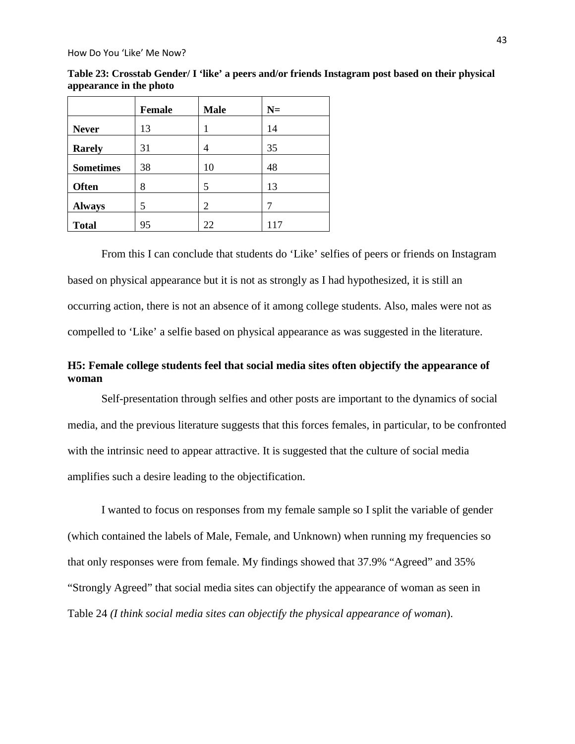**Table 23: Crosstab Gender/ I 'like' a peers and/or friends Instagram post based on their physical appearance in the photo**

| | Female | Male | N= |
|---|---|---|---|
| **Never** | 13 | 1 | 14 |
| **Rarely** | 31 | 4 | 35 |
| **Sometimes** | 38 | 10 | 48 |
| **Often** | 8 | 5 | 13 |
| **Always** | 5 | 2 | 7 |
| **Total** | 95 | 22 | 117 |

From this I can conclude that students do 'Like' selfies of peers or friends on Instagram based on physical appearance but it is not as strongly as I had hypothesized, it is still an occurring action, there is not an absence of it among college students. Also, males were not as compelled to 'Like' a selfie based on physical appearance as was suggested in the literature.

**H5: Female college students feel that social media sites often objectify the appearance of woman**

Self-presentation through selfies and other posts are important to the dynamics of social media, and the previous literature suggests that this forces females, in particular, to be confronted with the intrinsic need to appear attractive. It is suggested that the culture of social media amplifies such a desire leading to the objectification.

I wanted to focus on responses from my female sample so I split the variable of gender (which contained the labels of Male, Female, and Unknown) when running my frequencies so that only responses were from female. My findings showed that 37.9% "Agreed" and 35% "Strongly Agreed" that social media sites can objectify the appearance of woman as seen in Table 24 *(I think social media sites can objectify the physical appearance of woman*).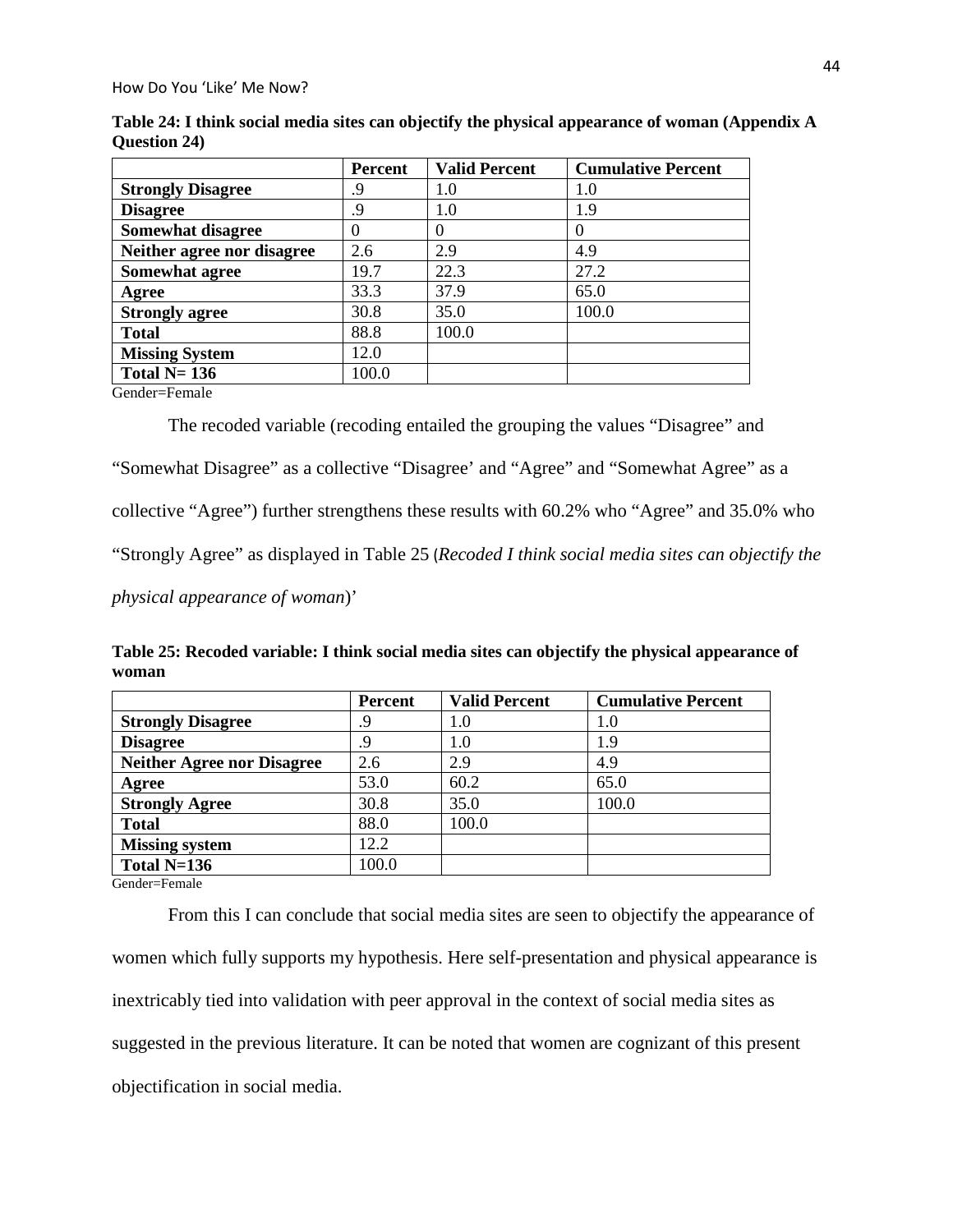**Table 24: I think social media sites can objectify the physical appearance of woman (Appendix A Question 24)**

| | Percent | Valid Percent | Cumulative Percent |
|---|---|---|---|
| **Strongly Disagree** | .9 | 1.0 | 1.0 |
| **Disagree** | .9 | 1.0 | 1.9 |
| **Somewhat disagree** | 0 | 0 | 0 |
| **Neither agree nor disagree** | 2.6 | 2.9 | 4.9 |
| **Somewhat agree** | 19.7 | 22.3 | 27.2 |
| **Agree** | 33.3 | 37.9 | 65.0 |
| **Strongly agree** | 30.8 | 35.0 | 100.0 |
| **Total** | 88.8 | 100.0 | |
| **Missing System** | 12.0 | | |
| **Total N= 136** | 100.0 | | |

Gender=Female

The recoded variable (recoding entailed the grouping the values "Disagree" and "Somewhat Disagree" as a collective "Disagree' and "Agree" and "Somewhat Agree" as a collective "Agree") further strengthens these results with 60.2% who "Agree" and 35.0% who "Strongly Agree" as displayed in Table 25 (*Recoded I think social media sites can objectify the physical appearance of woman*)'

**Table 25: Recoded variable: I think social media sites can objectify the physical appearance of woman**

| | Percent | Valid Percent | Cumulative Percent |
|---|---|---|---|
| **Strongly Disagree** | .9 | 1.0 | 1.0 |
| **Disagree** | .9 | 1.0 | 1.9 |
| **Neither Agree nor Disagree** | 2.6 | 2.9 | 4.9 |
| **Agree** | 53.0 | 60.2 | 65.0 |
| **Strongly Agree** | 30.8 | 35.0 | 100.0 |
| **Total** | 88.0 | 100.0 | |
| **Missing system** | 12.2 | | |
| **Total N=136** | 100.0 | | |

Gender=Female

From this I can conclude that social media sites are seen to objectify the appearance of women which fully supports my hypothesis. Here self-presentation and physical appearance is inextricably tied into validation with peer approval in the context of social media sites as suggested in the previous literature. It can be noted that women are cognizant of this present objectification in social media.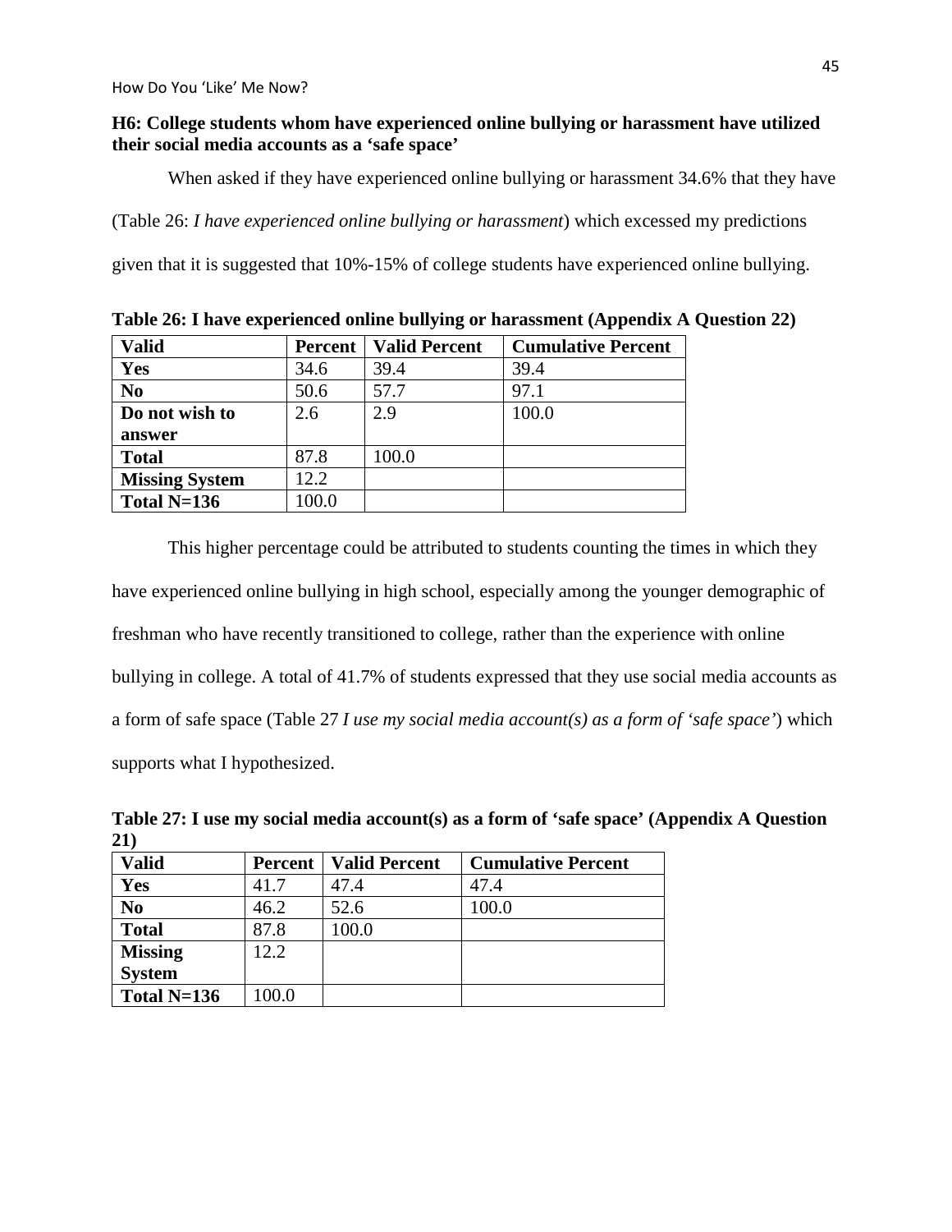**H6: College students whom have experienced online bullying or harassment have utilized their social media accounts as a 'safe space'**

When asked if they have experienced online bullying or harassment 34.6% that they have (Table 26: *I have experienced online bullying or harassment*) which excessed my predictions given that it is suggested that 10%-15% of college students have experienced online bullying.

**Table 26: I have experienced online bullying or harassment (Appendix A Question 22)**

| Valid | Percent | Valid Percent | Cumulative Percent |
|---|---|---|---|
| **Yes** | 34.6 | 39.4 | 39.4 |
| **No** | 50.6 | 57.7 | 97.1 |
| **Do not wish to answer** | 2.6 | 2.9 | 100.0 |
| **Total** | 87.8 | 100.0 | |
| **Missing System** | 12.2 | | |
| **Total N=136** | 100.0 | | |

This higher percentage could be attributed to students counting the times in which they have experienced online bullying in high school, especially among the younger demographic of freshman who have recently transitioned to college, rather than the experience with online bullying in college. A total of 41.7% of students expressed that they use social media accounts as a form of safe space (Table 27 *I use my social media account(s) as a form of 'safe space'*) which supports what I hypothesized.

**Table 27: I use my social media account(s) as a form of 'safe space' (Appendix A Question 21)**

| Valid | Percent | Valid Percent | Cumulative Percent |
|---|---|---|---|
| **Yes** | 41.7 | 47.4 | 47.4 |
| **No** | 46.2 | 52.6 | 100.0 |
| **Total** | 87.8 | 100.0 | |
| **Missing System** | 12.2 | | |
| **Total N=136** | 100.0 | | |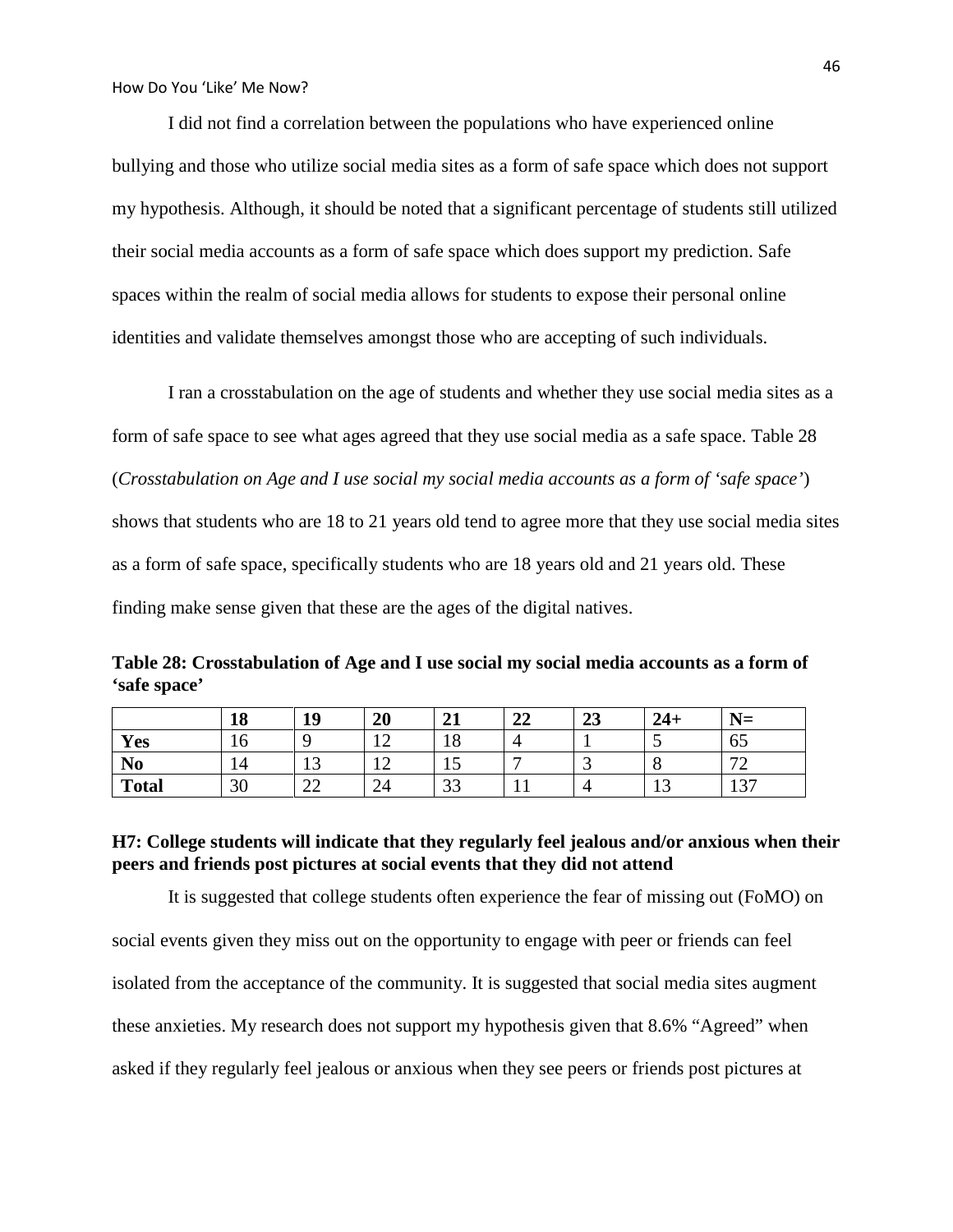I did not find a correlation between the populations who have experienced online bullying and those who utilize social media sites as a form of safe space which does not support my hypothesis. Although, it should be noted that a significant percentage of students still utilized their social media accounts as a form of safe space which does support my prediction. Safe spaces within the realm of social media allows for students to expose their personal online identities and validate themselves amongst those who are accepting of such individuals.

I ran a crosstabulation on the age of students and whether they use social media sites as a form of safe space to see what ages agreed that they use social media as a safe space. Table 28 (*Crosstabulation on Age and I use social my social media accounts as a form of 'safe space'*) shows that students who are 18 to 21 years old tend to agree more that they use social media sites as a form of safe space, specifically students who are 18 years old and 21 years old. These finding make sense given that these are the ages of the digital natives.

**Table 28: Crosstabulation of Age and I use social my social media accounts as a form of 'safe space'**

| | **18** | **19** | **20** | **21** | **22** | **23** | **24+** | **N=** |
|---|---|---|---|---|---|---|---|---|
| **Yes** | 16 | 9 | 12 | 18 | 4 | 1 | 5 | 65 |
| **No** | 14 | 13 | 12 | 15 | 7 | 3 | 8 | 72 |
| **Total** | 30 | 22 | 24 | 33 | 11 | 4 | 13 | 137 |

### H7: College students will indicate that they regularly feel jealous and/or anxious when their peers and friends post pictures at social events that they did not attend

It is suggested that college students often experience the fear of missing out (FoMO) on social events given they miss out on the opportunity to engage with peer or friends can feel isolated from the acceptance of the community. It is suggested that social media sites augment these anxieties. My research does not support my hypothesis given that 8.6% "Agreed" when asked if they regularly feel jealous or anxious when they see peers or friends post pictures at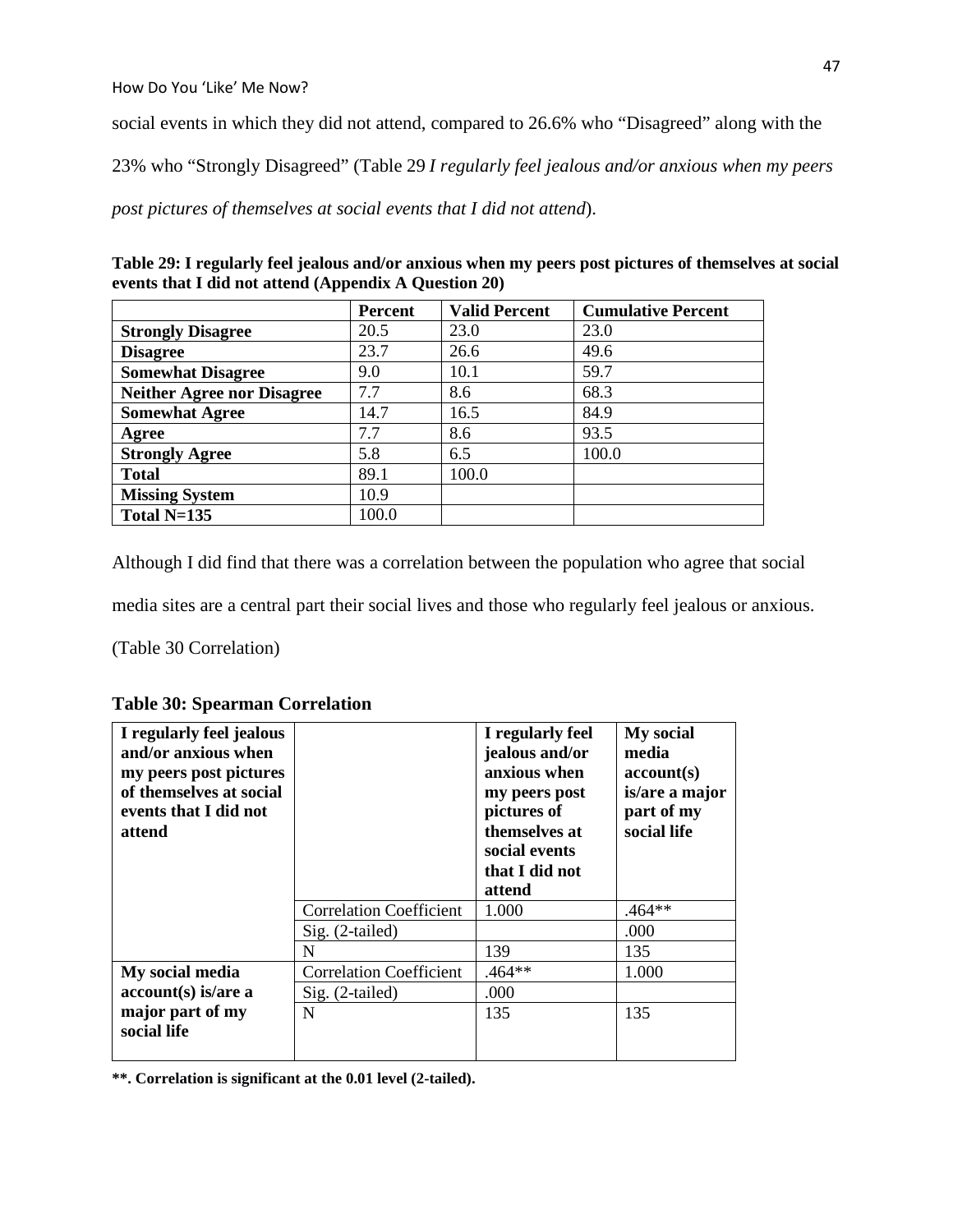social events in which they did not attend, compared to 26.6% who "Disagreed" along with the 23% who "Strongly Disagreed" (Table 29 *I regularly feel jealous and/or anxious when my peers post pictures of themselves at social events that I did not attend*).

**Table 29: I regularly feel jealous and/or anxious when my peers post pictures of themselves at social events that I did not attend (Appendix A Question 20)**

| | Percent | Valid Percent | Cumulative Percent |
|---|---|---|---|
| **Strongly Disagree** | 20.5 | 23.0 | 23.0 |
| **Disagree** | 23.7 | 26.6 | 49.6 |
| **Somewhat Disagree** | 9.0 | 10.1 | 59.7 |
| **Neither Agree nor Disagree** | 7.7 | 8.6 | 68.3 |
| **Somewhat Agree** | 14.7 | 16.5 | 84.9 |
| **Agree** | 7.7 | 8.6 | 93.5 |
| **Strongly Agree** | 5.8 | 6.5 | 100.0 |
| **Total** | 89.1 | 100.0 | |
| **Missing System** | 10.9 | | |
| **Total N=135** | 100.0 | | |

Although I did find that there was a correlation between the population who agree that social media sites are a central part their social lives and those who regularly feel jealous or anxious. (Table 30 Correlation)

**Table 30: Spearman Correlation**

| **I regularly feel jealous and/or anxious when my peers post pictures of themselves at social events that I did not attend** | | **I regularly feel jealous and/or anxious when my peers post pictures of themselves at social events that I did not attend** | **My social media account(s) is/are a major part of my social life** |
|---|---|---|---|
| | Correlation Coefficient | 1.000 | .464** |
| | Sig. (2-tailed) | | .000 |
| | N | 139 | 135 |
| **My social media account(s) is/are a major part of my social life** | Correlation Coefficient | .464** | 1.000 |
| | Sig. (2-tailed) | .000 | |
| | N | 135 | 135 |

**\*\*. Correlation is significant at the 0.01 level (2-tailed).**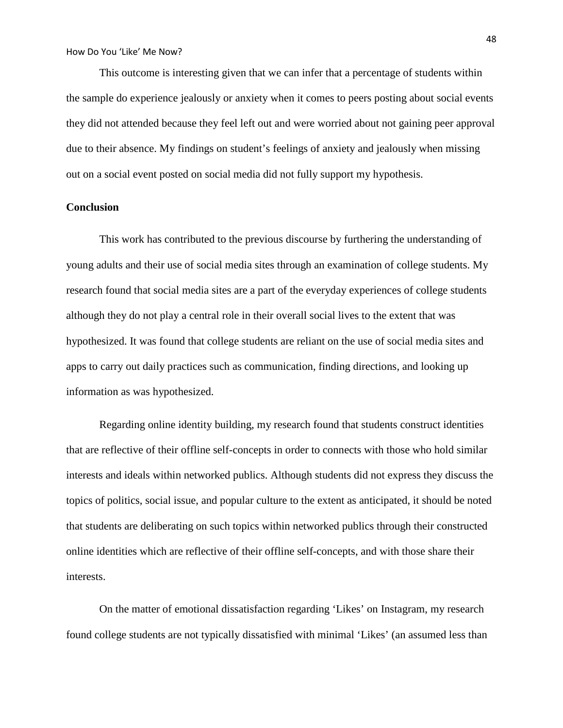This outcome is interesting given that we can infer that a percentage of students within the sample do experience jealously or anxiety when it comes to peers posting about social events they did not attended because they feel left out and were worried about not gaining peer approval due to their absence. My findings on student's feelings of anxiety and jealously when missing out on a social event posted on social media did not fully support my hypothesis.

**Conclusion**

This work has contributed to the previous discourse by furthering the understanding of young adults and their use of social media sites through an examination of college students. My research found that social media sites are a part of the everyday experiences of college students although they do not play a central role in their overall social lives to the extent that was hypothesized. It was found that college students are reliant on the use of social media sites and apps to carry out daily practices such as communication, finding directions, and looking up information as was hypothesized.

Regarding online identity building, my research found that students construct identities that are reflective of their offline self-concepts in order to connects with those who hold similar interests and ideals within networked publics. Although students did not express they discuss the topics of politics, social issue, and popular culture to the extent as anticipated, it should be noted that students are deliberating on such topics within networked publics through their constructed online identities which are reflective of their offline self-concepts, and with those share their interests.

On the matter of emotional dissatisfaction regarding 'Likes' on Instagram, my research found college students are not typically dissatisfied with minimal 'Likes' (an assumed less than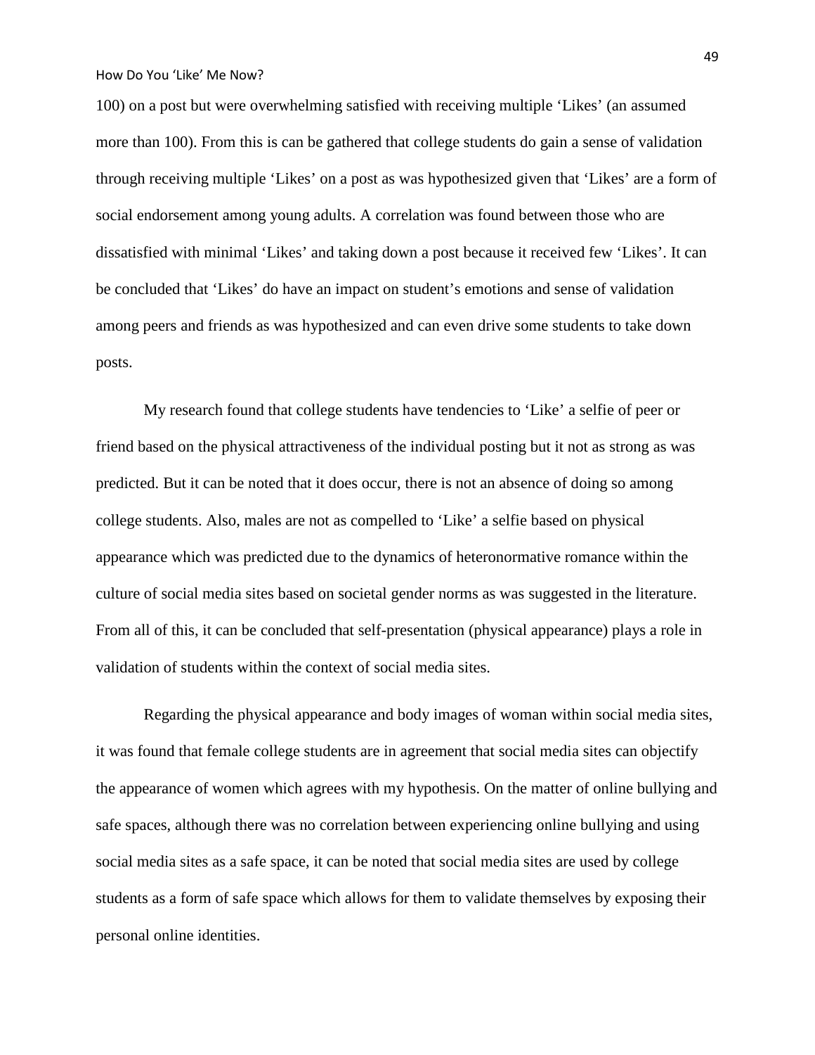100) on a post but were overwhelming satisfied with receiving multiple 'Likes' (an assumed more than 100). From this is can be gathered that college students do gain a sense of validation through receiving multiple 'Likes' on a post as was hypothesized given that 'Likes' are a form of social endorsement among young adults. A correlation was found between those who are dissatisfied with minimal 'Likes' and taking down a post because it received few 'Likes'. It can be concluded that 'Likes' do have an impact on student's emotions and sense of validation among peers and friends as was hypothesized and can even drive some students to take down posts.

My research found that college students have tendencies to 'Like' a selfie of peer or friend based on the physical attractiveness of the individual posting but it not as strong as was predicted. But it can be noted that it does occur, there is not an absence of doing so among college students. Also, males are not as compelled to 'Like' a selfie based on physical appearance which was predicted due to the dynamics of heteronormative romance within the culture of social media sites based on societal gender norms as was suggested in the literature. From all of this, it can be concluded that self-presentation (physical appearance) plays a role in validation of students within the context of social media sites.

Regarding the physical appearance and body images of woman within social media sites, it was found that female college students are in agreement that social media sites can objectify the appearance of women which agrees with my hypothesis. On the matter of online bullying and safe spaces, although there was no correlation between experiencing online bullying and using social media sites as a safe space, it can be noted that social media sites are used by college students as a form of safe space which allows for them to validate themselves by exposing their personal online identities.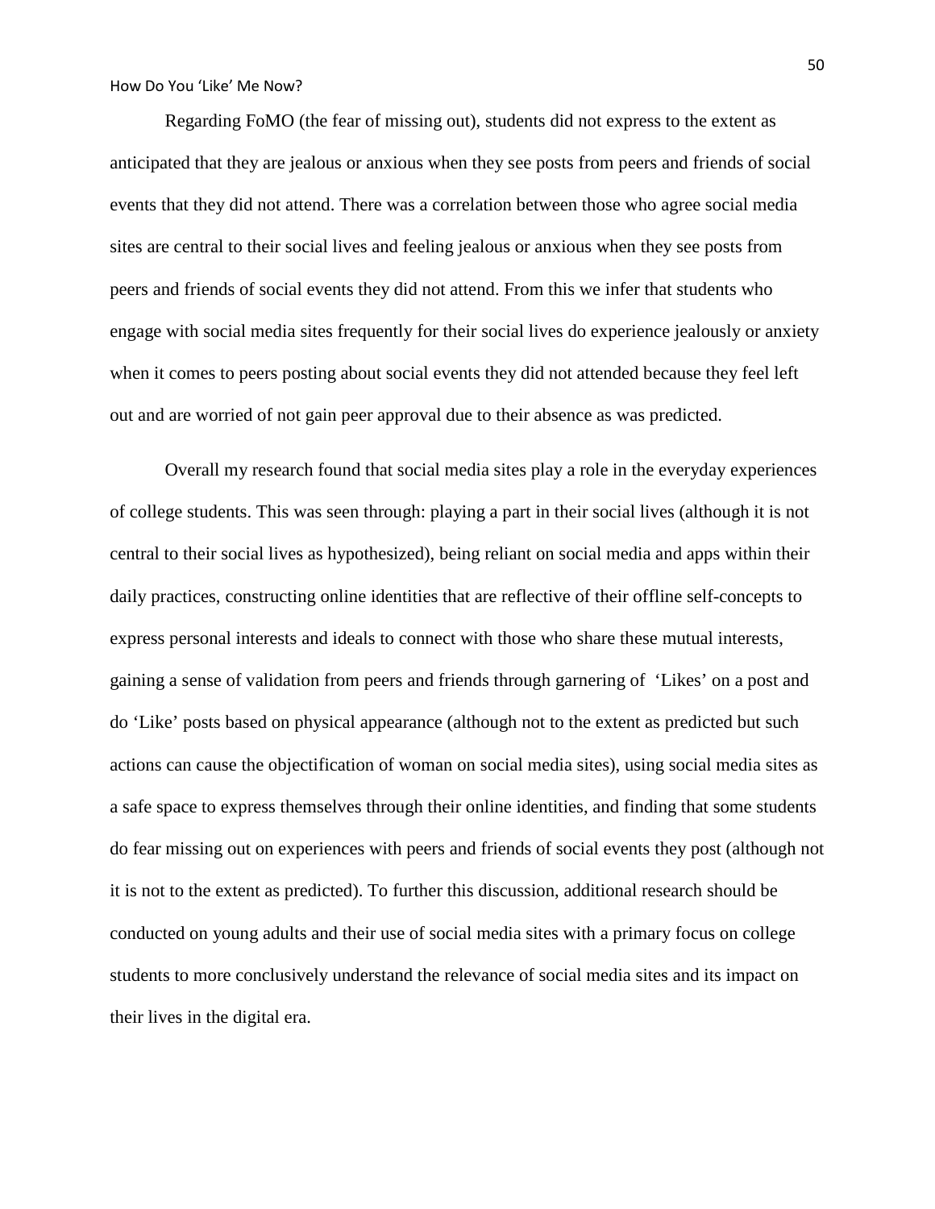Regarding FoMO (the fear of missing out), students did not express to the extent as anticipated that they are jealous or anxious when they see posts from peers and friends of social events that they did not attend. There was a correlation between those who agree social media sites are central to their social lives and feeling jealous or anxious when they see posts from peers and friends of social events they did not attend. From this we infer that students who engage with social media sites frequently for their social lives do experience jealously or anxiety when it comes to peers posting about social events they did not attended because they feel left out and are worried of not gain peer approval due to their absence as was predicted.

Overall my research found that social media sites play a role in the everyday experiences of college students. This was seen through: playing a part in their social lives (although it is not central to their social lives as hypothesized), being reliant on social media and apps within their daily practices, constructing online identities that are reflective of their offline self-concepts to express personal interests and ideals to connect with those who share these mutual interests, gaining a sense of validation from peers and friends through garnering of 'Likes' on a post and do 'Like' posts based on physical appearance (although not to the extent as predicted but such actions can cause the objectification of woman on social media sites), using social media sites as a safe space to express themselves through their online identities, and finding that some students do fear missing out on experiences with peers and friends of social events they post (although not it is not to the extent as predicted). To further this discussion, additional research should be conducted on young adults and their use of social media sites with a primary focus on college students to more conclusively understand the relevance of social media sites and its impact on their lives in the digital era.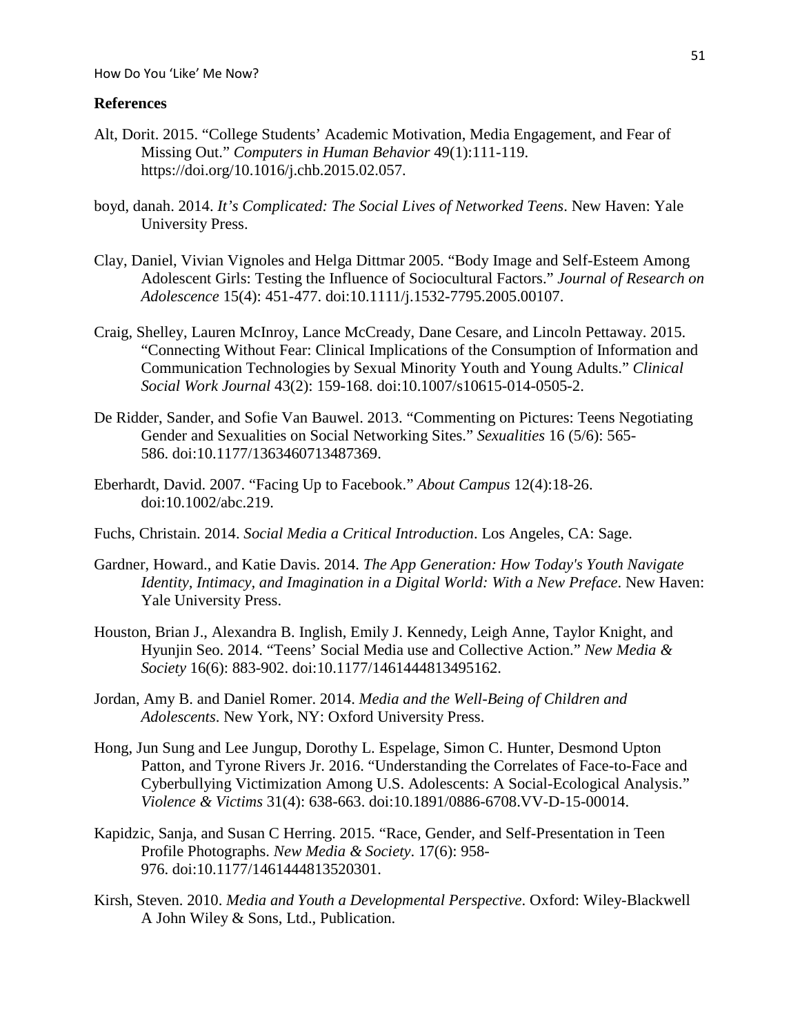## References

Alt, Dorit. 2015. "College Students' Academic Motivation, Media Engagement, and Fear of Missing Out." *Computers in Human Behavior* 49(1):111-119. https://doi.org/10.1016/j.chb.2015.02.057.

boyd, danah. 2014. *It's Complicated: The Social Lives of Networked Teens*. New Haven: Yale University Press.

Clay, Daniel, Vivian Vignoles and Helga Dittmar 2005. "Body Image and Self-Esteem Among Adolescent Girls: Testing the Influence of Sociocultural Factors." *Journal of Research on Adolescence* 15(4): 451-477. doi:10.1111/j.1532-7795.2005.00107.

Craig, Shelley, Lauren McInroy, Lance McCready, Dane Cesare, and Lincoln Pettaway. 2015. "Connecting Without Fear: Clinical Implications of the Consumption of Information and Communication Technologies by Sexual Minority Youth and Young Adults." *Clinical Social Work Journal* 43(2): 159-168. doi:10.1007/s10615-014-0505-2.

De Ridder, Sander, and Sofie Van Bauwel. 2013. "Commenting on Pictures: Teens Negotiating Gender and Sexualities on Social Networking Sites." *Sexualities* 16 (5/6): 565-586. doi:10.1177/1363460713487369.

Eberhardt, David. 2007. "Facing Up to Facebook." *About Campus* 12(4):18-26. doi:10.1002/abc.219.

Fuchs, Christain. 2014. *Social Media a Critical Introduction*. Los Angeles, CA: Sage.

Gardner, Howard., and Katie Davis. 2014. *The App Generation: How Today's Youth Navigate Identity, Intimacy, and Imagination in a Digital World: With a New Preface*. New Haven: Yale University Press.

Houston, Brian J., Alexandra B. Inglish, Emily J. Kennedy, Leigh Anne, Taylor Knight, and Hyunjin Seo. 2014. "Teens' Social Media use and Collective Action." *New Media & Society* 16(6): 883-902. doi:10.1177/1461444813495162.

Jordan, Amy B. and Daniel Romer. 2014. *Media and the Well-Being of Children and Adolescents*. New York, NY: Oxford University Press.

Hong, Jun Sung and Lee Jungup, Dorothy L. Espelage, Simon C. Hunter, Desmond Upton Patton, and Tyrone Rivers Jr. 2016. "Understanding the Correlates of Face-to-Face and Cyberbullying Victimization Among U.S. Adolescents: A Social-Ecological Analysis." *Violence & Victims* 31(4): 638-663. doi:10.1891/0886-6708.VV-D-15-00014.

Kapidzic, Sanja, and Susan C Herring. 2015. "Race, Gender, and Self-Presentation in Teen Profile Photographs. *New Media & Society*. 17(6): 958-976. doi:10.1177/1461444813520301.

Kirsh, Steven. 2010. *Media and Youth a Developmental Perspective*. Oxford: Wiley-Blackwell A John Wiley & Sons, Ltd., Publication.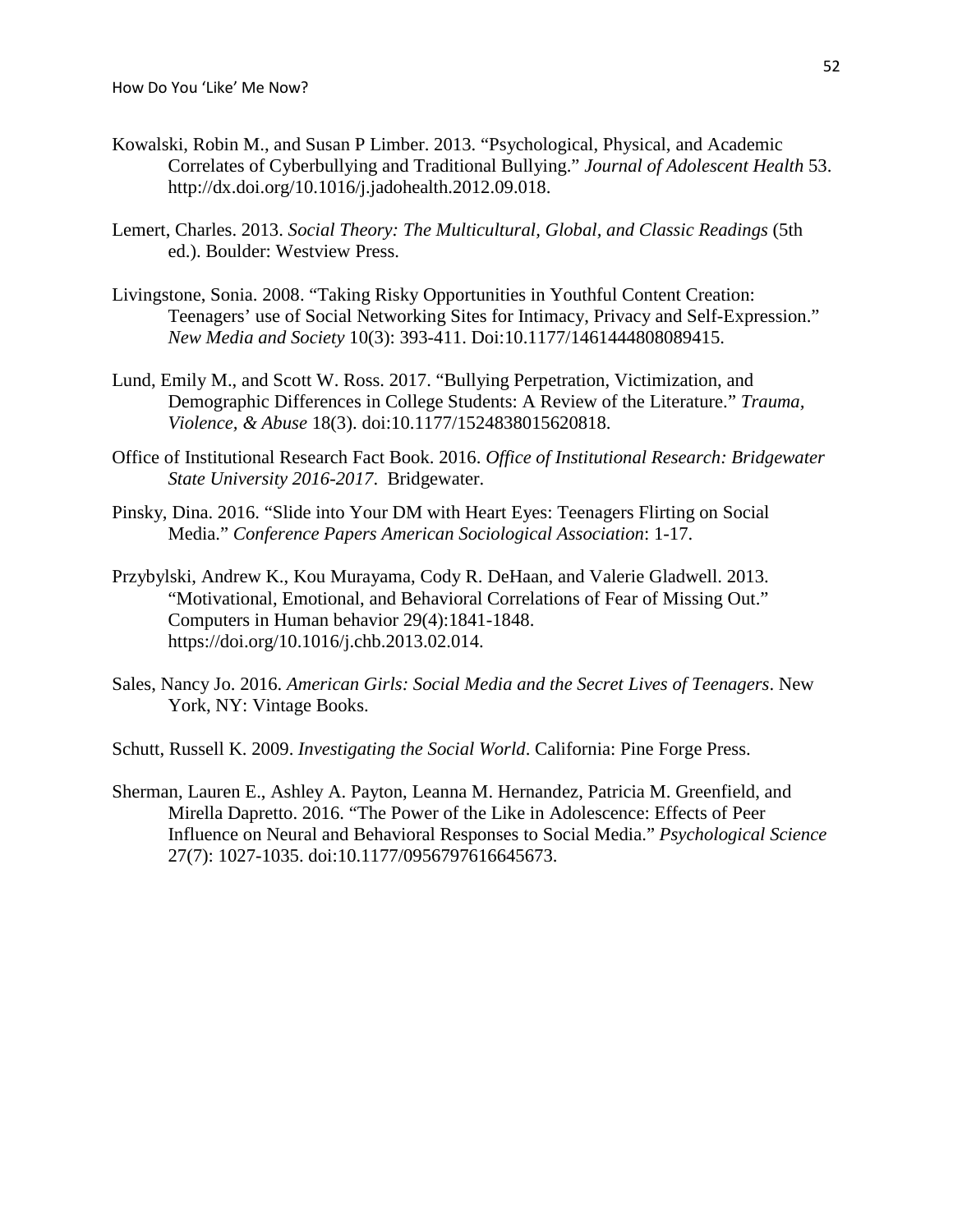Kowalski, Robin M., and Susan P Limber. 2013. "Psychological, Physical, and Academic Correlates of Cyberbullying and Traditional Bullying." *Journal of Adolescent Health* 53. http://dx.doi.org/10.1016/j.jadohealth.2012.09.018.

Lemert, Charles. 2013. *Social Theory: The Multicultural, Global, and Classic Readings* (5th ed.). Boulder: Westview Press.

Livingstone, Sonia. 2008. "Taking Risky Opportunities in Youthful Content Creation: Teenagers' use of Social Networking Sites for Intimacy, Privacy and Self-Expression." *New Media and Society* 10(3): 393-411. Doi:10.1177/1461444808089415.

Lund, Emily M., and Scott W. Ross. 2017. "Bullying Perpetration, Victimization, and Demographic Differences in College Students: A Review of the Literature." *Trauma, Violence, & Abuse* 18(3). doi:10.1177/1524838015620818.

Office of Institutional Research Fact Book. 2016. *Office of Institutional Research: Bridgewater State University 2016-2017*. Bridgewater.

Pinsky, Dina. 2016. "Slide into Your DM with Heart Eyes: Teenagers Flirting on Social Media." *Conference Papers American Sociological Association*: 1-17.

Przybylski, Andrew K., Kou Murayama, Cody R. DeHaan, and Valerie Gladwell. 2013. "Motivational, Emotional, and Behavioral Correlations of Fear of Missing Out." Computers in Human behavior 29(4):1841-1848. https://doi.org/10.1016/j.chb.2013.02.014.

Sales, Nancy Jo. 2016. *American Girls: Social Media and the Secret Lives of Teenagers*. New York, NY: Vintage Books.

Schutt, Russell K. 2009. *Investigating the Social World*. California: Pine Forge Press.

Sherman, Lauren E., Ashley A. Payton, Leanna M. Hernandez, Patricia M. Greenfield, and Mirella Dapretto. 2016. "The Power of the Like in Adolescence: Effects of Peer Influence on Neural and Behavioral Responses to Social Media." *Psychological Science* 27(7): 1027-1035. doi:10.1177/0956797616645673.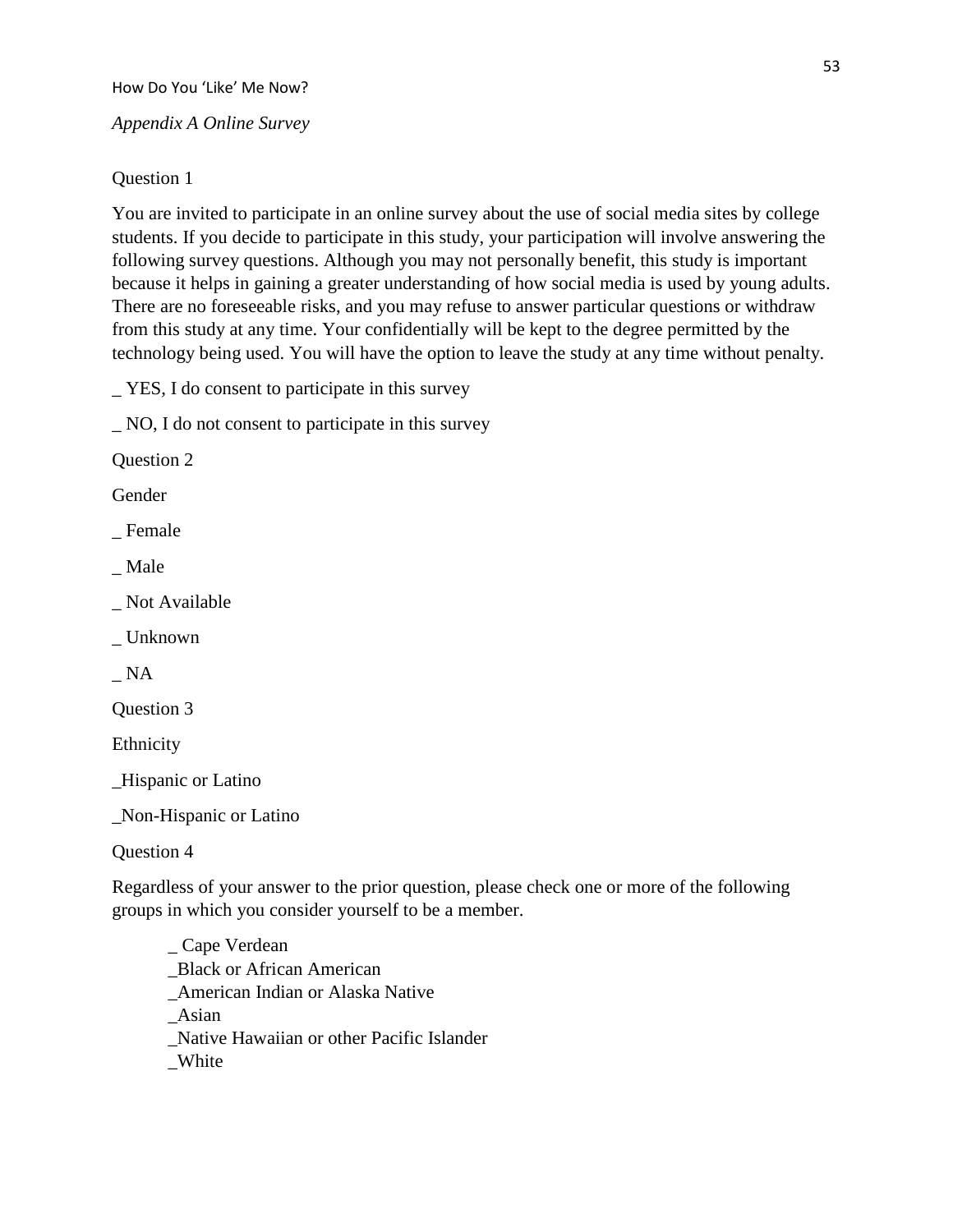*Appendix A Online Survey*

Question 1

You are invited to participate in an online survey about the use of social media sites by college students. If you decide to participate in this study, your participation will involve answering the following survey questions. Although you may not personally benefit, this study is important because it helps in gaining a greater understanding of how social media is used by young adults. There are no foreseeable risks, and you may refuse to answer particular questions or withdraw from this study at any time. Your confidentially will be kept to the degree permitted by the technology being used. You will have the option to leave the study at any time without penalty.

_ YES, I do consent to participate in this survey

_ NO, I do not consent to participate in this survey

Question 2

Gender

_ Female

_ Male

_ Not Available

_ Unknown

_ NA

Question 3

Ethnicity

_Hispanic or Latino

_Non-Hispanic or Latino

Question 4

Regardless of your answer to the prior question, please check one or more of the following groups in which you consider yourself to be a member.

_ Cape Verdean
_Black or African American
_American Indian or Alaska Native
_Asian
_Native Hawaiian or other Pacific Islander
_White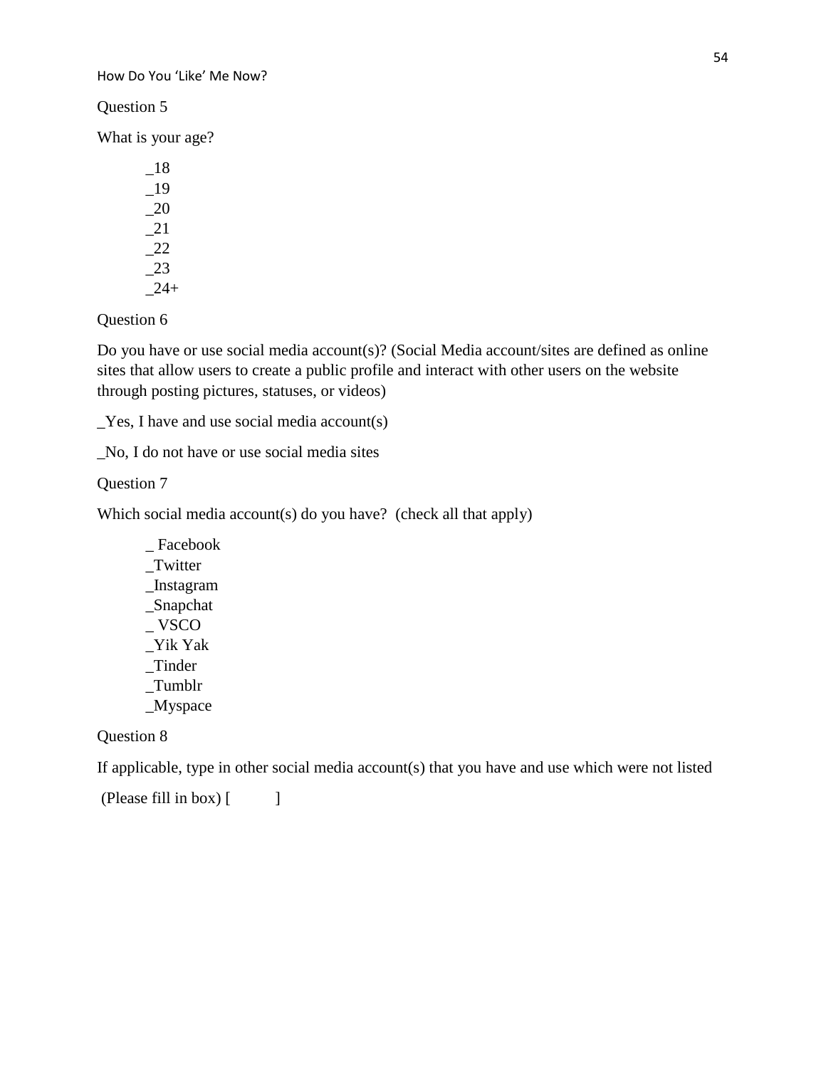Question 5

What is your age?

_18
_19
_20
_21
_22
_23
_24+

Question 6

Do you have or use social media account(s)? (Social Media account/sites are defined as online sites that allow users to create a public profile and interact with other users on the website through posting pictures, statuses, or videos)

_Yes, I have and use social media account(s)

_No, I do not have or use social media sites

Question 7

Which social media account(s) do you have? (check all that apply)

_ Facebook
_Twitter
_Instagram
_Snapchat
_ VSCO
_Yik Yak
_Tinder
_Tumblr
_Myspace

Question 8

If applicable, type in other social media account(s) that you have and use which were not listed

(Please fill in box) [ ]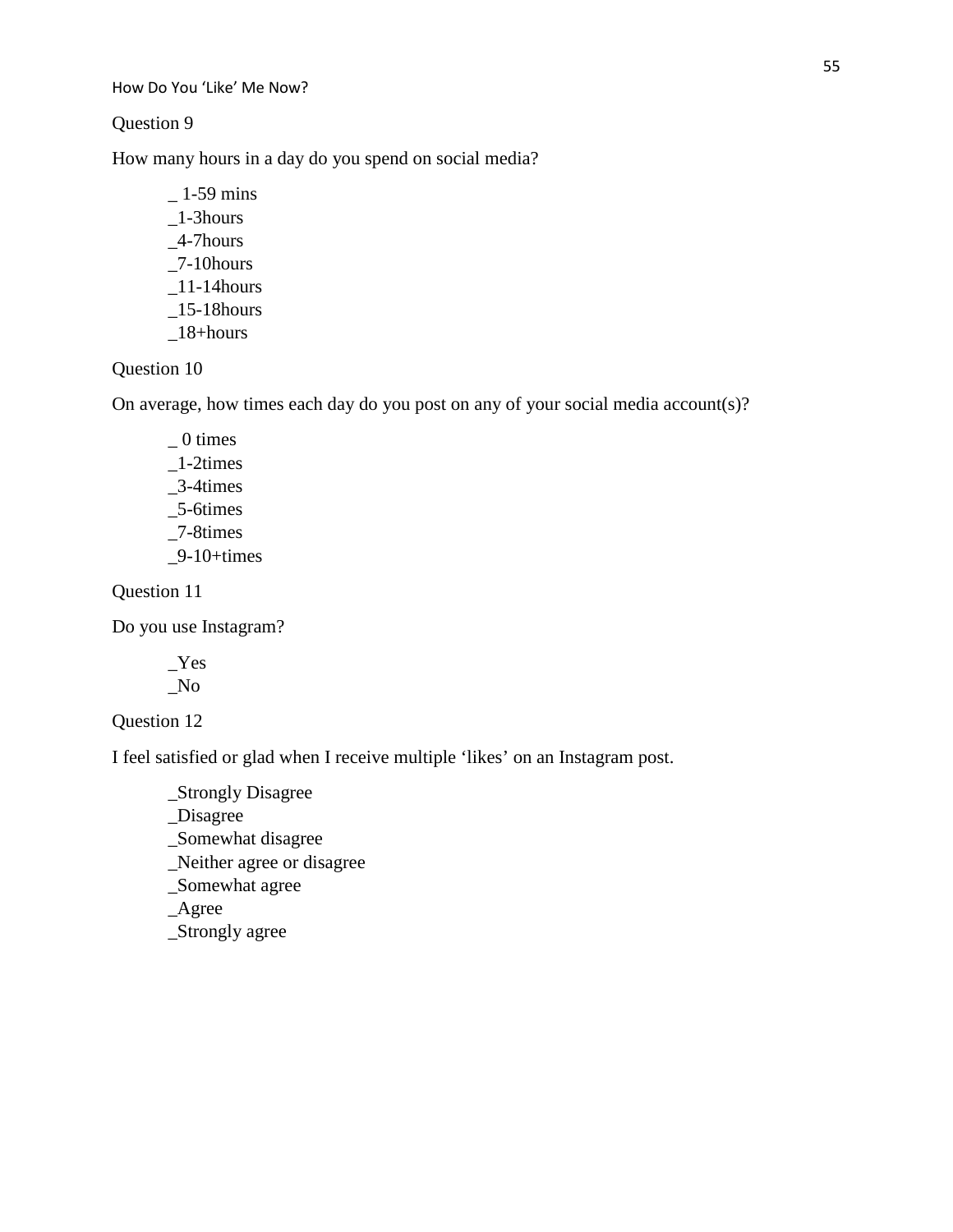Question 9

How many hours in a day do you spend on social media?

_ 1-59 mins
_1-3hours
_4-7hours
_7-10hours
_11-14hours
_15-18hours
_18+hours

Question 10

On average, how times each day do you post on any of your social media account(s)?

_ 0 times
_1-2times
_3-4times
_5-6times
_7-8times
_9-10+times

Question 11

Do you use Instagram?

_Yes
_No

Question 12

I feel satisfied or glad when I receive multiple 'likes' on an Instagram post.

_Strongly Disagree
_Disagree
_Somewhat disagree
_Neither agree or disagree
_Somewhat agree
_Agree
_Strongly agree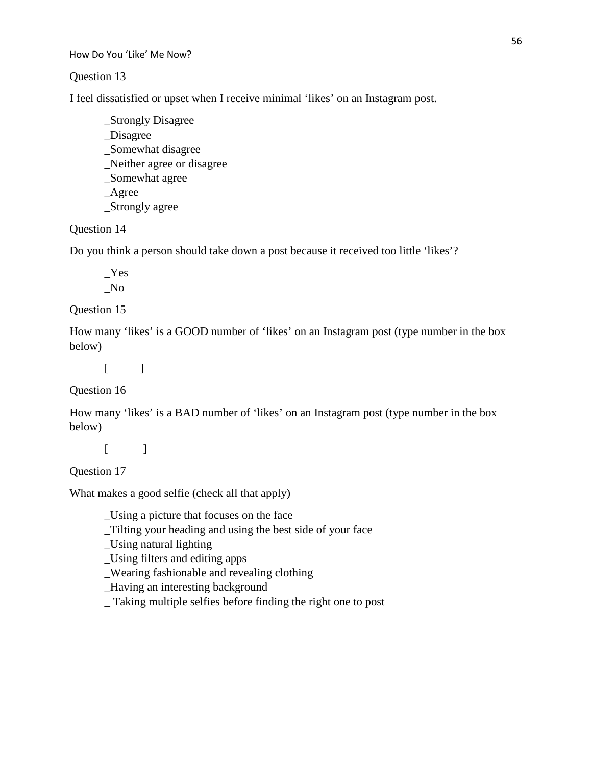Question 13

I feel dissatisfied or upset when I receive minimal ‘likes’ on an Instagram post.

_Strongly Disagree
_Disagree
_Somewhat disagree
_Neither agree or disagree
_Somewhat agree
_Agree
_Strongly agree

Question 14

Do you think a person should take down a post because it received too little ‘likes’?

_Yes
_No

Question 15

How many ‘likes’ is a GOOD number of ‘likes’ on an Instagram post (type number in the box below)

[ ]

Question 16

How many ‘likes’ is a BAD number of ‘likes’ on an Instagram post (type number in the box below)

[ ]

Question 17

What makes a good selfie (check all that apply)

_Using a picture that focuses on the face
_Tilting your heading and using the best side of your face
_Using natural lighting
_Using filters and editing apps
_Wearing fashionable and revealing clothing
_Having an interesting background
_ Taking multiple selfies before finding the right one to post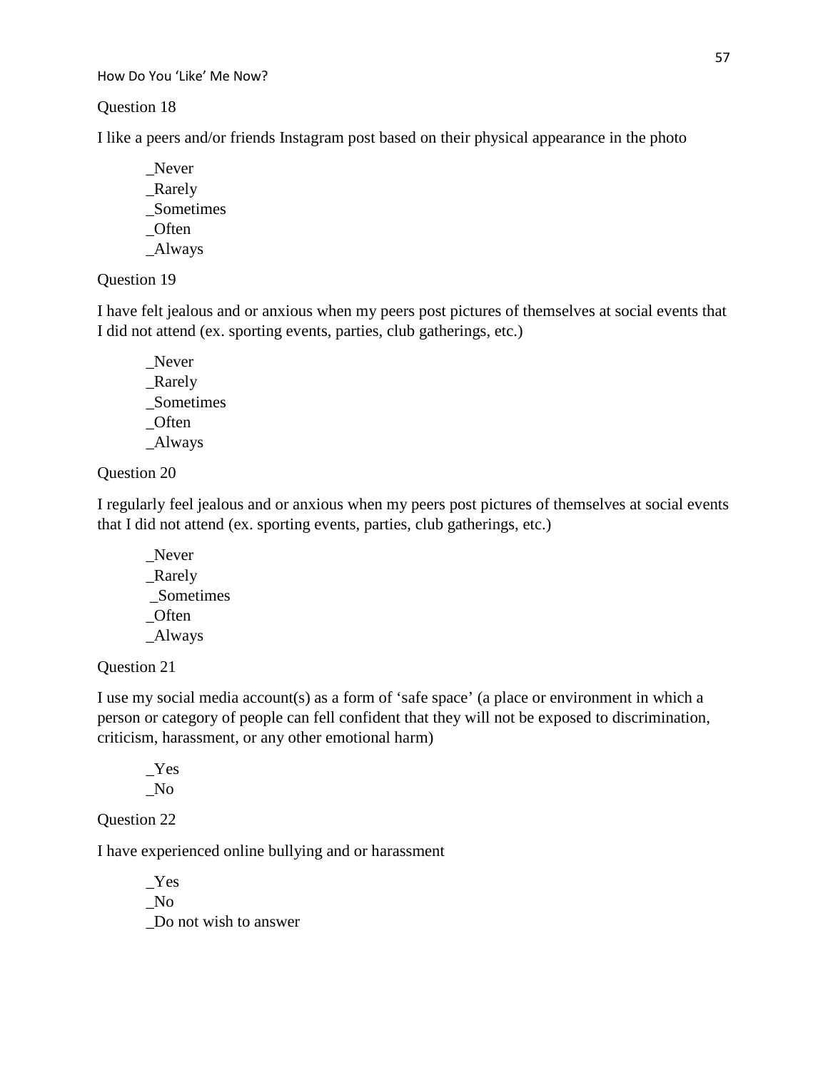Question 18

I like a peers and/or friends Instagram post based on their physical appearance in the photo

_Never
_Rarely
_Sometimes
_Often
_Always

Question 19

I have felt jealous and or anxious when my peers post pictures of themselves at social events that I did not attend (ex. sporting events, parties, club gatherings, etc.)

_Never
_Rarely
_Sometimes
_Often
_Always

Question 20

I regularly feel jealous and or anxious when my peers post pictures of themselves at social events that I did not attend (ex. sporting events, parties, club gatherings, etc.)

_Never
_Rarely
_Sometimes
_Often
_Always

Question 21

I use my social media account(s) as a form of 'safe space' (a place or environment in which a person or category of people can fell confident that they will not be exposed to discrimination, criticism, harassment, or any other emotional harm)

_Yes
_No

Question 22

I have experienced online bullying and or harassment

_Yes
_No
_Do not wish to answer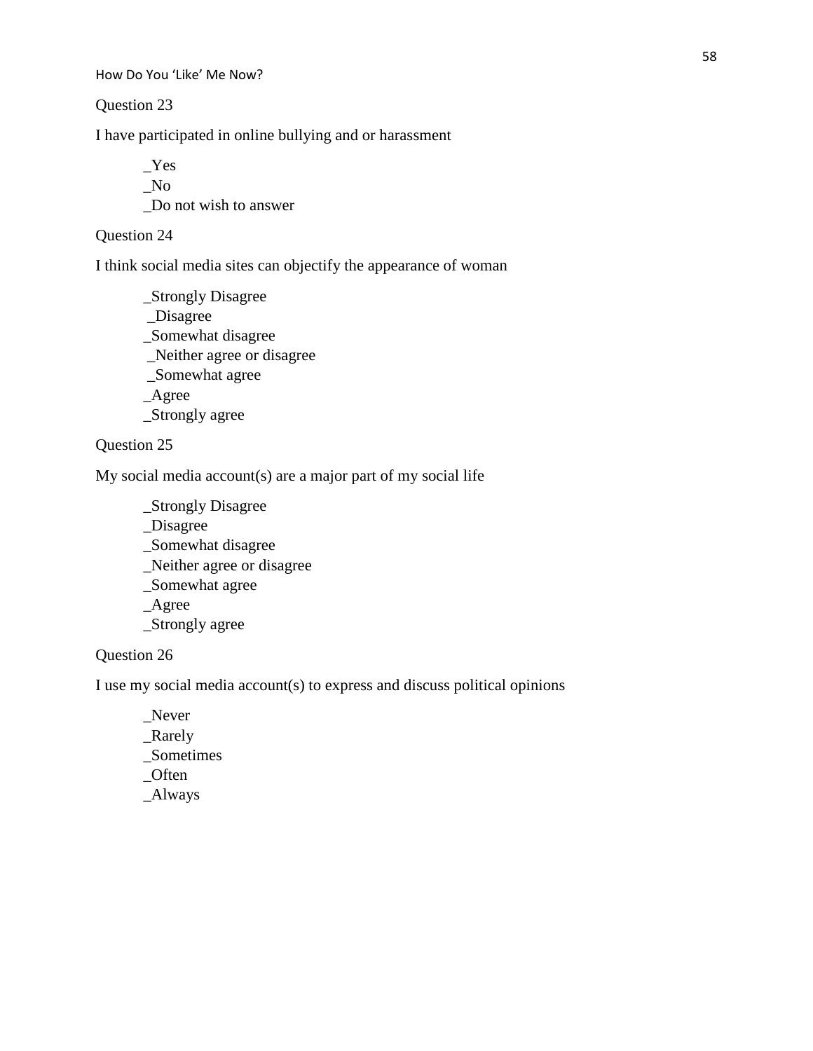Question 23

I have participated in online bullying and or harassment

_Yes
_No
_Do not wish to answer

Question 24

I think social media sites can objectify the appearance of woman

_Strongly Disagree
_Disagree
_Somewhat disagree
_Neither agree or disagree
_Somewhat agree
_Agree
_Strongly agree

Question 25

My social media account(s) are a major part of my social life

_Strongly Disagree
_Disagree
_Somewhat disagree
_Neither agree or disagree
_Somewhat agree
_Agree
_Strongly agree

Question 26

I use my social media account(s) to express and discuss political opinions

_Never
_Rarely
_Sometimes
_Often
_Always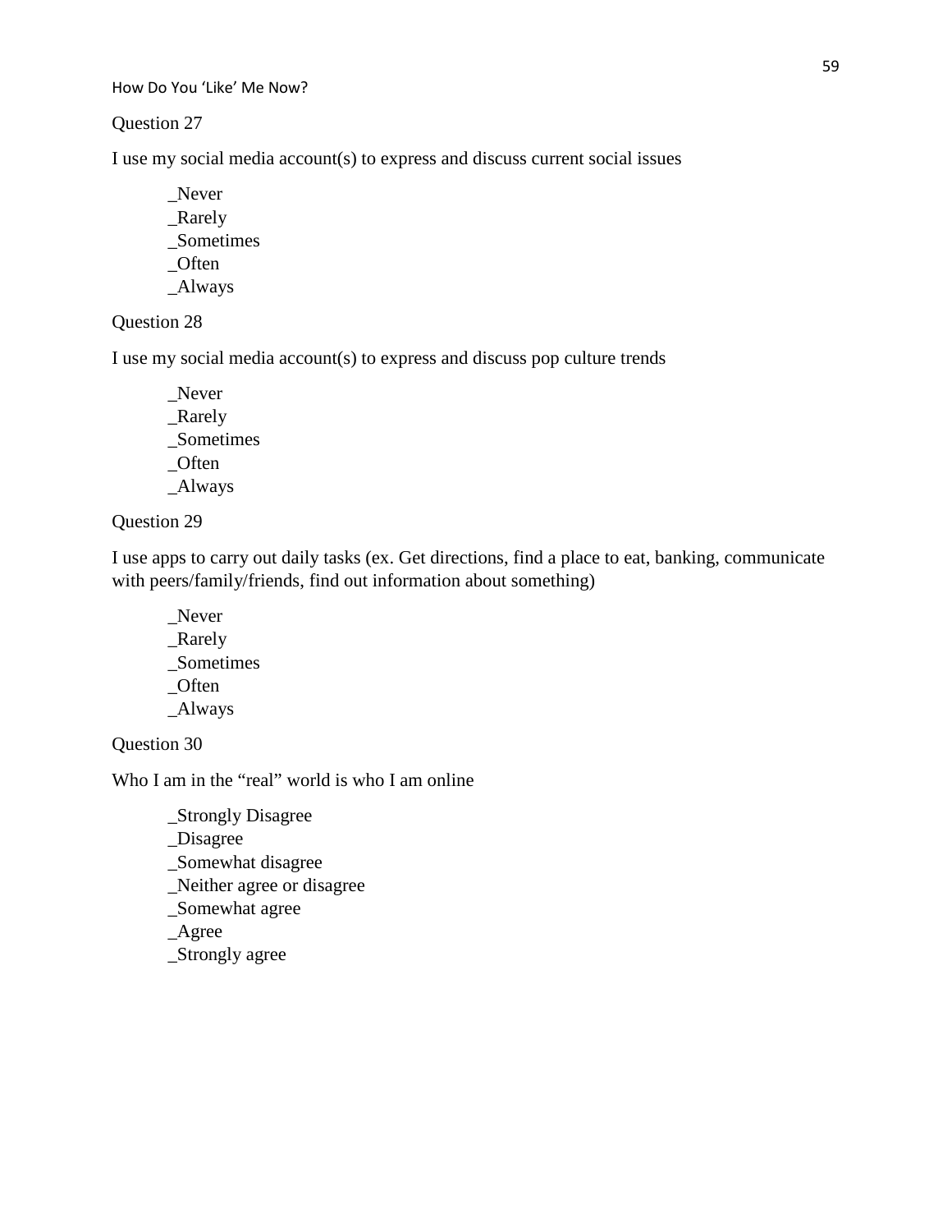Question 27

I use my social media account(s) to express and discuss current social issues

_Never
_Rarely
_Sometimes
_Often
_Always

Question 28

I use my social media account(s) to express and discuss pop culture trends

_Never
_Rarely
_Sometimes
_Often
_Always

Question 29

I use apps to carry out daily tasks (ex. Get directions, find a place to eat, banking, communicate with peers/family/friends, find out information about something)

_Never
_Rarely
_Sometimes
_Often
_Always

Question 30

Who I am in the “real” world is who I am online

_Strongly Disagree
_Disagree
_Somewhat disagree
_Neither agree or disagree
_Somewhat agree
_Agree
_Strongly agree